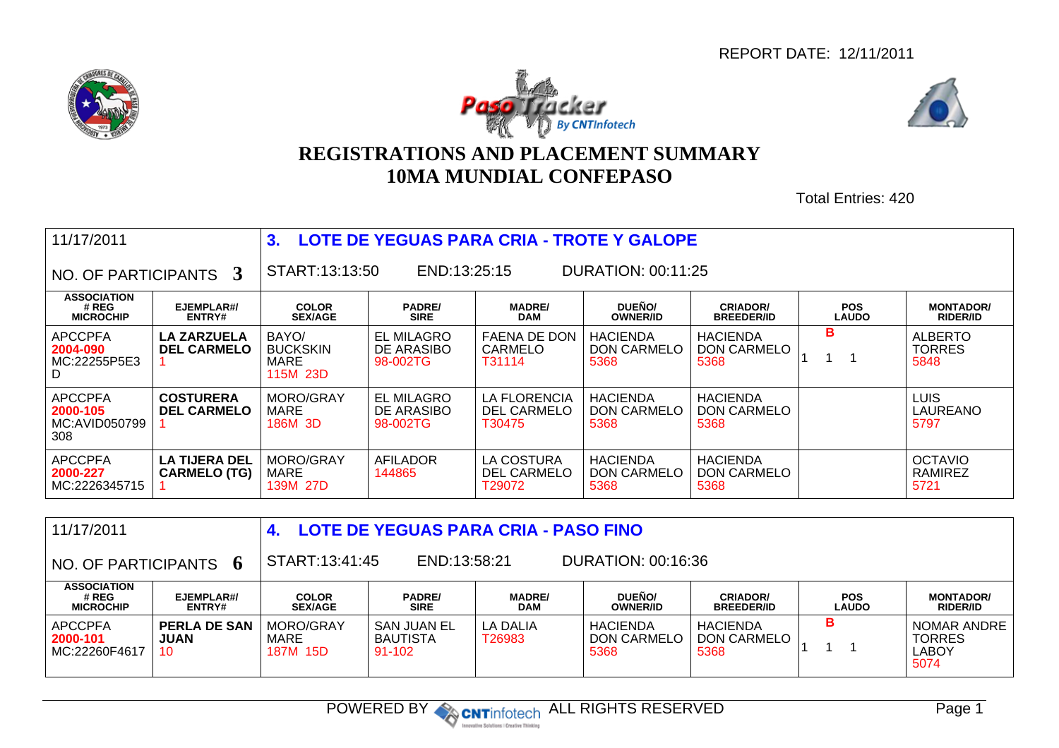REPORT DATE: 12/11/2011

# REGISTRATIONS AND PLACEMENT SUMMARY
# 10MA MUNDIAL CONFEPASO

Total Entries: 420

## 3. LOTE DE YEGUAS PARA CRIA - TROTE Y GALOPE

11/17/2011

NO. OF PARTICIPANTS **3**

START:13:13:50 END:13:25:15 DURATION: 00:11:25

| ASSOCIATION # REG MICROCHIP | EJEMPLAR#/ ENTRY# | COLOR SEX/AGE | PADRE/ SIRE | MADRE/ DAM | DUEÑO/ OWNER/ID | CRIADOR/ BREEDER/ID | POS LAUDO | MONTADOR/ RIDER/ID |
|---|---|---|---|---|---|---|---|---|
| APCCPFA **2004-090** MC:22255P5E3D | **LA ZARZUELA DEL CARMELO** 1 | BAYO/ BUCKSKIN MARE 115M 23D | EL MILAGRO DE ARASIBO 98-002TG | FAENA DE DON CARMELO T31114 | HACIENDA DON CARMELO 5368 | HACIENDA DON CARMELO 5368 | **B** 1 1 1 | ALBERTO TORRES 5848 |
| APCCPFA **2000-105** MC:AVID050799308 | **COSTURERA DEL CARMELO** 1 | MORO/GRAY MARE 186M 3D | EL MILAGRO DE ARASIBO 98-002TG | LA FLORENCIA DEL CARMELO T30475 | HACIENDA DON CARMELO 5368 | HACIENDA DON CARMELO 5368 | | LUIS LAUREANO 5797 |
| APCCPFA **2000-227** MC:2226345715 | **LA TIJERA DEL CARMELO (TG)** 1 | MORO/GRAY MARE 139M 27D | AFILADOR 144865 | LA COSTURA DEL CARMELO T29072 | HACIENDA DON CARMELO 5368 | HACIENDA DON CARMELO 5368 | | OCTAVIO RAMIREZ 5721 |

## 4. LOTE DE YEGUAS PARA CRIA - PASO FINO

11/17/2011

NO. OF PARTICIPANTS **6**

START:13:41:45 END:13:58:21 DURATION: 00:16:36

| ASSOCIATION # REG MICROCHIP | EJEMPLAR#/ ENTRY# | COLOR SEX/AGE | PADRE/ SIRE | MADRE/ DAM | DUEÑO/ OWNER/ID | CRIADOR/ BREEDER/ID | POS LAUDO | MONTADOR/ RIDER/ID |
|---|---|---|---|---|---|---|---|---|
| APCCPFA **2000-101** MC:22260F4617 | **PERLA DE SAN JUAN** 10 | MORO/GRAY MARE 187M 15D | SAN JUAN EL BAUTISTA 91-102 | LA DALIA T26983 | HACIENDA DON CARMELO 5368 | HACIENDA DON CARMELO 5368 | **B** 1 1 1 | NOMAR ANDRE TORRES LABOY 5074 |

POWERED BY CNTinfotech ALL RIGHTS RESERVED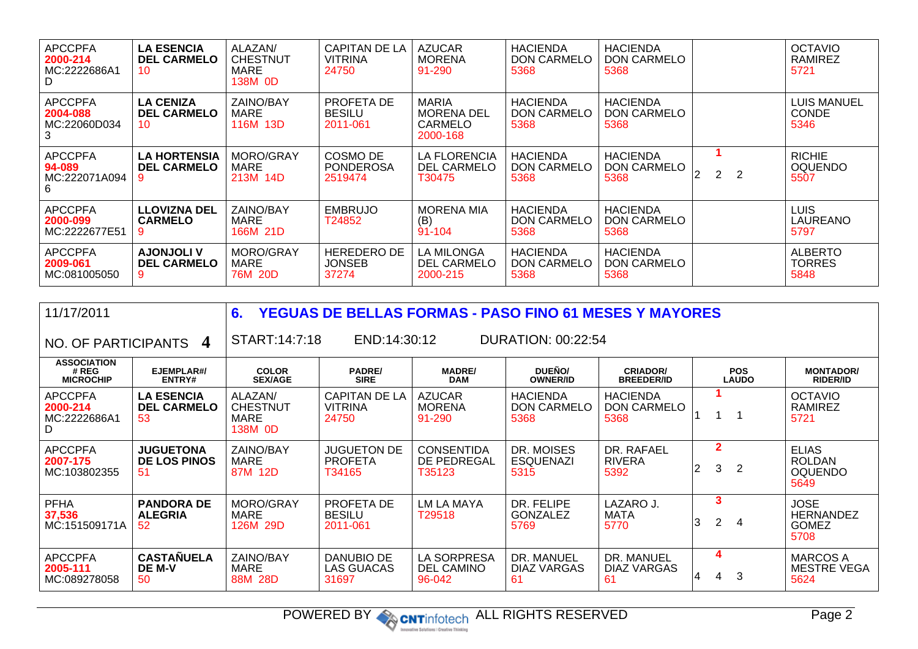| APCCPFA 2000-214 MC:2222686A1D | LA ESENCIA DEL CARMELO 10 | ALAZAN/ CHESTNUT MARE 138M 0D | CAPITAN DE LA VITRINA 24750 | AZUCAR MORENA 91-290 | HACIENDA DON CARMELO 5368 | HACIENDA DON CARMELO 5368 | | OCTAVIO RAMIREZ 5721 |
|---|---|---|---|---|---|---|---|---|
| APCCPFA 2004-088 MC:22060D0343 | LA CENIZA DEL CARMELO 10 | ZAINO/BAY MARE 116M 13D | PROFETA DE BESILU 2011-061 | MARIA MORENA DEL CARMELO 2000-168 | HACIENDA DON CARMELO 5368 | HACIENDA DON CARMELO 5368 | | LUIS MANUEL CONDE 5346 |
| APCCPFA 94-089 MC:222071A0946 | LA HORTENSIA DEL CARMELO 9 | MORO/GRAY MARE 213M 14D | COSMO DE PONDEROSA 2519474 | LA FLORENCIA DEL CARMELO T30475 | HACIENDA DON CARMELO 5368 | HACIENDA DON CARMELO 5368 | 1<br>2 2 2 | RICHIE OQUENDO 5507 |
| APCCPFA 2000-099 MC:2222677E51 | LLOVIZNA DEL CARMELO 9 | ZAINO/BAY MARE 166M 21D | EMBRUJO T24852 | MORENA MIA (B) 91-104 | HACIENDA DON CARMELO 5368 | HACIENDA DON CARMELO 5368 | | LUIS LAUREANO 5797 |
| APCCPFA 2009-061 MC:081005050 | AJONJOLI V DEL CARMELO 9 | MORO/GRAY MARE 76M 20D | HEREDERO DE JONSEB 37274 | LA MILONGA DEL CARMELO 2000-215 | HACIENDA DON CARMELO 5368 | HACIENDA DON CARMELO 5368 | | ALBERTO TORRES 5848 |

11/17/2011

NO. OF PARTICIPANTS **4**

## 6. YEGUAS DE BELLAS FORMAS - PASO FINO 61 MESES Y MAYORES

START:14:7:18 END:14:30:12 DURATION: 00:22:54

| ASSOCIATION # REG MICROCHIP | EJEMPLAR#/ ENTRY# | COLOR SEX/AGE | PADRE/ SIRE | MADRE/ DAM | DUEÑO/ OWNER/ID | CRIADOR/ BREEDER/ID | POS LAUDO | MONTADOR/ RIDER/ID |
|---|---|---|---|---|---|---|---|---|
| APCCPFA 2000-214 MC:2222686A1D | LA ESENCIA DEL CARMELO 53 | ALAZAN/ CHESTNUT MARE 138M 0D | CAPITAN DE LA VITRINA 24750 | AZUCAR MORENA 91-290 | HACIENDA DON CARMELO 5368 | HACIENDA DON CARMELO 5368 | 1<br>1 1 1 | OCTAVIO RAMIREZ 5721 |
| APCCPFA 2007-175 MC:103802355 | JUGUETONA DE LOS PINOS 51 | ZAINO/BAY MARE 87M 12D | JUGUETON DE PROFETA T34165 | CONSENTIDA DE PEDREGAL T35123 | DR. MOISES ESQUENAZI 5315 | DR. RAFAEL RIVERA 5392 | 2<br>2 3 2 | ELIAS ROLDAN OQUENDO 5649 |
| PFHA 37,536 MC:151509171A | PANDORA DE ALEGRIA 52 | MORO/GRAY MARE 126M 29D | PROFETA DE BESILU 2011-061 | LM LA MAYA T29518 | DR. FELIPE GONZALEZ 5769 | LAZARO J. MATA 5770 | 3<br>3 2 4 | JOSE HERNANDEZ GOMEZ 5708 |
| APCCPFA 2005-111 MC:089278058 | CASTAÑUELA DE M-V 50 | ZAINO/BAY MARE 88M 28D | DANUBIO DE LAS GUACAS 31697 | LA SORPRESA DEL CAMINO 96-042 | DR. MANUEL DIAZ VARGAS 61 | DR. MANUEL DIAZ VARGAS 61 | 4<br>4 4 3 | MARCOS A MESTRE VEGA 5624 |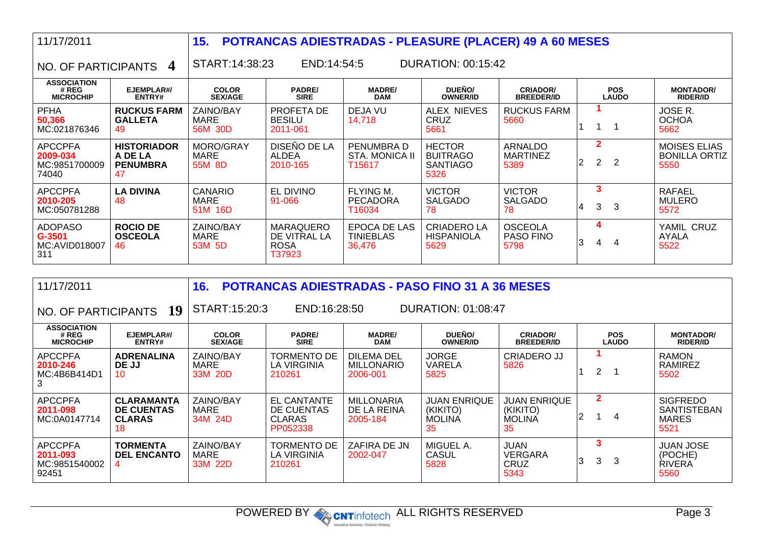## 11/17/2011 — 15. POTRANCAS ADIESTRADAS - PLEASURE (PLACER) 49 A 60 MESES

NO. OF PARTICIPANTS **4** | START:14:38:23 | END:14:54:5 | DURATION: 00:15:42

| ASSOCIATION # REG MICROCHIP | EJEMPLAR#/ ENTRY# | COLOR SEX/AGE | PADRE/ SIRE | MADRE/ DAM | DUEÑO/ OWNER/ID | CRIADOR/ BREEDER/ID | POS LAUDO | MONTADOR/ RIDER/ID |
|---|---|---|---|---|---|---|---|---|
| PFHA **50,366** MC:021876346 | **RUCKUS FARM GALLETA** 49 | ZAINO/BAY MARE 56M 30D | PROFETA DE BESILU 2011-061 | DEJA VU 14,718 | ALEX NIEVES CRUZ 5661 | RUCKUS FARM 5660 | **1** 1 1 1 | JOSE R. OCHOA 5662 |
| APCCPFA **2009-034** MC:985170000974040 | **HISTORIADOR A DE LA PENUMBRA** 47 | MORO/GRAY MARE 55M 8D | DISEÑO DE LA ALDEA 2010-165 | PENUMBRA D STA. MONICA II T15617 | HECTOR BUITRAGO SANTIAGO 5326 | ARNALDO MARTINEZ 5389 | **2** 2 2 2 | MOISES ELIAS BONILLA ORTIZ 5550 |
| APCCPFA **2010-205** MC:050781288 | **LA DIVINA** 48 | CANARIO MARE 51M 16D | EL DIVINO 91-066 | FLYING M. PECADORA T16034 | VICTOR SALGADO 78 | VICTOR SALGADO 78 | **3** 4 3 3 | RAFAEL MULERO 5572 |
| ADOPASO **G-3501** MC:AVID018007311 | **ROCIO DE OSCEOLA** 46 | ZAINO/BAY MARE 53M 5D | MARAQUERO DE VITRAL LA ROSA T37923 | EPOCA DE LAS TINIEBLAS 36,476 | CRIADERO LA HISPANIOLA 5629 | OSCEOLA PASO FINO 5798 | **4** 3 4 4 | YAMIL CRUZ AYALA 5522 |

## 11/17/2011 — 16. POTRANCAS ADIESTRADAS - PASO FINO 31 A 36 MESES

NO. OF PARTICIPANTS **19** | START:15:20:3 | END:16:28:50 | DURATION: 01:08:47

| ASSOCIATION # REG MICROCHIP | EJEMPLAR#/ ENTRY# | COLOR SEX/AGE | PADRE/ SIRE | MADRE/ DAM | DUEÑO/ OWNER/ID | CRIADOR/ BREEDER/ID | POS LAUDO | MONTADOR/ RIDER/ID |
|---|---|---|---|---|---|---|---|---|
| APCCPFA **2010-246** MC:4B6B414D13 | **ADRENALINA DE JJ** 10 | ZAINO/BAY MARE 33M 20D | TORMENTO DE LA VIRGINIA 210261 | DILEMA DEL MILLONARIO 2006-001 | JORGE VARELA 5825 | CRIADERO JJ 5826 | **1** 1 2 1 | RAMON RAMIREZ 5502 |
| APCCPFA **2011-098** MC:0A0147714 | **CLARAMANTA DE CUENTAS CLARAS** 18 | ZAINO/BAY MARE 34M 24D | EL CANTANTE DE CUENTAS CLARAS PP052338 | MILLONARIA DE LA REINA 2005-184 | JUAN ENRIQUE (KIKITO) MOLINA 35 | JUAN ENRIQUE (KIKITO) MOLINA 35 | **2** 2 1 4 | SIGFREDO SANTISTEBAN MARES 5521 |
| APCCPFA **2011-093** MC:985154000292451 | **TORMENTA DEL ENCANTO** 4 | ZAINO/BAY MARE 33M 22D | TORMENTO DE LA VIRGINIA 210261 | ZAFIRA DE JN 2002-047 | MIGUEL A. CASUL 5828 | JUAN VERGARA CRUZ 5343 | **3** 3 3 3 | JUAN JOSE (POCHE) RIVERA 5560 |

POWERED BY CNTinfotech ALL RIGHTS RESERVED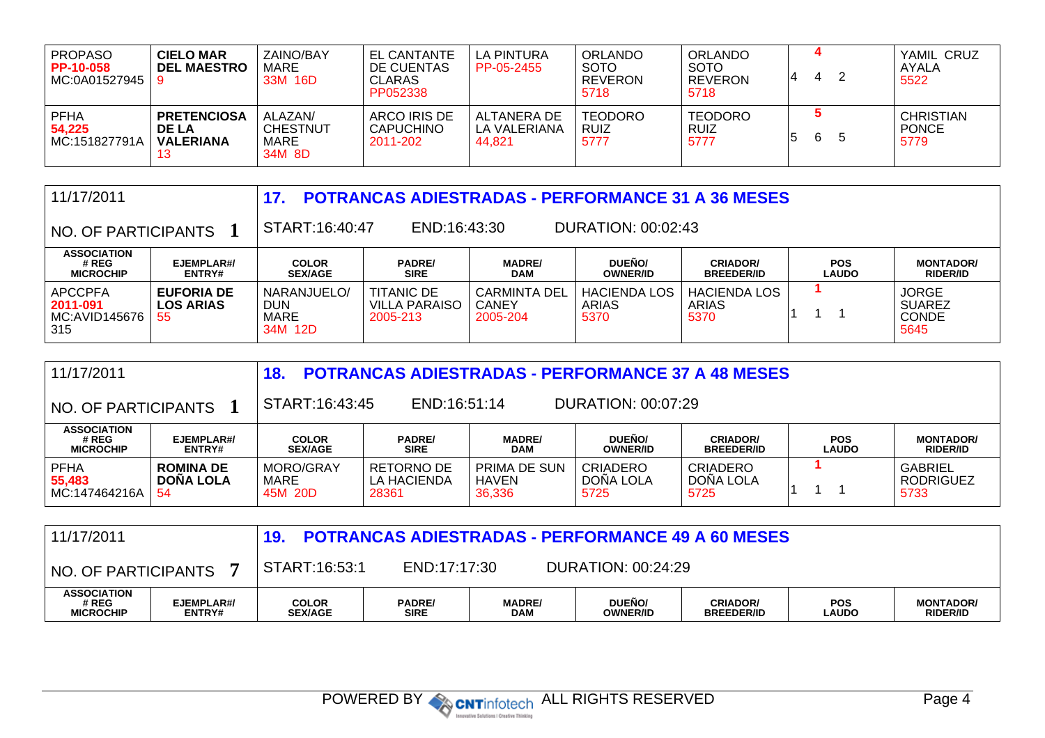| ASSOCIATION # REG MICROCHIP | EJEMPLAR#/ ENTRY# | COLOR SEX/AGE | PADRE/ SIRE | MADRE/ DAM | DUEÑO/ OWNER/ID | CRIADOR/ BREEDER/ID | POS LAUDO | MONTADOR/ RIDER/ID |
|---|---|---|---|---|---|---|---|---|
| PROPASO **PP-10-058** MC:0A01527945 | **CIELO MAR DEL MAESTRO** 9 | ZAINO/BAY MARE 33M 16D | EL CANTANTE DE CUENTAS CLARAS PP052338 | LA PINTURA PP-05-2455 | ORLANDO SOTO REVERON 5718 | ORLANDO SOTO REVERON 5718 | **4** 4 4 2 | YAMIL CRUZ AYALA 5522 |
| PFHA **54,225** MC:151827791A | **PRETENCIOSA DE LA VALERIANA** 13 | ALAZAN/ CHESTNUT MARE 34M 8D | ARCO IRIS DE CAPUCHINO 2011-202 | ALTANERA DE LA VALERIANA 44,821 | TEODORO RUIZ 5777 | TEODORO RUIZ 5777 | **5** 5 6 5 | CHRISTIAN PONCE 5779 |

## 17. POTRANCAS ADIESTRADAS - PERFORMANCE 31 A 36 MESES

11/17/2011

NO. OF PARTICIPANTS **1**

START:16:40:47 END:16:43:30 DURATION: 00:02:43

| ASSOCIATION # REG MICROCHIP | EJEMPLAR#/ ENTRY# | COLOR SEX/AGE | PADRE/ SIRE | MADRE/ DAM | DUEÑO/ OWNER/ID | CRIADOR/ BREEDER/ID | POS LAUDO | MONTADOR/ RIDER/ID |
|---|---|---|---|---|---|---|---|---|
| APCCPFA **2011-091** MC:AVID145676 315 | **EUFORIA DE LOS ARIAS** 55 | NARANJUELO/ DUN MARE 34M 12D | TITANIC DE VILLA PARAISO 2005-213 | CARMINTA DEL CANEY 2005-204 | HACIENDA LOS ARIAS 5370 | HACIENDA LOS ARIAS 5370 | **1** 1 1 1 | JORGE SUAREZ CONDE 5645 |

## 18. POTRANCAS ADIESTRADAS - PERFORMANCE 37 A 48 MESES

11/17/2011

NO. OF PARTICIPANTS **1**

START:16:43:45 END:16:51:14 DURATION: 00:07:29

| ASSOCIATION # REG MICROCHIP | EJEMPLAR#/ ENTRY# | COLOR SEX/AGE | PADRE/ SIRE | MADRE/ DAM | DUEÑO/ OWNER/ID | CRIADOR/ BREEDER/ID | POS LAUDO | MONTADOR/ RIDER/ID |
|---|---|---|---|---|---|---|---|---|
| PFHA **55,483** MC:147464216A | **ROMINA DE DOÑA LOLA** 54 | MORO/GRAY MARE 45M 20D | RETORNO DE LA HACIENDA 28361 | PRIMA DE SUN HAVEN 36,336 | CRIADERO DOÑA LOLA 5725 | CRIADERO DOÑA LOLA 5725 | **1** 1 1 1 | GABRIEL RODRIGUEZ 5733 |

## 19. POTRANCAS ADIESTRADAS - PERFORMANCE 49 A 60 MESES

11/17/2011

NO. OF PARTICIPANTS **7**

START:16:53:1 END:17:17:30 DURATION: 00:24:29

| ASSOCIATION # REG MICROCHIP | EJEMPLAR#/ ENTRY# | COLOR SEX/AGE | PADRE/ SIRE | MADRE/ DAM | DUEÑO/ OWNER/ID | CRIADOR/ BREEDER/ID | POS LAUDO | MONTADOR/ RIDER/ID |
|---|---|---|---|---|---|---|---|---|

POWERED BY CNTinfotech ALL RIGHTS RESERVED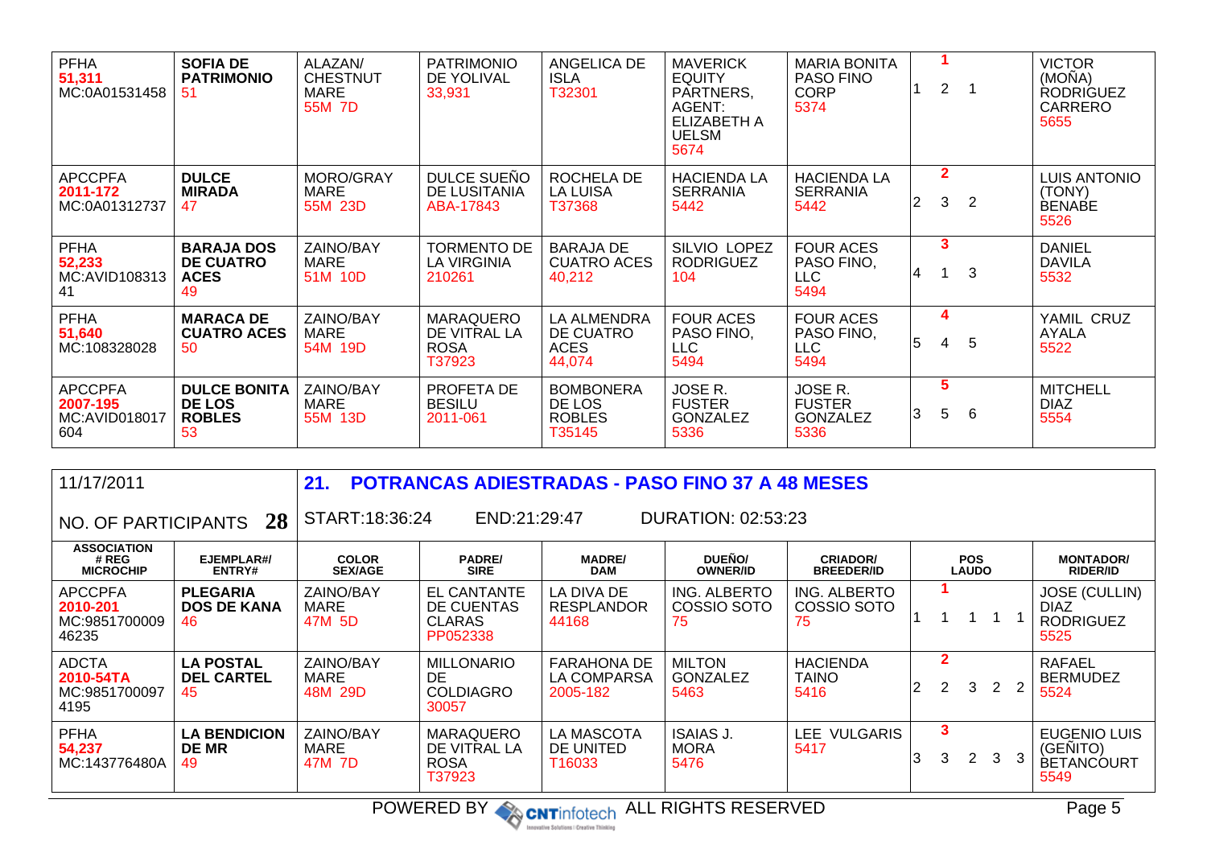| ASSOCIATION # REG MICROCHIP | EJEMPLAR#/ ENTRY# | COLOR SEX/AGE | PADRE/ SIRE | MADRE/ DAM | DUEÑO/ OWNER/ID | CRIADOR/ BREEDER/ID | POS LAUDO | MONTADOR/ RIDER/ID |
|---|---|---|---|---|---|---|---|---|
| PFHA 51,311 MC:0A01531458 | **SOFIA DE PATRIMONIO** 51 | ALAZAN/ CHESTNUT MARE 55M 7D | PATRIMONIO DE YOLIVAL 33,931 | ANGELICA DE ISLA T32301 | MAVERICK EQUITY PARTNERS, AGENT: ELIZABETH A UELSM 5674 | MARIA BONITA PASO FINO CORP 5374 | 1 / 1 2 1 | VICTOR (MOÑA) RODRIGUEZ CARRERO 5655 |
| APCCPFA 2011-172 MC:0A01312737 | **DULCE MIRADA** 47 | MORO/GRAY MARE 55M 23D | DULCE SUEÑO DE LUSITANIA ABA-17843 | ROCHELA DE LA LUISA T37368 | HACIENDA LA SERRANIA 5442 | HACIENDA LA SERRANIA 5442 | 2 / 2 3 2 | LUIS ANTONIO (TONY) BENABE 5526 |
| PFHA 52,233 MC:AVID10831341 | **BARAJA DOS DE CUATRO ACES** 49 | ZAINO/BAY MARE 51M 10D | TORMENTO DE LA VIRGINIA 210261 | BARAJA DE CUATRO ACES 40,212 | SILVIO LOPEZ RODRIGUEZ 104 | FOUR ACES PASO FINO, LLC 5494 | 3 / 4 1 3 | DANIEL DAVILA 5532 |
| PFHA 51,640 MC:108328028 | **MARACA DE CUATRO ACES** 50 | ZAINO/BAY MARE 54M 19D | MARAQUERO DE VITRAL LA ROSA T37923 | LA ALMENDRA DE CUATRO ACES 44,074 | FOUR ACES PASO FINO, LLC 5494 | FOUR ACES PASO FINO, LLC 5494 | 4 / 5 4 5 | YAMIL CRUZ AYALA 5522 |
| APCCPFA 2007-195 MC:AVID018017604 | **DULCE BONITA DE LOS ROBLES** 53 | ZAINO/BAY MARE 55M 13D | PROFETA DE BESILU 2011-061 | BOMBONERA DE LOS ROBLES T35145 | JOSE R. FUSTER GONZALEZ 5336 | JOSE R. FUSTER GONZALEZ 5336 | 5 / 3 5 6 | MITCHELL DIAZ 5554 |

11/17/2011

NO. OF PARTICIPANTS **28**

## 21. POTRANCAS ADIESTRADAS - PASO FINO 37 A 48 MESES

START:18:36:24 END:21:29:47 DURATION: 02:53:23

| ASSOCIATION # REG MICROCHIP | EJEMPLAR#/ ENTRY# | COLOR SEX/AGE | PADRE/ SIRE | MADRE/ DAM | DUEÑO/ OWNER/ID | CRIADOR/ BREEDER/ID | POS LAUDO | MONTADOR/ RIDER/ID |
|---|---|---|---|---|---|---|---|---|
| APCCPFA 2010-201 MC:985170000946235 | **PLEGARIA DOS DE KANA** 46 | ZAINO/BAY MARE 47M 5D | EL CANTANTE DE CUENTAS CLARAS PP052338 | LA DIVA DE RESPLANDOR 44168 | ING. ALBERTO COSSIO SOTO 75 | ING. ALBERTO COSSIO SOTO 75 | 1 / 1 1 1 1 1 | JOSE (CULLIN) DIAZ RODRIGUEZ 5525 |
| ADCTA 2010-54TA MC:9851700097 4195 | **LA POSTAL DEL CARTEL** 45 | ZAINO/BAY MARE 48M 29D | MILLONARIO DE COLDIAGRO 30057 | FARAHONA DE LA COMPARSA 2005-182 | MILTON GONZALEZ 5463 | HACIENDA TAINO 5416 | 2 / 2 2 3 2 2 | RAFAEL BERMUDEZ 5524 |
| PFHA 54,237 MC:143776480A | **LA BENDICION DE MR** 49 | ZAINO/BAY MARE 47M 7D | MARAQUERO DE VITRAL LA ROSA T37923 | LA MASCOTA DE UNITED T16033 | ISAIAS J. MORA 5476 | LEE VULGARIS 5417 | 3 / 3 3 2 3 3 | EUGENIO LUIS (GEÑITO) BETANCOURT 5549 |

POWERED BY CNTinfotech ALL RIGHTS RESERVED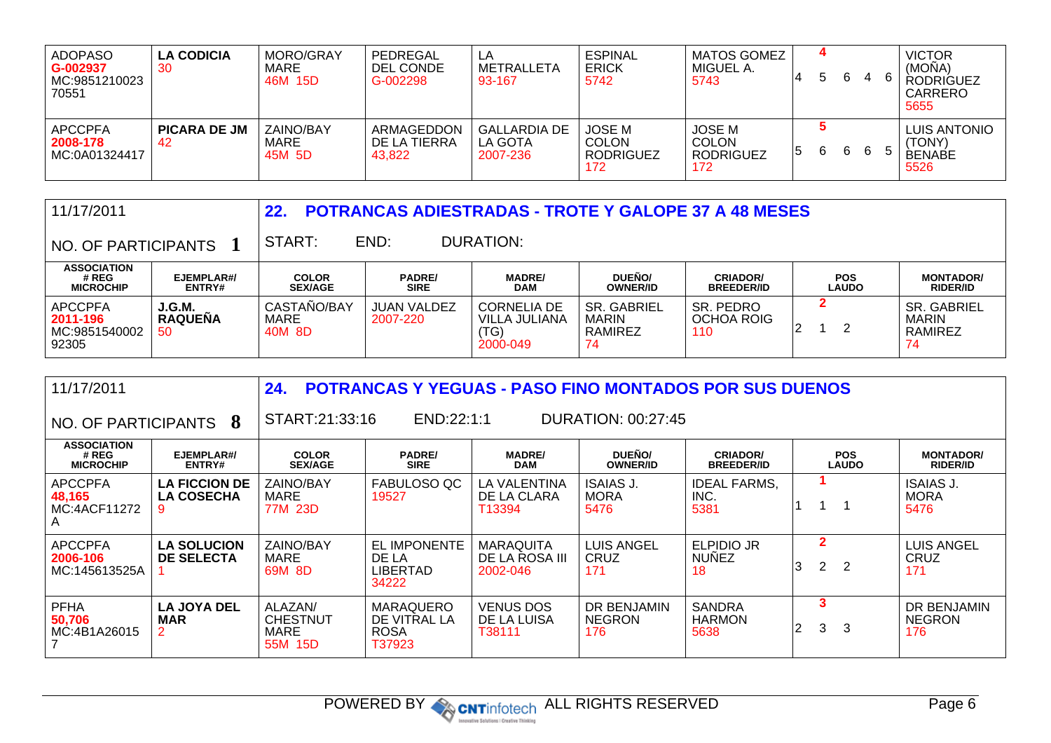| ADOPASO G-002937 MC:985121002370551 | **LA CODICIA** 30 | MORO/GRAY MARE 46M 15D | PEDREGAL DEL CONDE G-002298 | LA METRALLETA 93-167 | ESPINAL ERICK 5742 | MATOS GOMEZ MIGUEL A. 5743 | **4** 4 5 6 4 6 | VICTOR (MOÑA) RODRIGUEZ CARRERO 5655 |
|---|---|---|---|---|---|---|---|---|
| APCCPFA 2008-178 MC:0A01324417 | **PICARA DE JM** 42 | ZAINO/BAY MARE 45M 5D | ARMAGEDDON DE LA TIERRA 43,822 | GALLARDIA DE LA GOTA 2007-236 | JOSE M COLON RODRIGUEZ 172 | JOSE M COLON RODRIGUEZ 172 | **5** 5 6 6 6 5 | LUIS ANTONIO (TONY) BENABE 5526 |

11/17/2011

## 22. POTRANCAS ADIESTRADAS - TROTE Y GALOPE 37 A 48 MESES

NO. OF PARTICIPANTS **1**

START: END: DURATION:

| ASSOCIATION # REG MICROCHIP | EJEMPLAR#/ ENTRY# | COLOR SEX/AGE | PADRE/ SIRE | MADRE/ DAM | DUEÑO/ OWNER/ID | CRIADOR/ BREEDER/ID | POS LAUDO | MONTADOR/ RIDER/ID |
|---|---|---|---|---|---|---|---|---|
| APCCPFA 2011-196 MC:985154000292305 | **J.G.M. RAQUEÑA** 50 | CASTAÑO/BAY MARE 40M 8D | JUAN VALDEZ 2007-220 | CORNELIA DE VILLA JULIANA (TG) 2000-049 | SR. GABRIEL MARIN RAMIREZ 74 | SR. PEDRO OCHOA ROIG 110 | **2** 2 1 2 | SR. GABRIEL MARIN RAMIREZ 74 |

11/17/2011

## 24. POTRANCAS Y YEGUAS - PASO FINO MONTADOS POR SUS DUENOS

NO. OF PARTICIPANTS **8**

START:21:33:16 END:22:1:1 DURATION: 00:27:45

| ASSOCIATION # REG MICROCHIP | EJEMPLAR#/ ENTRY# | COLOR SEX/AGE | PADRE/ SIRE | MADRE/ DAM | DUEÑO/ OWNER/ID | CRIADOR/ BREEDER/ID | POS LAUDO | MONTADOR/ RIDER/ID |
|---|---|---|---|---|---|---|---|---|
| APCCPFA 48,165 MC:4ACF11272A | **LA FICCION DE LA COSECHA** 9 | ZAINO/BAY MARE 77M 23D | FABULOSO QC 19527 | LA VALENTINA DE LA CLARA T13394 | ISAIAS J. MORA 5476 | IDEAL FARMS, INC. 5381 | **1** 1 1 1 | ISAIAS J. MORA 5476 |
| APCCPFA 2006-106 MC:145613525A | **LA SOLUCION DE SELECTA** 1 | ZAINO/BAY MARE 69M 8D | EL IMPONENTE DE LA LIBERTAD 34222 | MARAQUITA DE LA ROSA III 2002-046 | LUIS ANGEL CRUZ 171 | ELPIDIO JR NUÑEZ 18 | **2** 3 2 2 | LUIS ANGEL CRUZ 171 |
| PFHA 50,706 MC:4B1A260157 | **LA JOYA DEL MAR** 2 | ALAZAN/ CHESTNUT MARE 55M 15D | MARAQUERO DE VITRAL LA ROSA T37923 | VENUS DOS DE LA LUISA T38111 | DR BENJAMIN NEGRON 176 | SANDRA HARMON 5638 | **3** 2 3 3 | DR BENJAMIN NEGRON 176 |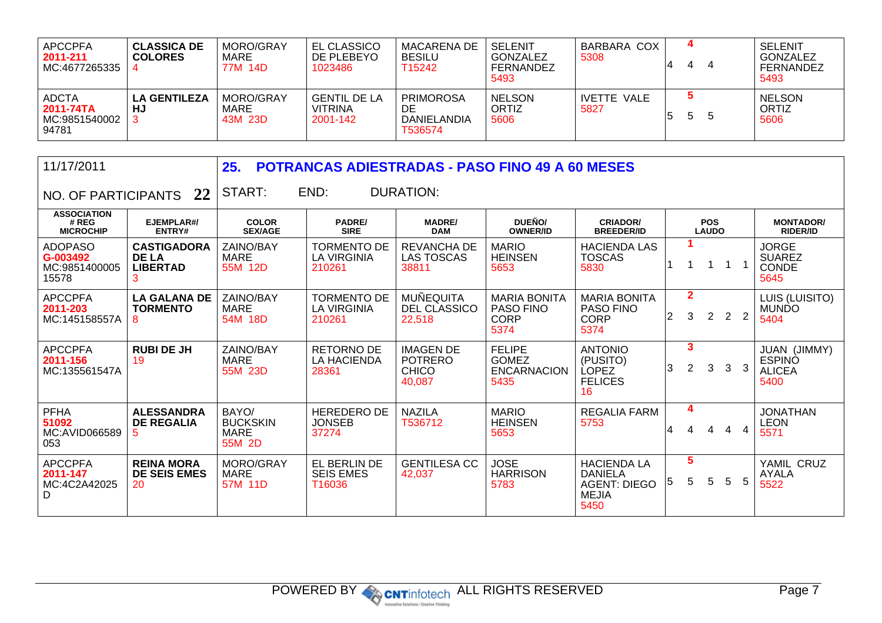| APCCPFA 2011-211 MC:4677265335 | CLASSICA DE COLORES 4 | MORO/GRAY MARE 77M 14D | EL CLASSICO DE PLEBEYO 1023486 | MACARENA DE BESILU T15242 | SELENIT GONZALEZ FERNANDEZ 5493 | BARBARA COX 5308 | 4 — 4 4 4 | SELENIT GONZALEZ FERNANDEZ 5493 |
|---|---|---|---|---|---|---|---|---|
| ADCTA 2011-74TA MC:985154000294781 | LA GENTILEZA HJ 3 | MORO/GRAY MARE 43M 23D | GENTIL DE LA VITRINA 2001-142 | PRIMOROSA DE DANIELANDIA T536574 | NELSON ORTIZ 5606 | IVETTE VALE 5827 | 5 — 5 5 5 | NELSON ORTIZ 5606 |

| 11/17/2011 | | 25. POTRANCAS ADIESTRADAS - PASO FINO 49 A 60 MESES | | | | | | |
|---|---|---|---|---|---|---|---|---|
| NO. OF PARTICIPANTS 22 | | START: | END: | DURATION: | | | | |
| ASSOCIATION # REG MICROCHIP | EJEMPLAR#/ ENTRY# | COLOR SEX/AGE | PADRE/ SIRE | MADRE/ DAM | DUEÑO/ OWNER/ID | CRIADOR/ BREEDER/ID | POS LAUDO | MONTADOR/ RIDER/ID |
| ADOPASO G-003492 MC:985140000515578 | CASTIGADORA DE LA LIBERTAD 3 | ZAINO/BAY MARE 55M 12D | TORMENTO DE LA VIRGINIA 210261 | REVANCHA DE LAS TOSCAS 38811 | MARIO HEINSEN 5653 | HACIENDA LAS TOSCAS 5830 | 1 — 1 1 1 1 1 | JORGE SUAREZ CONDE 5645 |
| APCCPFA 2011-203 MC:145158557A | LA GALANA DE TORMENTO 8 | ZAINO/BAY MARE 54M 18D | TORMENTO DE LA VIRGINIA 210261 | MUÑEQUITA DEL CLASSICO 22,518 | MARIA BONITA PASO FINO CORP 5374 | MARIA BONITA PASO FINO CORP 5374 | 2 — 2 3 2 2 2 | LUIS (LUISITO) MUNDO 5404 |
| APCCPFA 2011-156 MC:135561547A | RUBI DE JH 19 | ZAINO/BAY MARE 55M 23D | RETORNO DE LA HACIENDA 28361 | IMAGEN DE POTRERO CHICO 40,087 | FELIPE GOMEZ ENCARNACION 5435 | ANTONIO (PUSITO) LOPEZ FELICES 16 | 3 — 3 2 3 3 3 | JUAN (JIMMY) ESPINO ALICEA 5400 |
| PFHA 51092 MC:AVID066589053 | ALESSANDRA DE REGALIA 5 | BAYO/ BUCKSKIN MARE 55M 2D | HEREDERO DE JONSEB 37274 | NAZILA T536712 | MARIO HEINSEN 5653 | REGALIA FARM 5753 | 4 — 4 4 4 4 4 | JONATHAN LEON 5571 |
| APCCPFA 2011-147 MC:4C2A42025D | REINA MORA DE SEIS EMES 20 | MORO/GRAY MARE 57M 11D | EL BERLIN DE SEIS EMES T16036 | GENTILESA CC 42,037 | JOSE HARRISON 5783 | HACIENDA LA DANIELA AGENT: DIEGO MEJIA 5450 | 5 — 5 5 5 5 5 | YAMIL CRUZ AYALA 5522 |

POWERED BY CNTinfotech ALL RIGHTS RESERVED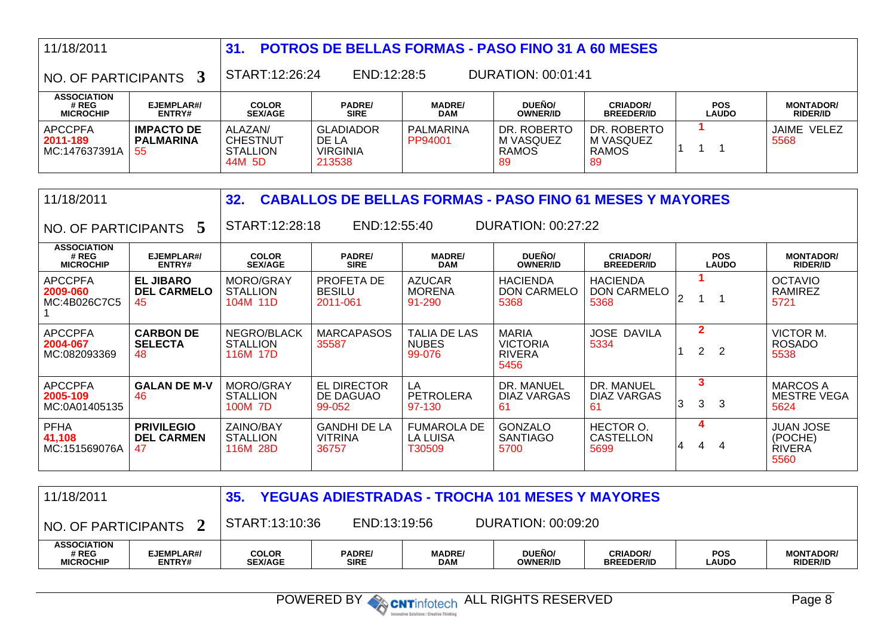11/18/2011

## 31. POTROS DE BELLAS FORMAS - PASO FINO 31 A 60 MESES

NO. OF PARTICIPANTS 3 | START:12:26:24 | END:12:28:5 | DURATION: 00:01:41

| ASSOCIATION # REG MICROCHIP | EJEMPLAR#/ ENTRY# | COLOR SEX/AGE | PADRE/ SIRE | MADRE/ DAM | DUEÑO/ OWNER/ID | CRIADOR/ BREEDER/ID | POS LAUDO | MONTADOR/ RIDER/ID |
|---|---|---|---|---|---|---|---|---|
| APCCPFA 2011-189 MC:147637391A | **IMPACTO DE PALMARINA** 55 | ALAZAN/ CHESTNUT STALLION 44M 5D | GLADIADOR DE LA VIRGINIA 213538 | PALMARINA PP94001 | DR. ROBERTO M VASQUEZ RAMOS 89 | DR. ROBERTO M VASQUEZ RAMOS 89 | 1 (1 1 1) | JAIME VELEZ 5568 |

11/18/2011

## 32. CABALLOS DE BELLAS FORMAS - PASO FINO 61 MESES Y MAYORES

NO. OF PARTICIPANTS 5 | START:12:28:18 | END:12:55:40 | DURATION: 00:27:22

| ASSOCIATION # REG MICROCHIP | EJEMPLAR#/ ENTRY# | COLOR SEX/AGE | PADRE/ SIRE | MADRE/ DAM | DUEÑO/ OWNER/ID | CRIADOR/ BREEDER/ID | POS LAUDO | MONTADOR/ RIDER/ID |
|---|---|---|---|---|---|---|---|---|
| APCCPFA 2009-060 MC:4B026C7C5 1 | **EL JIBARO DEL CARMELO** 45 | MORO/GRAY STALLION 104M 11D | PROFETA DE BESILU 2011-061 | AZUCAR MORENA 91-290 | HACIENDA DON CARMELO 5368 | HACIENDA DON CARMELO 5368 | 1 (2 1 1) | OCTAVIO RAMIREZ 5721 |
| APCCPFA 2004-067 MC:082093369 | **CARBON DE SELECTA** 48 | NEGRO/BLACK STALLION 116M 17D | MARCAPASOS 35587 | TALIA DE LAS NUBES 99-076 | MARIA VICTORIA RIVERA 5456 | JOSE DAVILA 5334 | 2 (1 2 2) | VICTOR M. ROSADO 5538 |
| APCCPFA 2005-109 MC:0A01405135 | **GALAN DE M-V** 46 | MORO/GRAY STALLION 100M 7D | EL DIRECTOR DE DAGUAO 99-052 | LA PETROLERA 97-130 | DR. MANUEL DIAZ VARGAS 61 | DR. MANUEL DIAZ VARGAS 61 | 3 (3 3 3) | MARCOS A MESTRE VEGA 5624 |
| PFHA 41,108 MC:151569076A | **PRIVILEGIO DEL CARMEN** 47 | ZAINO/BAY STALLION 116M 28D | GANDHI DE LA VITRINA 36757 | FUMAROLA DE LA LUISA T30509 | GONZALO SANTIAGO 5700 | HECTOR O. CASTELLON 5699 | 4 (4 4 4) | JUAN JOSE (POCHE) RIVERA 5560 |

11/18/2011

## 35. YEGUAS ADIESTRADAS - TROCHA 101 MESES Y MAYORES

NO. OF PARTICIPANTS 2 | START:13:10:36 | END:13:19:56 | DURATION: 00:09:20

| ASSOCIATION # REG MICROCHIP | EJEMPLAR#/ ENTRY# | COLOR SEX/AGE | PADRE/ SIRE | MADRE/ DAM | DUEÑO/ OWNER/ID | CRIADOR/ BREEDER/ID | POS LAUDO | MONTADOR/ RIDER/ID |
|---|---|---|---|---|---|---|---|---|

POWERED BY CNTinfotech ALL RIGHTS RESERVED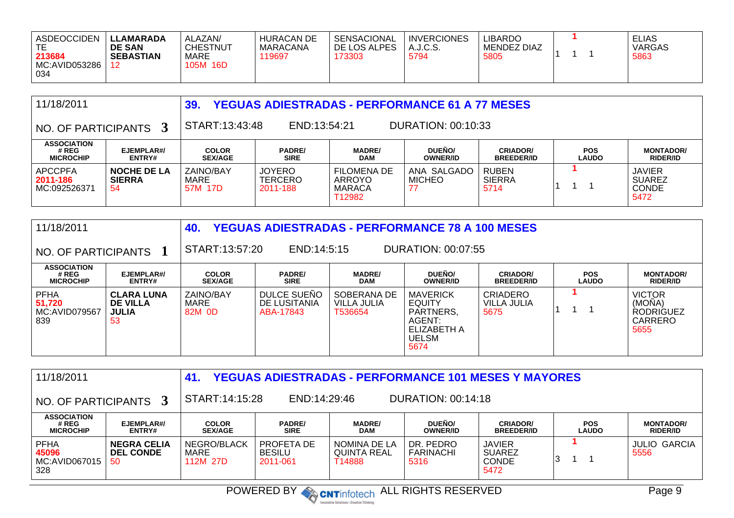| ASDEOCCIDENTE 213684 MC:AVID053286034 | **LLAMARADA DE SAN SEBASTIAN** 12 | ALAZAN/ CHESTNUT MARE 105M 16D | HURACAN DE MARACANA 119697 | SENSACIONAL DE LOS ALPES 173303 | INVERCIONES A.J.C.S. 5794 | LIBARDO MENDEZ DIAZ 5805 | 1 / 1 1 1 | ELIAS VARGAS 5863 |
|---|---|---|---|---|---|---|---|---|

| 11/18/2011 | | **39. YEGUAS ADIESTRADAS - PERFORMANCE 61 A 77 MESES** | | | | | | |
|---|---|---|---|---|---|---|---|---|
| NO. OF PARTICIPANTS **3** | | START:13:43:48 | END:13:54:21 | DURATION: 00:10:33 | | | | |
| **ASSOCIATION # REG MICROCHIP** | **EJEMPLAR#/ ENTRY#** | **COLOR SEX/AGE** | **PADRE/ SIRE** | **MADRE/ DAM** | **DUEÑO/ OWNER/ID** | **CRIADOR/ BREEDER/ID** | **POS LAUDO** | **MONTADOR/ RIDER/ID** |
| APCCPFA 2011-186 MC:092526371 | **NOCHE DE LA SIERRA** 54 | ZAINO/BAY MARE 57M 17D | JOYERO TERCERO 2011-188 | FILOMENA DE ARROYO MARACA T12982 | ANA SALGADO MICHEO 77 | RUBEN SIERRA 5714 | 1 / 1 1 1 | JAVIER SUAREZ CONDE 5472 |

| 11/18/2011 | | **40. YEGUAS ADIESTRADAS - PERFORMANCE 78 A 100 MESES** | | | | | | |
|---|---|---|---|---|---|---|---|---|
| NO. OF PARTICIPANTS **1** | | START:13:57:20 | END:14:5:15 | DURATION: 00:07:55 | | | | |
| **ASSOCIATION # REG MICROCHIP** | **EJEMPLAR#/ ENTRY#** | **COLOR SEX/AGE** | **PADRE/ SIRE** | **MADRE/ DAM** | **DUEÑO/ OWNER/ID** | **CRIADOR/ BREEDER/ID** | **POS LAUDO** | **MONTADOR/ RIDER/ID** |
| PFHA 51,720 MC:AVID079567839 | **CLARA LUNA DE VILLA JULIA** 53 | ZAINO/BAY MARE 82M 0D | DULCE SUEÑO DE LUSITANIA ABA-17843 | SOBERANA DE VILLA JULIA T536654 | MAVERICK EQUITY PARTNERS, AGENT: ELIZABETH A UELSM 5674 | CRIADERO VILLA JULIA 5675 | 1 / 1 1 1 | VICTOR (MOÑA) RODRIGUEZ CARRERO 5655 |

| 11/18/2011 | | **41. YEGUAS ADIESTRADAS - PERFORMANCE 101 MESES Y MAYORES** | | | | | | |
|---|---|---|---|---|---|---|---|---|
| NO. OF PARTICIPANTS **3** | | START:14:15:28 | END:14:29:46 | DURATION: 00:14:18 | | | | |
| **ASSOCIATION # REG MICROCHIP** | **EJEMPLAR#/ ENTRY#** | **COLOR SEX/AGE** | **PADRE/ SIRE** | **MADRE/ DAM** | **DUEÑO/ OWNER/ID** | **CRIADOR/ BREEDER/ID** | **POS LAUDO** | **MONTADOR/ RIDER/ID** |
| PFHA 45096 MC:AVID067015328 | **NEGRA CELIA DEL CONDE** 50 | NEGRO/BLACK MARE 112M 27D | PROFETA DE BESILU 2011-061 | NOMINA DE LA QUINTA REAL T14888 | DR. PEDRO FARINACHI 5316 | JAVIER SUAREZ CONDE 5472 | 1 / 3 1 1 | JULIO GARCIA 5556 |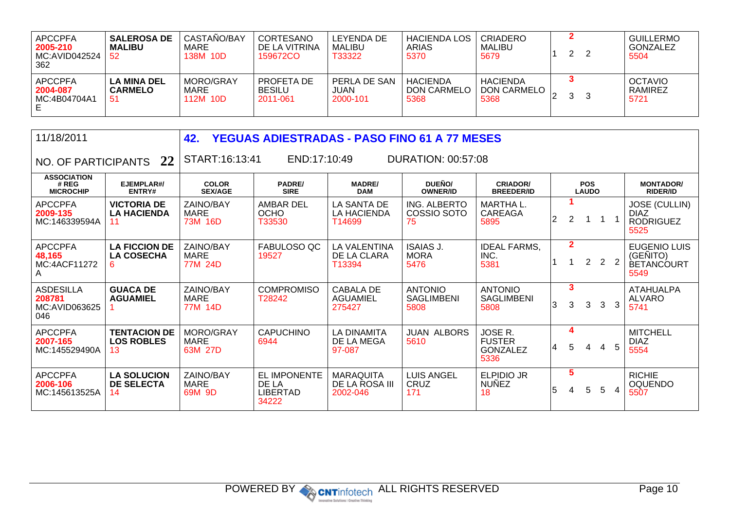| ASSOCIATION # REG MICROCHIP | EJEMPLAR#/ ENTRY# | COLOR SEX/AGE | PADRE/ SIRE | MADRE/ DAM | DUEÑO/ OWNER/ID | CRIADOR/ BREEDER/ID | POS LAUDO | MONTADOR/ RIDER/ID |
|---|---|---|---|---|---|---|---|---|
| APCCPFA **2005-210** MC:AVID042524362 | **SALEROSA DE MALIBU** 52 | CASTAÑO/BAY MARE 138M 10D | CORTESANO DE LA VITRINA 159672CO | LEYENDA DE MALIBU T33322 | HACIENDA LOS ARIAS 5370 | CRIADERO MALIBU 5679 | **2** 1 2 2 | GUILLERMO GONZALEZ 5504 |
| APCCPFA **2004-087** MC:4B04704A1E | **LA MINA DEL CARMELO** 51 | MORO/GRAY MARE 112M 10D | PROFETA DE BESILU 2011-061 | PERLA DE SAN JUAN 2000-101 | HACIENDA DON CARMELO 5368 | HACIENDA DON CARMELO 5368 | **3** 2 3 3 | OCTAVIO RAMIREZ 5721 |

## 42. YEGUAS ADIESTRADAS - PASO FINO 61 A 77 MESES

11/18/2011

NO. OF PARTICIPANTS **22**

START:16:13:41 END:17:10:49 DURATION: 00:57:08

| ASSOCIATION # REG MICROCHIP | EJEMPLAR#/ ENTRY# | COLOR SEX/AGE | PADRE/ SIRE | MADRE/ DAM | DUEÑO/ OWNER/ID | CRIADOR/ BREEDER/ID | POS LAUDO | MONTADOR/ RIDER/ID |
|---|---|---|---|---|---|---|---|---|
| APCCPFA **2009-135** MC:146339594A | **VICTORIA DE LA HACIENDA** 11 | ZAINO/BAY MARE 73M 16D | AMBAR DEL OCHO T33530 | LA SANTA DE LA HACIENDA T14699 | ING. ALBERTO COSSIO SOTO 75 | MARTHA L. CAREAGA 5895 | **1** 2 2 1 1 1 | JOSE (CULLIN) DIAZ RODRIGUEZ 5525 |
| APCCPFA **48,165** MC:4ACF11272A | **LA FICCION DE LA COSECHA** 6 | ZAINO/BAY MARE 77M 24D | FABULOSO QC 19527 | LA VALENTINA DE LA CLARA T13394 | ISAIAS J. MORA 5476 | IDEAL FARMS, INC. 5381 | **2** 1 1 2 2 2 | EUGENIO LUIS (GEÑITO) BETANCOURT 5549 |
| ASDESILLA **208781** MC:AVID063625046 | **GUACA DE AGUAMIEL** 1 | ZAINO/BAY MARE 77M 14D | COMPROMISO T28242 | CABALA DE AGUAMIEL 275427 | ANTONIO SAGLIMBENI 5808 | ANTONIO SAGLIMBENI 5808 | **3** 3 3 3 3 3 | ATAHUALPA ALVARO 5741 |
| APCCPFA **2007-165** MC:145529490A | **TENTACION DE LOS ROBLES** 13 | MORO/GRAY MARE 63M 27D | CAPUCHINO 6944 | LA DINAMITA DE LA MEGA 97-087 | JUAN ALBORS 5610 | JOSE R. FUSTER GONZALEZ 5336 | **4** 4 5 4 4 5 | MITCHELL DIAZ 5554 |
| APCCPFA **2006-106** MC:145613525A | **LA SOLUCION DE SELECTA** 14 | ZAINO/BAY MARE 69M 9D | EL IMPONENTE DE LA LIBERTAD 34222 | MARAQUITA DE LA ROSA III 2002-046 | LUIS ANGEL CRUZ 171 | ELPIDIO JR NUÑEZ 18 | **5** 5 4 5 5 4 | RICHIE OQUENDO 5507 |

POWERED BY CNTinfotech ALL RIGHTS RESERVED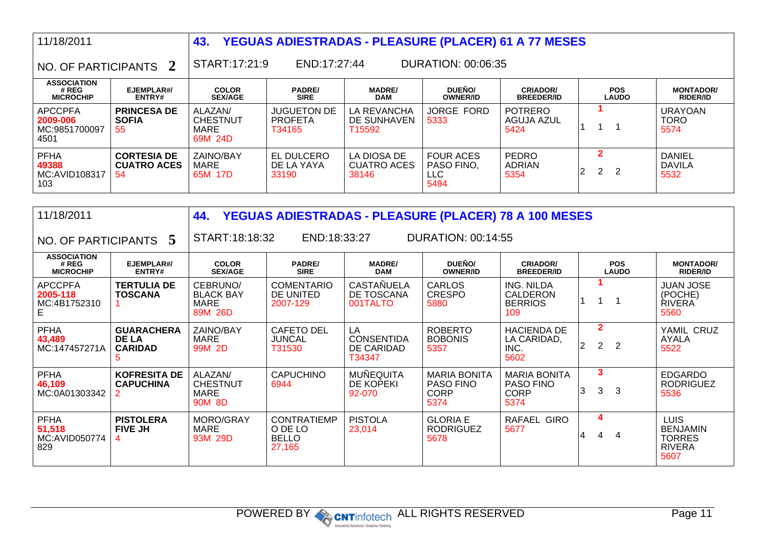11/18/2011

## 43. YEGUAS ADIESTRADAS - PLEASURE (PLACER) 61 A 77 MESES

NO. OF PARTICIPANTS **2**

START:17:21:9 END:17:27:44 DURATION: 00:06:35

| ASSOCIATION # REG MICROCHIP | EJEMPLAR#/ ENTRY# | COLOR SEX/AGE | PADRE/ SIRE | MADRE/ DAM | DUEÑO/ OWNER/ID | CRIADOR/ BREEDER/ID | POS LAUDO | MONTADOR/ RIDER/ID |
|---|---|---|---|---|---|---|---|---|
| APCCPFA 2009-006 MC:98517000974501 | **PRINCESA DE SOFIA** 55 | ALAZAN/ CHESTNUT MARE 69M 24D | JUGUETON DE PROFETA T34165 | LA REVANCHA DE SUNHAVEN T15592 | JORGE FORD 5333 | POTRERO AGUJA AZUL 5424 | **1** 1 1 1 | URAYOAN TORO 5574 |
| PFHA 49388 MC:AVID108317103 | **CORTESIA DE CUATRO ACES** 54 | ZAINO/BAY MARE 65M 17D | EL DULCERO DE LA YAYA 33190 | LA DIOSA DE CUATRO ACES 38146 | FOUR ACES PASO FINO, LLC 5494 | PEDRO ADRIAN 5354 | **2** 2 2 2 | DANIEL DAVILA 5532 |

11/18/2011

## 44. YEGUAS ADIESTRADAS - PLEASURE (PLACER) 78 A 100 MESES

NO. OF PARTICIPANTS **5**

START:18:18:32 END:18:33:27 DURATION: 00:14:55

| ASSOCIATION # REG MICROCHIP | EJEMPLAR#/ ENTRY# | COLOR SEX/AGE | PADRE/ SIRE | MADRE/ DAM | DUEÑO/ OWNER/ID | CRIADOR/ BREEDER/ID | POS LAUDO | MONTADOR/ RIDER/ID |
|---|---|---|---|---|---|---|---|---|
| APCCPFA 2005-118 MC:4B1752310E | **TERTULIA DE TOSCANA** 1 | CEBRUNO/ BLACK BAY MARE 89M 26D | COMENTARIO DE UNITED 2007-129 | CASTAÑUELA DE TOSCANA 001TALTO | CARLOS CRESPO 5880 | ING. NILDA CALDERON BERRIOS 109 | **1** 1 1 1 | JUAN JOSE (POCHE) RIVERA 5560 |
| PFHA 43,489 MC:147457271A | **GUARACHERA DE LA CARIDAD** 5 | ZAINO/BAY MARE 99M 2D | CAFETO DEL JUNCAL T31530 | LA CONSENTIDA DE CARIDAD T34347 | ROBERTO BOBONIS 5357 | HACIENDA DE LA CARIDAD, INC. 5602 | **2** 2 2 2 | YAMIL CRUZ AYALA 5522 |
| PFHA 46,109 MC:0A01303342 | **KOFRESITA DE CAPUCHINA** 2 | ALAZAN/ CHESTNUT MARE 90M 8D | CAPUCHINO 6944 | MUÑEQUITA DE KOPEKI 92-070 | MARIA BONITA PASO FINO CORP 5374 | MARIA BONITA PASO FINO CORP 5374 | **3** 3 3 3 | EDGARDO RODRIGUEZ 5536 |
| PFHA 51,518 MC:AVID050774829 | **PISTOLERA FIVE JH** 4 | MORO/GRAY MARE 93M 29D | CONTRATIEMPO DE LO BELLO 27,165 | PISTOLA 23,014 | GLORIA E RODRIGUEZ 5678 | RAFAEL GIRO 5677 | **4** 4 4 4 | LUIS BENJAMIN TORRES RIVERA 5607 |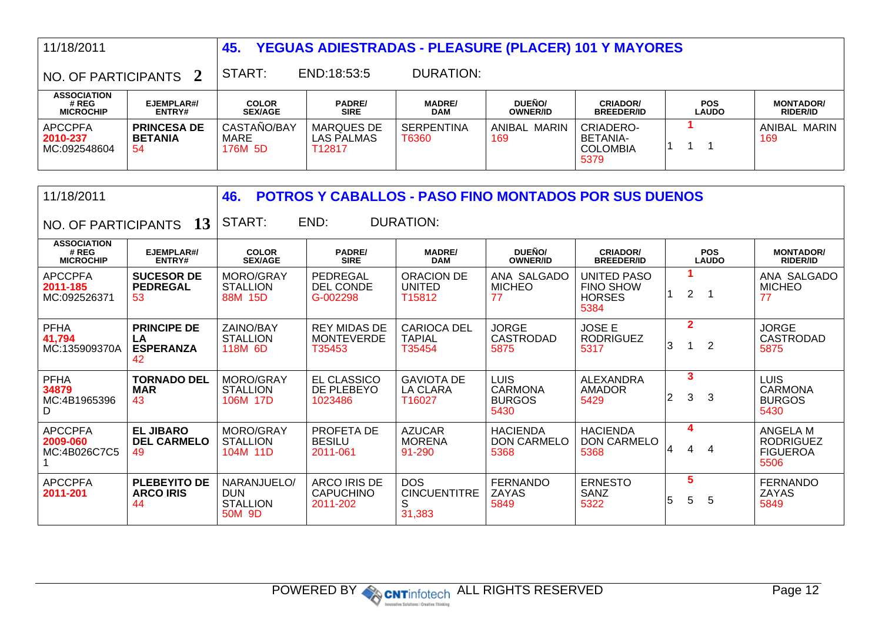| 11/18/2011 | | 45. YEGUAS ADIESTRADAS - PLEASURE (PLACER) 101 Y MAYORES | | | | | | |
|---|---|---|---|---|---|---|---|---|
| NO. OF PARTICIPANTS **2** | | START: | END:18:53:5 | DURATION: | | | | |
| **ASSOCIATION # REG MICROCHIP** | **EJEMPLAR#/ ENTRY#** | **COLOR SEX/AGE** | **PADRE/ SIRE** | **MADRE/ DAM** | **DUEÑO/ OWNER/ID** | **CRIADOR/ BREEDER/ID** | **POS LAUDO** | **MONTADOR/ RIDER/ID** |
| APCCPFA **2010-237** MC:092548604 | **PRINCESA DE BETANIA** 54 | CASTAÑO/BAY MARE 176M 5D | MARQUES DE LAS PALMAS T12817 | SERPENTINA T6360 | ANIBAL MARIN 169 | CRIADERO-BETANIA-COLOMBIA 5379 | **1** 1 1 1 | ANIBAL MARIN 169 |

| 11/18/2011 | | 46. POTROS Y CABALLOS - PASO FINO MONTADOS POR SUS DUENOS | | | | | | |
|---|---|---|---|---|---|---|---|---|
| NO. OF PARTICIPANTS **13** | | START: | END: | DURATION: | | | | |
| **ASSOCIATION # REG MICROCHIP** | **EJEMPLAR#/ ENTRY#** | **COLOR SEX/AGE** | **PADRE/ SIRE** | **MADRE/ DAM** | **DUEÑO/ OWNER/ID** | **CRIADOR/ BREEDER/ID** | **POS LAUDO** | **MONTADOR/ RIDER/ID** |
| APCCPFA **2011-185** MC:092526371 | **SUCESOR DE PEDREGAL** 53 | MORO/GRAY STALLION 88M 15D | PEDREGAL DEL CONDE G-002298 | ORACION DE UNITED T15812 | ANA SALGADO MICHEO 77 | UNITED PASO FINO SHOW HORSES 5384 | **1** 1 2 1 | ANA SALGADO MICHEO 77 |
| PFHA **41,794** MC:135909370A | **PRINCIPE DE LA ESPERANZA** 42 | ZAINO/BAY STALLION 118M 6D | REY MIDAS DE MONTEVERDE T35453 | CARIOCA DEL TAPIAL T35454 | JORGE CASTRODAD 5875 | JOSE E RODRIGUEZ 5317 | **2** 3 1 2 | JORGE CASTRODAD 5875 |
| PFHA **34879** MC:4B1965396D | **TORNADO DEL MAR** 43 | MORO/GRAY STALLION 106M 17D | EL CLASSICO DE PLEBEYO 1023486 | GAVIOTA DE LA CLARA T16027 | LUIS CARMONA BURGOS 5430 | ALEXANDRA AMADOR 5429 | **3** 2 3 3 | LUIS CARMONA BURGOS 5430 |
| APCCPFA **2009-060** MC:4B026C7C51 | **EL JIBARO DEL CARMELO** 49 | MORO/GRAY STALLION 104M 11D | PROFETA DE BESILU 2011-061 | AZUCAR MORENA 91-290 | HACIENDA DON CARMELO 5368 | HACIENDA DON CARMELO 5368 | **4** 4 4 4 | ANGELA M RODRIGUEZ FIGUEROA 5506 |
| APCCPFA **2011-201** | **PLEBEYITO DE ARCO IRIS** 44 | NARANJUELO/DUN STALLION 50M 9D | ARCO IRIS DE CAPUCHINO 2011-202 | DOS CINCUENTITRES 31,383 | FERNANDO ZAYAS 5849 | ERNESTO SANZ 5322 | **5** 5 5 5 | FERNANDO ZAYAS 5849 |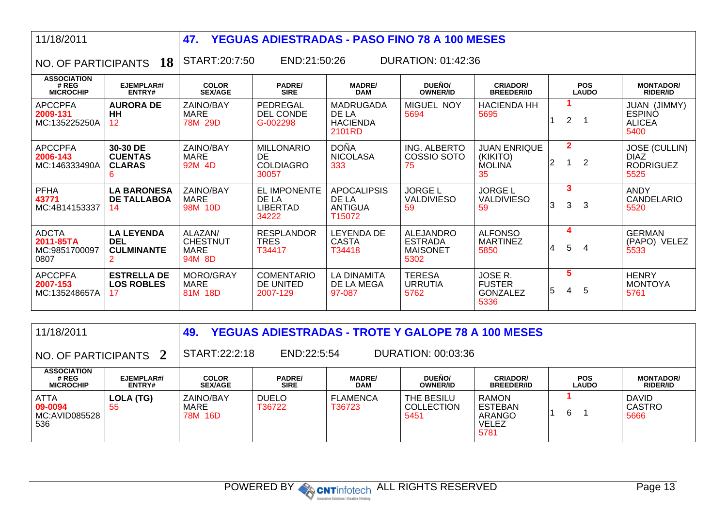11/18/2011

## 47. YEGUAS ADIESTRADAS - PASO FINO 78 A 100 MESES

NO. OF PARTICIPANTS **18**

START:20:7:50 END:21:50:26 DURATION: 01:42:36

| ASSOCIATION # REG MICROCHIP | EJEMPLAR#/ ENTRY# | COLOR SEX/AGE | PADRE/ SIRE | MADRE/ DAM | DUEÑO/ OWNER/ID | CRIADOR/ BREEDER/ID | POS LAUDO | MONTADOR/ RIDER/ID |
|---|---|---|---|---|---|---|---|---|
| APCCPFA **2009-131** MC:135225250A | **AURORA DE HH** 12 | ZAINO/BAY MARE 78M 29D | PEDREGAL DEL CONDE G-002298 | MADRUGADA DE LA HACIENDA 2101RD | MIGUEL NOY 5694 | HACIENDA HH 5695 | **1** 1 2 1 | JUAN (JIMMY) ESPINO ALICEA 5400 |
| APCCPFA **2006-143** MC:146333490A | **30-30 DE CUENTAS CLARAS** 6 | ZAINO/BAY MARE 92M 4D | MILLONARIO DE COLDIAGRO 30057 | DOÑA NICOLASA 333 | ING. ALBERTO COSSIO SOTO 75 | JUAN ENRIQUE (KIKITO) MOLINA 35 | **2** 2 1 2 | JOSE (CULLIN) DIAZ RODRIGUEZ 5525 |
| PFHA **43771** MC:4B14153337 | **LA BARONESA DE TALLABOA** 14 | ZAINO/BAY MARE 98M 10D | EL IMPONENTE DE LA LIBERTAD 34222 | APOCALIPSIS DE LA ANTIGUA T15072 | JORGE L VALDIVIESO 59 | JORGE L VALDIVIESO 59 | **3** 3 3 3 | ANDY CANDELARIO 5520 |
| ADCTA **2011-85TA** MC:9851700097 0807 | **LA LEYENDA DEL CULMINANTE** 2 | ALAZAN/ CHESTNUT MARE 94M 8D | RESPLANDOR TRES T34417 | LEYENDA DE CASTA T34418 | ALEJANDRO ESTRADA MAISONET 5302 | ALFONSO MARTINEZ 5850 | **4** 4 5 4 | GERMAN (PAPO) VELEZ 5533 |
| APCCPFA **2007-153** MC:135248657A | **ESTRELLA DE LOS ROBLES** 17 | MORO/GRAY MARE 81M 18D | COMENTARIO DE UNITED 2007-129 | LA DINAMITA DE LA MEGA 97-087 | TERESA URRUTIA 5762 | JOSE R. FUSTER GONZALEZ 5336 | **5** 5 4 5 | HENRY MONTOYA 5761 |

11/18/2011

## 49. YEGUAS ADIESTRADAS - TROTE Y GALOPE 78 A 100 MESES

NO. OF PARTICIPANTS **2**

START:22:2:18 END:22:5:54 DURATION: 00:03:36

| ASSOCIATION # REG MICROCHIP | EJEMPLAR#/ ENTRY# | COLOR SEX/AGE | PADRE/ SIRE | MADRE/ DAM | DUEÑO/ OWNER/ID | CRIADOR/ BREEDER/ID | POS LAUDO | MONTADOR/ RIDER/ID |
|---|---|---|---|---|---|---|---|---|
| ATTA **09-0094** MC:AVID085528 536 | **LOLA (TG)** 55 | ZAINO/BAY MARE 78M 16D | DUELO T36722 | FLAMENCA T36723 | THE BESILU COLLECTION 5451 | RAMON ESTEBAN ARANGO VELEZ 5781 | **1** 1 6 1 | DAVID CASTRO 5666 |

POWERED BY CNTinfotech ALL RIGHTS RESERVED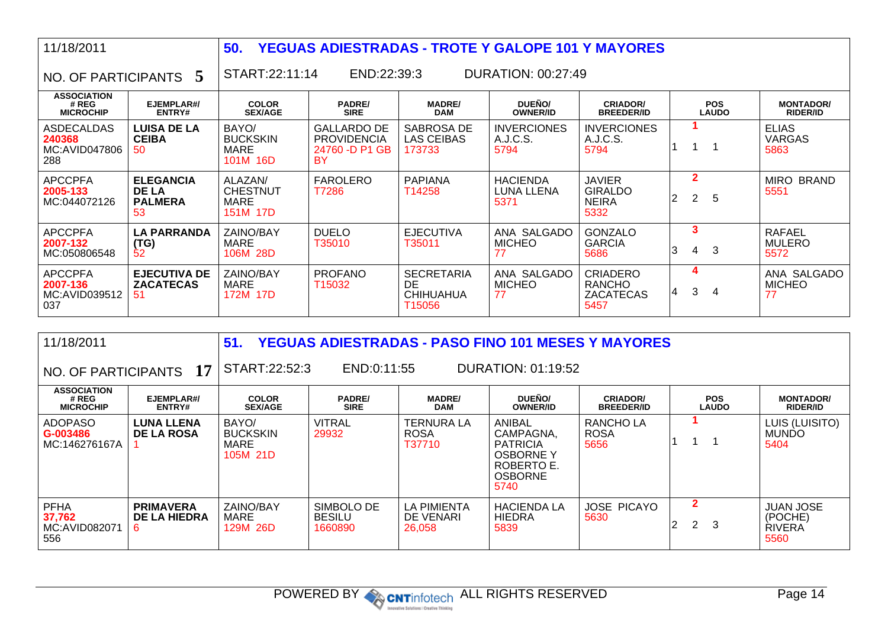11/18/2011

## 50. YEGUAS ADIESTRADAS - TROTE Y GALOPE 101 Y MAYORES

NO. OF PARTICIPANTS **5**

START:22:11:14 END:22:39:3 DURATION: 00:27:49

| ASSOCIATION # REG MICROCHIP | EJEMPLAR#/ ENTRY# | COLOR SEX/AGE | PADRE/ SIRE | MADRE/ DAM | DUEÑO/ OWNER/ID | CRIADOR/ BREEDER/ID | POS LAUDO | MONTADOR/ RIDER/ID |
|---|---|---|---|---|---|---|---|---|
| ASDECALDAS **240368** MC:AVID047806288 | **LUISA DE LA CEIBA** 50 | BAYO/ BUCKSKIN MARE 101M 16D | GALLARDO DE PROVIDENCIA 24760 -D P1 GB BY | SABROSA DE LAS CEIBAS 173733 | INVERCIONES A.J.C.S. 5794 | INVERCIONES A.J.C.S. 5794 | **1** 1 1 1 | ELIAS VARGAS 5863 |
| APCCPFA **2005-133** MC:044072126 | **ELEGANCIA DE LA PALMERA** 53 | ALAZAN/ CHESTNUT MARE 151M 17D | FAROLERO T7286 | PAPIANA T14258 | HACIENDA LUNA LLENA 5371 | JAVIER GIRALDO NEIRA 5332 | **2** 2 2 5 | MIRO BRAND 5551 |
| APCCPFA **2007-132** MC:050806548 | **LA PARRANDA (TG)** 52 | ZAINO/BAY MARE 106M 28D | DUELO T35010 | EJECUTIVA T35011 | ANA SALGADO MICHEO 77 | GONZALO GARCIA 5686 | **3** 3 4 3 | RAFAEL MULERO 5572 |
| APCCPFA **2007-136** MC:AVID039512037 | **EJECUTIVA DE ZACATECAS** 51 | ZAINO/BAY MARE 172M 17D | PROFANO T15032 | SECRETARIA DE CHIHUAHUA T15056 | ANA SALGADO MICHEO 77 | CRIADERO RANCHO ZACATECAS 5457 | **4** 4 3 4 | ANA SALGADO MICHEO 77 |

11/18/2011

## 51. YEGUAS ADIESTRADAS - PASO FINO 101 MESES Y MAYORES

NO. OF PARTICIPANTS **17**

START:22:52:3 END:0:11:55 DURATION: 01:19:52

| ASSOCIATION # REG MICROCHIP | EJEMPLAR#/ ENTRY# | COLOR SEX/AGE | PADRE/ SIRE | MADRE/ DAM | DUEÑO/ OWNER/ID | CRIADOR/ BREEDER/ID | POS LAUDO | MONTADOR/ RIDER/ID |
|---|---|---|---|---|---|---|---|---|
| ADOPASO **G-003486** MC:146276167A | **LUNA LLENA DE LA ROSA** 1 | BAYO/ BUCKSKIN MARE 105M 21D | VITRAL 29932 | TERNURA LA ROSA T37710 | ANIBAL CAMPAGNA, PATRICIA OSBORNE Y ROBERTO E. OSBORNE 5740 | RANCHO LA ROSA 5656 | **1** 1 1 1 | LUIS (LUISITO) MUNDO 5404 |
| PFHA **37,762** MC:AVID082071556 | **PRIMAVERA DE LA HIEDRA** 6 | ZAINO/BAY MARE 129M 26D | SIMBOLO DE BESILU 1660890 | LA PIMIENTA DE VENARI 26,058 | HACIENDA LA HIEDRA 5839 | JOSE PICAYO 5630 | **2** 2 2 3 | JUAN JOSE (POCHE) RIVERA 5560 |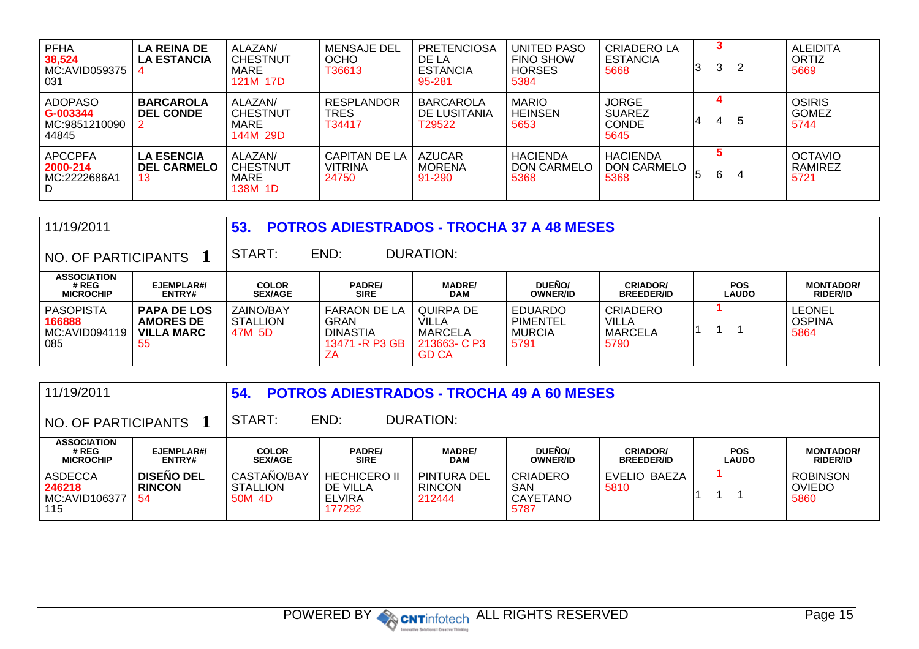| | | | | | | | | |
|---|---|---|---|---|---|---|---|---|
| PFHA **38,524** MC:AVID059375 031 | **LA REINA DE LA ESTANCIA** 4 | ALAZAN/ CHESTNUT MARE 121M 17D | MENSAJE DEL OCHO T36613 | PRETENCIOSA DE LA ESTANCIA 95-281 | UNITED PASO FINO SHOW HORSES 5384 | CRIADERO LA ESTANCIA 5668 | **3** 3 3 2 | ALEIDITA ORTIZ 5669 |
| ADOPASO **G-003344** MC:9851210090 44845 | **BARCAROLA DEL CONDE** 2 | ALAZAN/ CHESTNUT MARE 144M 29D | RESPLANDOR TRES T34417 | BARCAROLA DE LUSITANIA T29522 | MARIO HEINSEN 5653 | JORGE SUAREZ CONDE 5645 | **4** 4 4 5 | OSIRIS GOMEZ 5744 |
| APCCPFA **2000-214** MC:2222686A1 D | **LA ESENCIA DEL CARMELO** 13 | ALAZAN/ CHESTNUT MARE 138M 1D | CAPITAN DE LA VITRINA 24750 | AZUCAR MORENA 91-290 | HACIENDA DON CARMELO 5368 | HACIENDA DON CARMELO 5368 | **5** 5 6 4 | OCTAVIO RAMIREZ 5721 |

11/19/2011

NO. OF PARTICIPANTS **1**

## 53. POTROS ADIESTRADOS - TROCHA 37 A 48 MESES

START: END: DURATION:

| ASSOCIATION # REG MICROCHIP | EJEMPLAR#/ ENTRY# | COLOR SEX/AGE | PADRE/ SIRE | MADRE/ DAM | DUEÑO/ OWNER/ID | CRIADOR/ BREEDER/ID | POS LAUDO | MONTADOR/ RIDER/ID |
|---|---|---|---|---|---|---|---|---|
| PASOPISTA **166888** MC:AVID094119 085 | **PAPA DE LOS AMORES DE VILLA MARC** 55 | ZAINO/BAY STALLION 47M 5D | FARAON DE LA GRAN DINASTIA 13471 -R P3 GB ZA | QUIRPA DE VILLA MARCELA 213663- C P3 GD CA | EDUARDO PIMENTEL MURCIA 5791 | CRIADERO VILLA MARCELA 5790 | **1** 1 1 1 | LEONEL OSPINA 5864 |

11/19/2011

NO. OF PARTICIPANTS **1**

## 54. POTROS ADIESTRADOS - TROCHA 49 A 60 MESES

START: END: DURATION:

| ASSOCIATION # REG MICROCHIP | EJEMPLAR#/ ENTRY# | COLOR SEX/AGE | PADRE/ SIRE | MADRE/ DAM | DUEÑO/ OWNER/ID | CRIADOR/ BREEDER/ID | POS LAUDO | MONTADOR/ RIDER/ID |
|---|---|---|---|---|---|---|---|---|
| ASDECCA **246218** MC:AVID106377 115 | **DISEÑO DEL RINCON** 54 | CASTAÑO/BAY STALLION 50M 4D | HECHICERO II DE VILLA ELVIRA 177292 | PINTURA DEL RINCON 212444 | CRIADERO SAN CAYETANO 5787 | EVELIO BAEZA 5810 | **1** 1 1 1 | ROBINSON OVIEDO 5860 |

POWERED BY CNTinfotech ALL RIGHTS RESERVED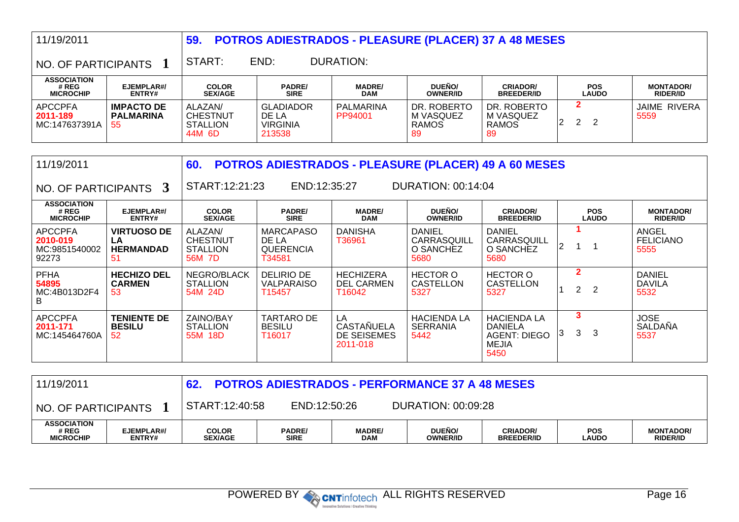| 11/19/2011 | | **59. POTROS ADIESTRADOS - PLEASURE (PLACER) 37 A 48 MESES** | | | | | | |
|---|---|---|---|---|---|---|---|---|
| NO. OF PARTICIPANTS **1** | | START: | END: | DURATION: | | | | |
| **ASSOCIATION # REG MICROCHIP** | **EJEMPLAR#/ ENTRY#** | **COLOR SEX/AGE** | **PADRE/ SIRE** | **MADRE/ DAM** | **DUEÑO/ OWNER/ID** | **CRIADOR/ BREEDER/ID** | **POS LAUDO** | **MONTADOR/ RIDER/ID** |
| APCCPFA **2011-189** MC:147637391A | **IMPACTO DE PALMARINA** 55 | ALAZAN/ CHESTNUT STALLION 44M 6D | GLADIADOR DE LA VIRGINIA 213538 | PALMARINA PP94001 | DR. ROBERTO M VASQUEZ RAMOS 89 | DR. ROBERTO M VASQUEZ RAMOS 89 | **2** 2 2 2 | JAIME RIVERA 5559 |

| 11/19/2011 | | **60. POTROS ADIESTRADOS - PLEASURE (PLACER) 49 A 60 MESES** | | | | | | |
|---|---|---|---|---|---|---|---|---|
| NO. OF PARTICIPANTS **3** | | START:12:21:23 | END:12:35:27 | DURATION: 00:14:04 | | | | |
| **ASSOCIATION # REG MICROCHIP** | **EJEMPLAR#/ ENTRY#** | **COLOR SEX/AGE** | **PADRE/ SIRE** | **MADRE/ DAM** | **DUEÑO/ OWNER/ID** | **CRIADOR/ BREEDER/ID** | **POS LAUDO** | **MONTADOR/ RIDER/ID** |
| APCCPFA **2010-019** MC:985154000292273 | **VIRTUOSO DE LA HERMANDAD** 51 | ALAZAN/ CHESTNUT STALLION 56M 7D | MARCAPASO DE LA QUERENCIA T34581 | DANISHA T36961 | DANIEL CARRASQUILLO SANCHEZ 5680 | DANIEL CARRASQUILLO SANCHEZ 5680 | **1** 2 1 1 | ANGEL FELICIANO 5555 |
| PFHA **54895** MC:4B013D2F4B | **HECHIZO DEL CARMEN** 53 | NEGRO/BLACK STALLION 54M 24D | DELIRIO DE VALPARAISO T15457 | HECHIZERA DEL CARMEN T16042 | HECTOR O CASTELLON 5327 | HECTOR O CASTELLON 5327 | **2** 1 2 2 | DANIEL DAVILA 5532 |
| APCCPFA **2011-171** MC:145464760A | **TENIENTE DE BESILU** 52 | ZAINO/BAY STALLION 55M 18D | TARTARO DE BESILU T16017 | LA CASTAÑUELA DE SEISEMES 2011-018 | HACIENDA LA SERRANIA 5442 | HACIENDA LA DANIELA AGENT: DIEGO MEJIA 5450 | **3** 3 3 3 | JOSE SALDAÑA 5537 |

| 11/19/2011 | | **62. POTROS ADIESTRADOS - PERFORMANCE 37 A 48 MESES** | | | | | | |
|---|---|---|---|---|---|---|---|---|
| NO. OF PARTICIPANTS **1** | | START:12:40:58 | END:12:50:26 | DURATION: 00:09:28 | | | | |
| **ASSOCIATION # REG MICROCHIP** | **EJEMPLAR#/ ENTRY#** | **COLOR SEX/AGE** | **PADRE/ SIRE** | **MADRE/ DAM** | **DUEÑO/ OWNER/ID** | **CRIADOR/ BREEDER/ID** | **POS LAUDO** | **MONTADOR/ RIDER/ID** |

POWERED BY CNTinfotech ALL RIGHTS RESERVED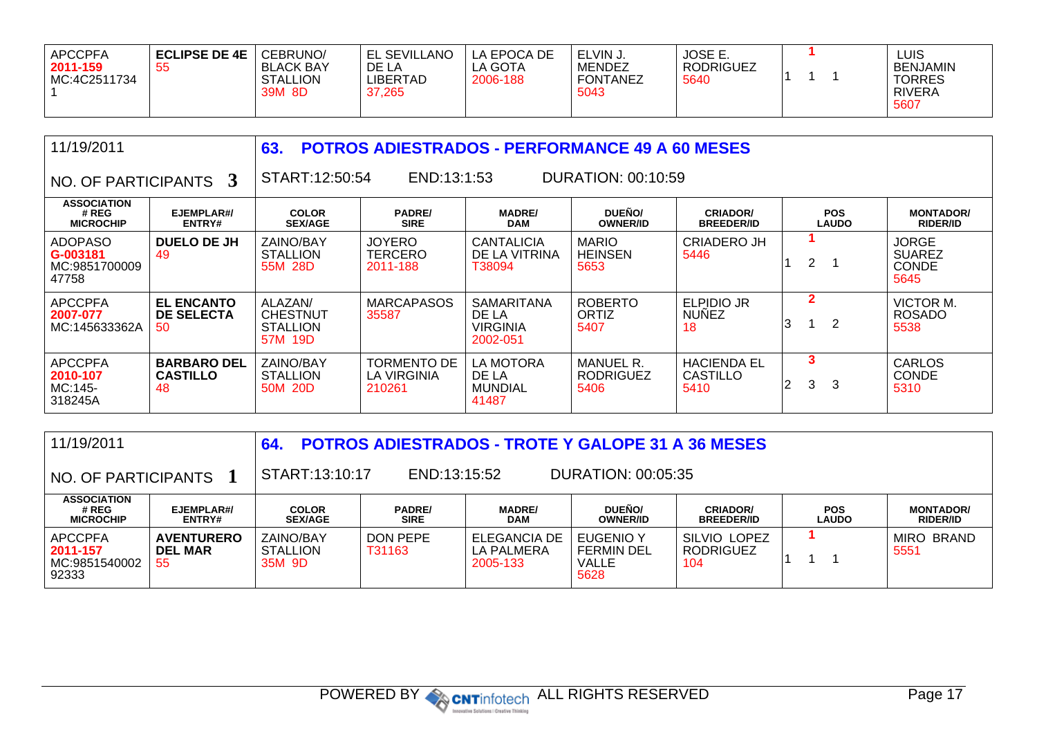| APCCPFA 2011-159 MC:4C2511734 1 | **ECLIPSE DE 4E** 55 | CEBRUNO/ BLACK BAY STALLION 39M 8D | EL SEVILLANO DE LA LIBERTAD 37,265 | LA EPOCA DE LA GOTA 2006-188 | ELVIN J. MENDEZ FONTANEZ 5043 | JOSE E. RODRIGUEZ 5640 | **1** 1 1 1 | LUIS BENJAMIN TORRES RIVERA 5607 |
|---|---|---|---|---|---|---|---|---|

| 11/19/2011 | | **63. POTROS ADIESTRADOS - PERFORMANCE 49 A 60 MESES** | | | | | | |
|---|---|---|---|---|---|---|---|---|
| NO. OF PARTICIPANTS **3** | | START:12:50:54 | END:13:1:53 | | DURATION: 00:10:59 | | | |
| **ASSOCIATION # REG MICROCHIP** | **EJEMPLAR#/ ENTRY#** | **COLOR SEX/AGE** | **PADRE/ SIRE** | **MADRE/ DAM** | **DUEÑO/ OWNER/ID** | **CRIADOR/ BREEDER/ID** | **POS LAUDO** | **MONTADOR/ RIDER/ID** |
| ADOPASO G-003181 MC:985170000947758 | **DUELO DE JH** 49 | ZAINO/BAY STALLION 55M 28D | JOYERO TERCERO 2011-188 | CANTALICIA DE LA VITRINA T38094 | MARIO HEINSEN 5653 | CRIADERO JH 5446 | **1** 1 2 1 | JORGE SUAREZ CONDE 5645 |
| APCCPFA 2007-077 MC:145633362A | **EL ENCANTO DE SELECTA** 50 | ALAZAN/ CHESTNUT STALLION 57M 19D | MARCAPASOS 35587 | SAMARITANA DE LA VIRGINIA 2002-051 | ROBERTO ORTIZ 5407 | ELPIDIO JR NUÑEZ 18 | **2** 3 1 2 | VICTOR M. ROSADO 5538 |
| APCCPFA 2010-107 MC:145-318245A | **BARBARO DEL CASTILLO** 48 | ZAINO/BAY STALLION 50M 20D | TORMENTO DE LA VIRGINIA 210261 | LA MOTORA DE LA MUNDIAL 41487 | MANUEL R. RODRIGUEZ 5406 | HACIENDA EL CASTILLO 5410 | **3** 2 3 3 | CARLOS CONDE 5310 |

| 11/19/2011 | | **64. POTROS ADIESTRADOS - TROTE Y GALOPE 31 A 36 MESES** | | | | | | |
|---|---|---|---|---|---|---|---|---|
| NO. OF PARTICIPANTS **1** | | START:13:10:17 | END:13:15:52 | | DURATION: 00:05:35 | | | |
| **ASSOCIATION # REG MICROCHIP** | **EJEMPLAR#/ ENTRY#** | **COLOR SEX/AGE** | **PADRE/ SIRE** | **MADRE/ DAM** | **DUEÑO/ OWNER/ID** | **CRIADOR/ BREEDER/ID** | **POS LAUDO** | **MONTADOR/ RIDER/ID** |
| APCCPFA 2011-157 MC:985154000292333 | **AVENTURERO DEL MAR** 55 | ZAINO/BAY STALLION 35M 9D | DON PEPE T31163 | ELEGANCIA DE LA PALMERA 2005-133 | EUGENIO Y FERMIN DEL VALLE 5628 | SILVIO LOPEZ RODRIGUEZ 104 | **1** 1 1 1 | MIRO BRAND 5551 |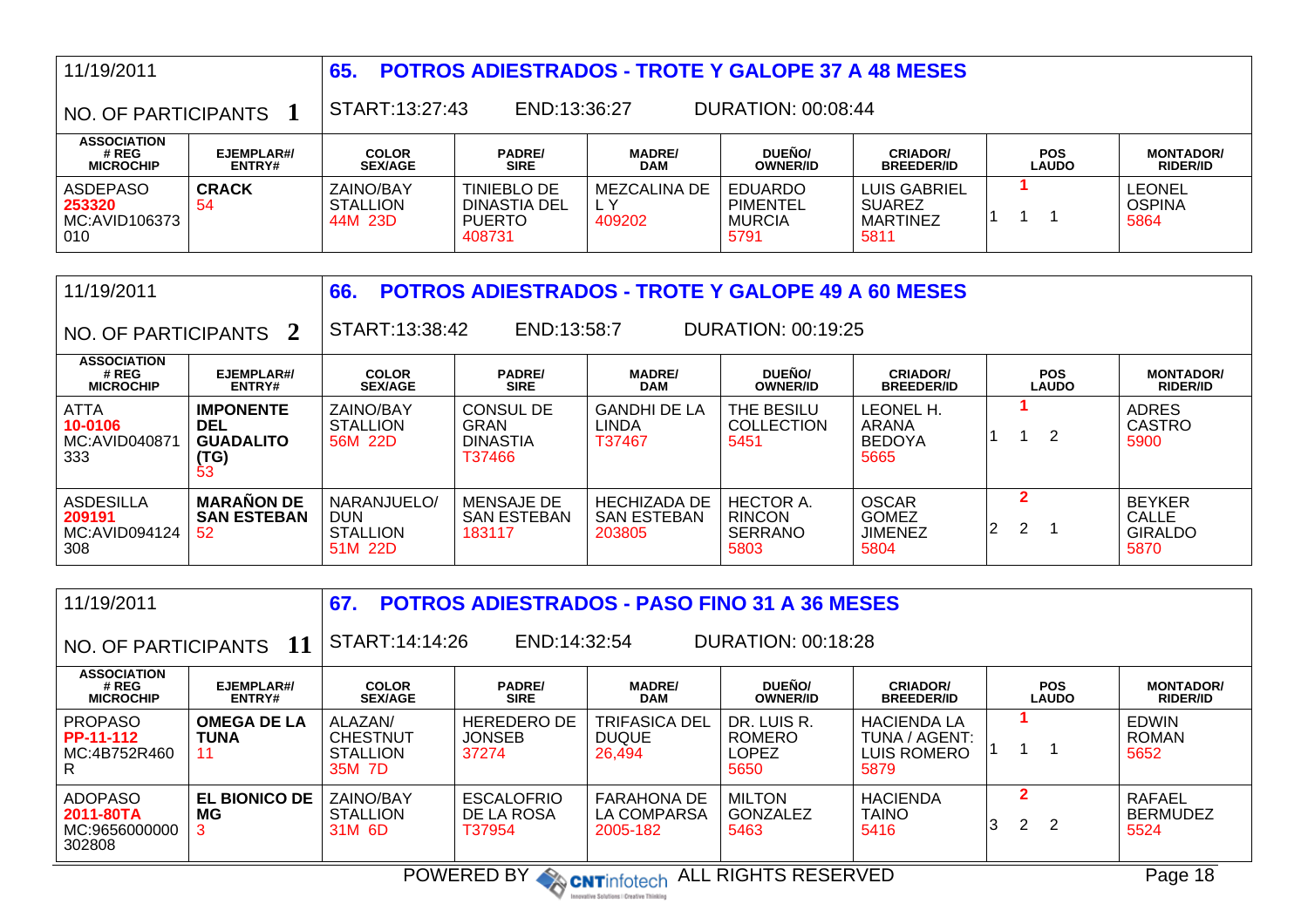11/19/2011

NO. OF PARTICIPANTS **1**

## 65. POTROS ADIESTRADOS - TROTE Y GALOPE 37 A 48 MESES

START:13:27:43 END:13:36:27 DURATION: 00:08:44

| ASSOCIATION # REG MICROCHIP | EJEMPLAR#/ ENTRY# | COLOR SEX/AGE | PADRE/ SIRE | MADRE/ DAM | DUEÑO/ OWNER/ID | CRIADOR/ BREEDER/ID | POS LAUDO | MONTADOR/ RIDER/ID |
|---|---|---|---|---|---|---|---|---|
| ASDEPASO **253320** MC:AVID106373 010 | **CRACK** 54 | ZAINO/BAY STALLION 44M 23D | TINIEBLO DE DINASTIA DEL PUERTO 408731 | MEZCALINA DE L Y 409202 | EDUARDO PIMENTEL MURCIA 5791 | LUIS GABRIEL SUAREZ MARTINEZ 5811 | **1** 1 1 1 | LEONEL OSPINA 5864 |

11/19/2011

NO. OF PARTICIPANTS **2**

## 66. POTROS ADIESTRADOS - TROTE Y GALOPE 49 A 60 MESES

START:13:38:42 END:13:58:7 DURATION: 00:19:25

| ASSOCIATION # REG MICROCHIP | EJEMPLAR#/ ENTRY# | COLOR SEX/AGE | PADRE/ SIRE | MADRE/ DAM | DUEÑO/ OWNER/ID | CRIADOR/ BREEDER/ID | POS LAUDO | MONTADOR/ RIDER/ID |
|---|---|---|---|---|---|---|---|---|
| ATTA **10-0106** MC:AVID040871 333 | **IMPONENTE DEL GUADALITO (TG)** 53 | ZAINO/BAY STALLION 56M 22D | CONSUL DE GRAN DINASTIA T37466 | GANDHI DE LA LINDA T37467 | THE BESILU COLLECTION 5451 | LEONEL H. ARANA BEDOYA 5665 | **1** 1 1 2 | ADRES CASTRO 5900 |
| ASDESILLA **209191** MC:AVID094124 308 | **MARAÑON DE SAN ESTEBAN** 52 | NARANJUELO/ DUN STALLION 51M 22D | MENSAJE DE SAN ESTEBAN 183117 | HECHIZADA DE SAN ESTEBAN 203805 | HECTOR A. RINCON SERRANO 5803 | OSCAR GOMEZ JIMENEZ 5804 | **2** 2 2 1 | BEYKER CALLE GIRALDO 5870 |

11/19/2011

NO. OF PARTICIPANTS **11**

## 67. POTROS ADIESTRADOS - PASO FINO 31 A 36 MESES

START:14:14:26 END:14:32:54 DURATION: 00:18:28

| ASSOCIATION # REG MICROCHIP | EJEMPLAR#/ ENTRY# | COLOR SEX/AGE | PADRE/ SIRE | MADRE/ DAM | DUEÑO/ OWNER/ID | CRIADOR/ BREEDER/ID | POS LAUDO | MONTADOR/ RIDER/ID |
|---|---|---|---|---|---|---|---|---|
| PROPASO **PP-11-112** MC:4B752R460 R | **OMEGA DE LA TUNA** 11 | ALAZAN/ CHESTNUT STALLION 35M 7D | HEREDERO DE JONSEB 37274 | TRIFASICA DEL DUQUE 26,494 | DR. LUIS R. ROMERO LOPEZ 5650 | HACIENDA LA TUNA / AGENT: LUIS ROMERO 5879 | **1** 1 1 1 | EDWIN ROMAN 5652 |
| ADOPASO **2011-80TA** MC:9656000000 302808 | **EL BIONICO DE MG** 3 | ZAINO/BAY STALLION 31M 6D | ESCALOFRIO DE LA ROSA T37954 | FARAHONA DE LA COMPARSA 2005-182 | MILTON GONZALEZ 5463 | HACIENDA TAINO 5416 | **2** 3 2 2 | RAFAEL BERMUDEZ 5524 |

POWERED BY CNTinfotech ALL RIGHTS RESERVED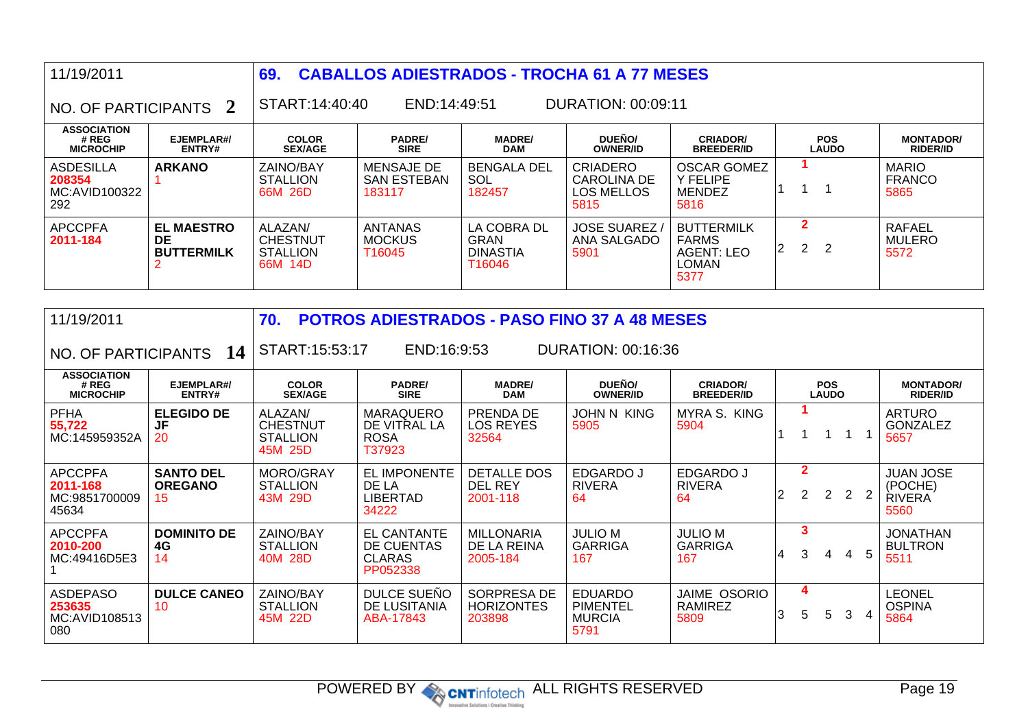## 69. CABALLOS ADIESTRADOS - TROCHA 61 A 77 MESES

11/19/2011

NO. OF PARTICIPANTS 2

START:14:40:40 END:14:49:51 DURATION: 00:09:11

| ASSOCIATION # REG MICROCHIP | EJEMPLAR#/ ENTRY# | COLOR SEX/AGE | PADRE/ SIRE | MADRE/ DAM | DUEÑO/ OWNER/ID | CRIADOR/ BREEDER/ID | POS LAUDO | MONTADOR/ RIDER/ID |
|---|---|---|---|---|---|---|---|---|
| ASDESILLA 208354 MC:AVID100322 292 | **ARKANO** 1 | ZAINO/BAY STALLION 66M 26D | MENSAJE DE SAN ESTEBAN 183117 | BENGALA DEL SOL 182457 | CRIADERO CAROLINA DE LOS MELLOS 5815 | OSCAR GOMEZ Y FELIPE MENDEZ 5816 | **1** 1 1 1 | MARIO FRANCO 5865 |
| APCCPFA 2011-184 | **EL MAESTRO DE BUTTERMILK** 2 | ALAZAN/ CHESTNUT STALLION 66M 14D | ANTANAS MOCKUS T16045 | LA COBRA DL GRAN DINASTIA T16046 | JOSE SUAREZ / ANA SALGADO 5901 | BUTTERMILK FARMS AGENT: LEO LOMAN 5377 | **2** 2 2 2 | RAFAEL MULERO 5572 |

## 70. POTROS ADIESTRADOS - PASO FINO 37 A 48 MESES

11/19/2011

NO. OF PARTICIPANTS 14

START:15:53:17 END:16:9:53 DURATION: 00:16:36

| ASSOCIATION # REG MICROCHIP | EJEMPLAR#/ ENTRY# | COLOR SEX/AGE | PADRE/ SIRE | MADRE/ DAM | DUEÑO/ OWNER/ID | CRIADOR/ BREEDER/ID | POS LAUDO | MONTADOR/ RIDER/ID |
|---|---|---|---|---|---|---|---|---|
| PFHA 55,722 MC:145959352A | **ELEGIDO DE JF** 20 | ALAZAN/ CHESTNUT STALLION 45M 25D | MARAQUERO DE VITRAL LA ROSA T37923 | PRENDA DE LOS REYES 32564 | JOHN N KING 5905 | MYRA S. KING 5904 | **1** 1 1 1 1 1 | ARTURO GONZALEZ 5657 |
| APCCPFA 2011-168 MC:9851700009 45634 | **SANTO DEL OREGANO** 15 | MORO/GRAY STALLION 43M 29D | EL IMPONENTE DE LA LIBERTAD 34222 | DETALLE DOS DEL REY 2001-118 | EDGARDO J RIVERA 64 | EDGARDO J RIVERA 64 | **2** 2 2 2 2 2 | JUAN JOSE (POCHE) RIVERA 5560 |
| APCCPFA 2010-200 MC:49416D5E3 1 | **DOMINITO DE 4G** 14 | ZAINO/BAY STALLION 40M 28D | EL CANTANTE DE CUENTAS CLARAS PP052338 | MILLONARIA DE LA REINA 2005-184 | JULIO M GARRIGA 167 | JULIO M GARRIGA 167 | **3** 4 3 4 4 5 | JONATHAN BULTRON 5511 |
| ASDEPASO 253635 MC:AVID108513 080 | **DULCE CANEO** 10 | ZAINO/BAY STALLION 45M 22D | DULCE SUEÑO DE LUSITANIA ABA-17843 | SORPRESA DE HORIZONTES 203898 | EDUARDO PIMENTEL MURCIA 5791 | JAIME OSORIO RAMIREZ 5809 | **4** 3 5 5 3 4 | LEONEL OSPINA 5864 |

POWERED BY CNTinfotech ALL RIGHTS RESERVED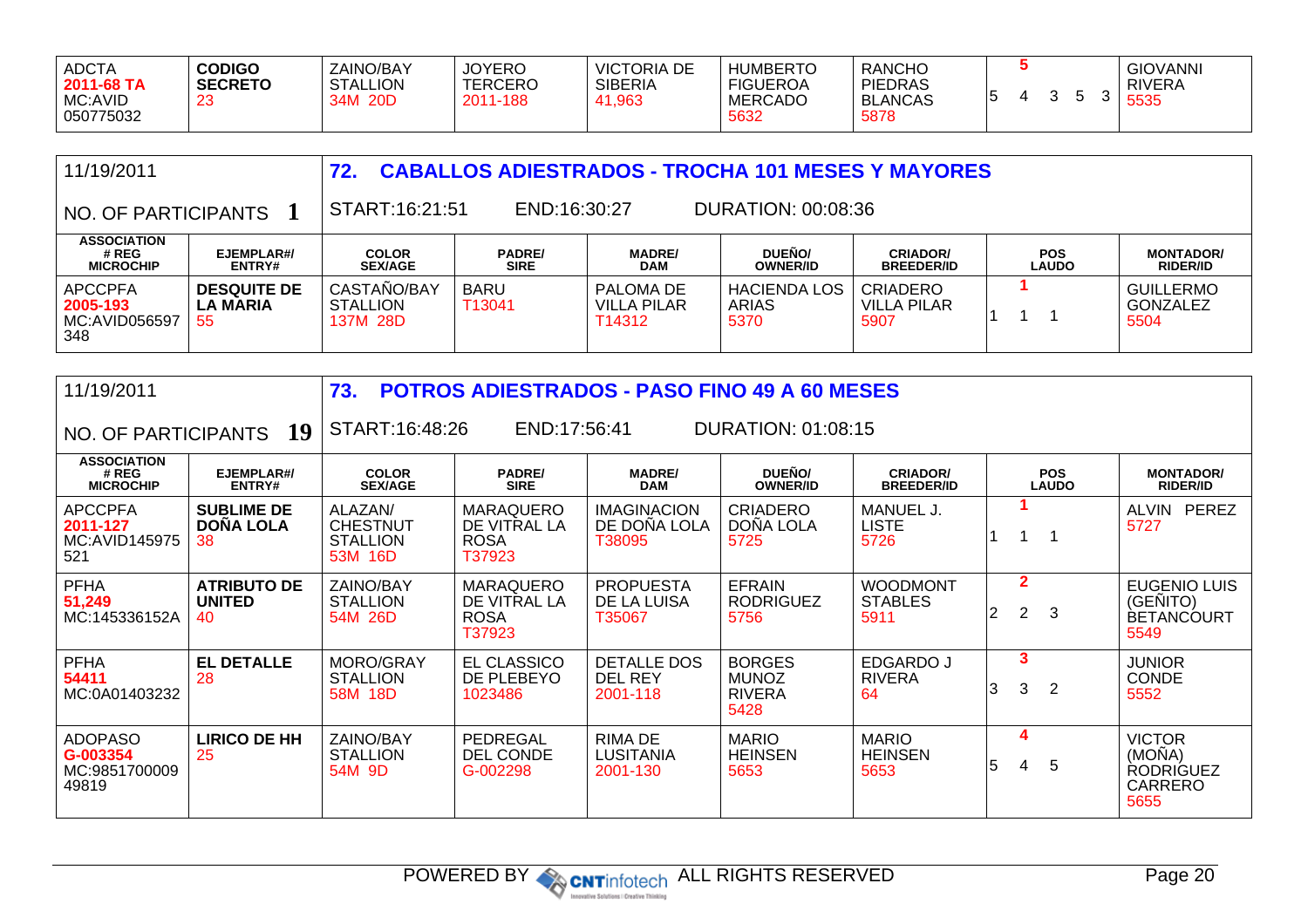| ASSOCIATION # REG MICROCHIP | EJEMPLAR#/ ENTRY# | COLOR SEX/AGE | PADRE/ SIRE | MADRE/ DAM | DUEÑO/ OWNER/ID | CRIADOR/ BREEDER/ID | POS LAUDO | MONTADOR/ RIDER/ID |
|---|---|---|---|---|---|---|---|---|
| ADCTA **2011-68 TA** MC:AVID 050775032 | **CODIGO SECRETO** 23 | ZAINO/BAY STALLION 34M 20D | JOYERO TERCERO 2011-188 | VICTORIA DE SIBERIA 41,963 | HUMBERTO FIGUEROA MERCADO 5632 | RANCHO PIEDRAS BLANCAS 5878 | **5** 5 4 3 5 3 | GIOVANNI RIVERA 5535 |

## 72. CABALLOS ADIESTRADOS - TROCHA 101 MESES Y MAYORES

11/19/2011

NO. OF PARTICIPANTS 1

START:16:21:51 END:16:30:27 DURATION: 00:08:36

| ASSOCIATION # REG MICROCHIP | EJEMPLAR#/ ENTRY# | COLOR SEX/AGE | PADRE/ SIRE | MADRE/ DAM | DUEÑO/ OWNER/ID | CRIADOR/ BREEDER/ID | POS LAUDO | MONTADOR/ RIDER/ID |
|---|---|---|---|---|---|---|---|---|
| APCCPFA **2005-193** MC:AVID056597 348 | **DESQUITE DE LA MARIA** 55 | CASTAÑO/BAY STALLION 137M 28D | BARU T13041 | PALOMA DE VILLA PILAR T14312 | HACIENDA LOS ARIAS 5370 | CRIADERO VILLA PILAR 5907 | **1** 1 1 1 | GUILLERMO GONZALEZ 5504 |

## 73. POTROS ADIESTRADOS - PASO FINO 49 A 60 MESES

11/19/2011

NO. OF PARTICIPANTS 19

START:16:48:26 END:17:56:41 DURATION: 01:08:15

| ASSOCIATION # REG MICROCHIP | EJEMPLAR#/ ENTRY# | COLOR SEX/AGE | PADRE/ SIRE | MADRE/ DAM | DUEÑO/ OWNER/ID | CRIADOR/ BREEDER/ID | POS LAUDO | MONTADOR/ RIDER/ID |
|---|---|---|---|---|---|---|---|---|
| APCCPFA **2011-127** MC:AVID145975 521 | **SUBLIME DE DOÑA LOLA** 38 | ALAZAN/ CHESTNUT STALLION 53M 16D | MARAQUERO DE VITRAL LA ROSA T37923 | IMAGINACION DE DOÑA LOLA T38095 | CRIADERO DOÑA LOLA 5725 | MANUEL J. LISTE 5726 | **1** 1 1 1 | ALVIN PEREZ 5727 |
| PFHA **51,249** MC:145336152A | **ATRIBUTO DE UNITED** 40 | ZAINO/BAY STALLION 54M 26D | MARAQUERO DE VITRAL LA ROSA T37923 | PROPUESTA DE LA LUISA T35067 | EFRAIN RODRIGUEZ 5756 | WOODMONT STABLES 5911 | **2** 2 2 3 | EUGENIO LUIS (GEÑITO) BETANCOURT 5549 |
| PFHA **54411** MC:0A01403232 | **EL DETALLE** 28 | MORO/GRAY STALLION 58M 18D | EL CLASSICO DE PLEBEYO 1023486 | DETALLE DOS DEL REY 2001-118 | BORGES MUNOZ RIVERA 5428 | EDGARDO J RIVERA 64 | **3** 3 3 2 | JUNIOR CONDE 5552 |
| ADOPASO **G-003354** MC:9851700009 49819 | **LIRICO DE HH** 25 | ZAINO/BAY STALLION 54M 9D | PEDREGAL DEL CONDE G-002298 | RIMA DE LUSITANIA 2001-130 | MARIO HEINSEN 5653 | MARIO HEINSEN 5653 | **4** 5 4 5 | VICTOR (MOÑA) RODRIGUEZ CARRERO 5655 |

POWERED BY CNTinfotech ALL RIGHTS RESERVED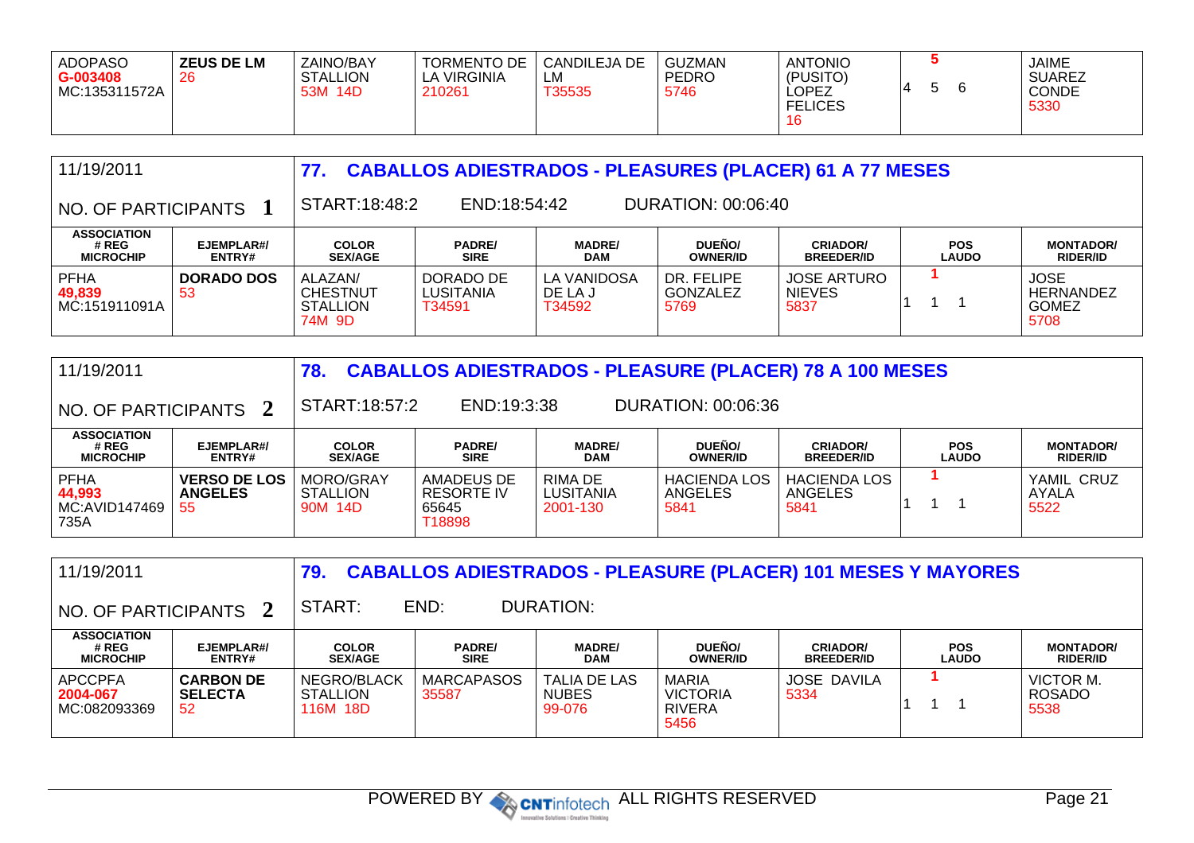| ADOPASO G-003408 MC:135311572A | **ZEUS DE LM** 26 | ZAINO/BAY STALLION 53M 14D | TORMENTO DE LA VIRGINIA 210261 | CANDILEJA DE LM T35535 | GUZMAN PEDRO 5746 | ANTONIO (PUSITO) LOPEZ FELICES 16 | 5 4 5 6 | JAIME SUAREZ CONDE 5330 |
|---|---|---|---|---|---|---|---|---|

11/19/2011

NO. OF PARTICIPANTS **1**

### 77. CABALLOS ADIESTRADOS - PLEASURES (PLACER) 61 A 77 MESES

START:18:48:2 END:18:54:42 DURATION: 00:06:40

| ASSOCIATION # REG MICROCHIP | EJEMPLAR#/ ENTRY# | COLOR SEX/AGE | PADRE/ SIRE | MADRE/ DAM | DUEÑO/ OWNER/ID | CRIADOR/ BREEDER/ID | POS LAUDO | MONTADOR/ RIDER/ID |
|---|---|---|---|---|---|---|---|---|
| PFHA **49,839** MC:151911091A | **DORADO DOS** 53 | ALAZAN/ CHESTNUT STALLION 74M 9D | DORADO DE LUSITANIA T34591 | LA VANIDOSA DE LA J T34592 | DR. FELIPE GONZALEZ 5769 | JOSE ARTURO NIEVES 5837 | 1 1 1 1 | JOSE HERNANDEZ GOMEZ 5708 |

11/19/2011

NO. OF PARTICIPANTS **2**

### 78. CABALLOS ADIESTRADOS - PLEASURE (PLACER) 78 A 100 MESES

START:18:57:2 END:19:3:38 DURATION: 00:06:36

| ASSOCIATION # REG MICROCHIP | EJEMPLAR#/ ENTRY# | COLOR SEX/AGE | PADRE/ SIRE | MADRE/ DAM | DUEÑO/ OWNER/ID | CRIADOR/ BREEDER/ID | POS LAUDO | MONTADOR/ RIDER/ID |
|---|---|---|---|---|---|---|---|---|
| PFHA **44,993** MC:AVID147469 735A | **VERSO DE LOS ANGELES** 55 | MORO/GRAY STALLION 90M 14D | AMADEUS DE RESORTE IV 65645 T18898 | RIMA DE LUSITANIA 2001-130 | HACIENDA LOS ANGELES 5841 | HACIENDA LOS ANGELES 5841 | 1 1 1 1 | YAMIL CRUZ AYALA 5522 |

11/19/2011

NO. OF PARTICIPANTS **2**

### 79. CABALLOS ADIESTRADOS - PLEASURE (PLACER) 101 MESES Y MAYORES

START: END: DURATION:

| ASSOCIATION # REG MICROCHIP | EJEMPLAR#/ ENTRY# | COLOR SEX/AGE | PADRE/ SIRE | MADRE/ DAM | DUEÑO/ OWNER/ID | CRIADOR/ BREEDER/ID | POS LAUDO | MONTADOR/ RIDER/ID |
|---|---|---|---|---|---|---|---|---|
| APCCPFA **2004-067** MC:082093369 | **CARBON DE SELECTA** 52 | NEGRO/BLACK STALLION 116M 18D | MARCAPASOS 35587 | TALIA DE LAS NUBES 99-076 | MARIA VICTORIA RIVERA 5456 | JOSE DAVILA 5334 | 1 1 1 1 | VICTOR M. ROSADO 5538 |

POWERED BY CNTinfotech ALL RIGHTS RESERVED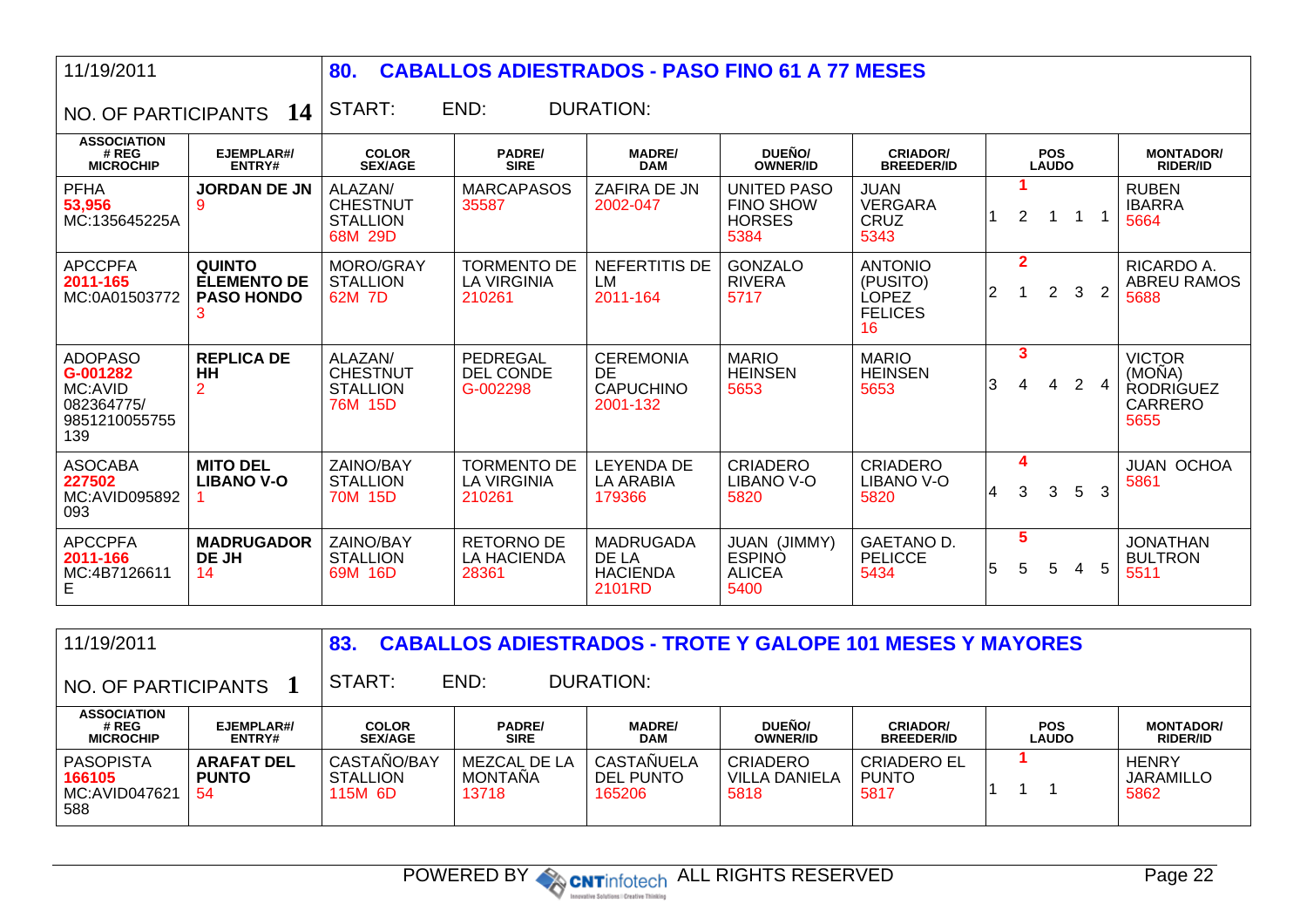## 80. CABALLOS ADIESTRADOS - PASO FINO 61 A 77 MESES

11/19/2011

NO. OF PARTICIPANTS **14**

START: END: DURATION:

| ASSOCIATION # REG MICROCHIP | EJEMPLAR#/ ENTRY# | COLOR SEX/AGE | PADRE/ SIRE | MADRE/ DAM | DUEÑO/ OWNER/ID | CRIADOR/ BREEDER/ID | POS LAUDO | MONTADOR/ RIDER/ID |
|---|---|---|---|---|---|---|---|---|
| PFHA **53,956** MC:135645225A | **JORDAN DE JN** 9 | ALAZAN/ CHESTNUT STALLION 68M 29D | MARCAPASOS 35587 | ZAFIRA DE JN 2002-047 | UNITED PASO FINO SHOW HORSES 5384 | JUAN VERGARA CRUZ 5343 | **1** 1 2 1 1 1 | RUBEN IBARRA 5664 |
| APCCPFA **2011-165** MC:0A01503772 | **QUINTO ELEMENTO DE PASO HONDO** 3 | MORO/GRAY STALLION 62M 7D | TORMENTO DE LA VIRGINIA 210261 | NEFERTITIS DE LM 2011-164 | GONZALO RIVERA 5717 | ANTONIO (PUSITO) LOPEZ FELICES 16 | **2** 2 1 2 3 2 | RICARDO A. ABREU RAMOS 5688 |
| ADOPASO **G-001282** MC:AVID 082364775/ 9851210055755 139 | **REPLICA DE HH** 2 | ALAZAN/ CHESTNUT STALLION 76M 15D | PEDREGAL DEL CONDE G-002298 | CEREMONIA DE CAPUCHINO 2001-132 | MARIO HEINSEN 5653 | MARIO HEINSEN 5653 | **3** 3 4 4 2 4 | VICTOR (MOÑA) RODRIGUEZ CARRERO 5655 |
| ASOCABA **227502** MC:AVID095892 093 | **MITO DEL LIBANO V-O** 1 | ZAINO/BAY STALLION 70M 15D | TORMENTO DE LA VIRGINIA 210261 | LEYENDA DE LA ARABIA 179366 | CRIADERO LIBANO V-O 5820 | CRIADERO LIBANO V-O 5820 | **4** 4 3 3 5 3 | JUAN OCHOA 5861 |
| APCCPFA **2011-166** MC:4B7126611 E | **MADRUGADOR DE JH** 14 | ZAINO/BAY STALLION 69M 16D | RETORNO DE LA HACIENDA 28361 | MADRUGADA DE LA HACIENDA 2101RD | JUAN (JIMMY) ESPINO ALICEA 5400 | GAETANO D. PELICCE 5434 | **5** 5 5 5 4 5 | JONATHAN BULTRON 5511 |

## 83. CABALLOS ADIESTRADOS - TROTE Y GALOPE 101 MESES Y MAYORES

11/19/2011

NO. OF PARTICIPANTS **1**

START: END: DURATION:

| ASSOCIATION # REG MICROCHIP | EJEMPLAR#/ ENTRY# | COLOR SEX/AGE | PADRE/ SIRE | MADRE/ DAM | DUEÑO/ OWNER/ID | CRIADOR/ BREEDER/ID | POS LAUDO | MONTADOR/ RIDER/ID |
|---|---|---|---|---|---|---|---|---|
| PASOPISTA **166105** MC:AVID047621 588 | **ARAFAT DEL PUNTO** 54 | CASTAÑO/BAY STALLION 115M 6D | MEZCAL DE LA MONTAÑA 13718 | CASTAÑUELA DEL PUNTO 165206 | CRIADERO VILLA DANIELA 5818 | CRIADERO EL PUNTO 5817 | **1** 1 1 1 | HENRY JARAMILLO 5862 |

POWERED BY CNTinfotech ALL RIGHTS RESERVED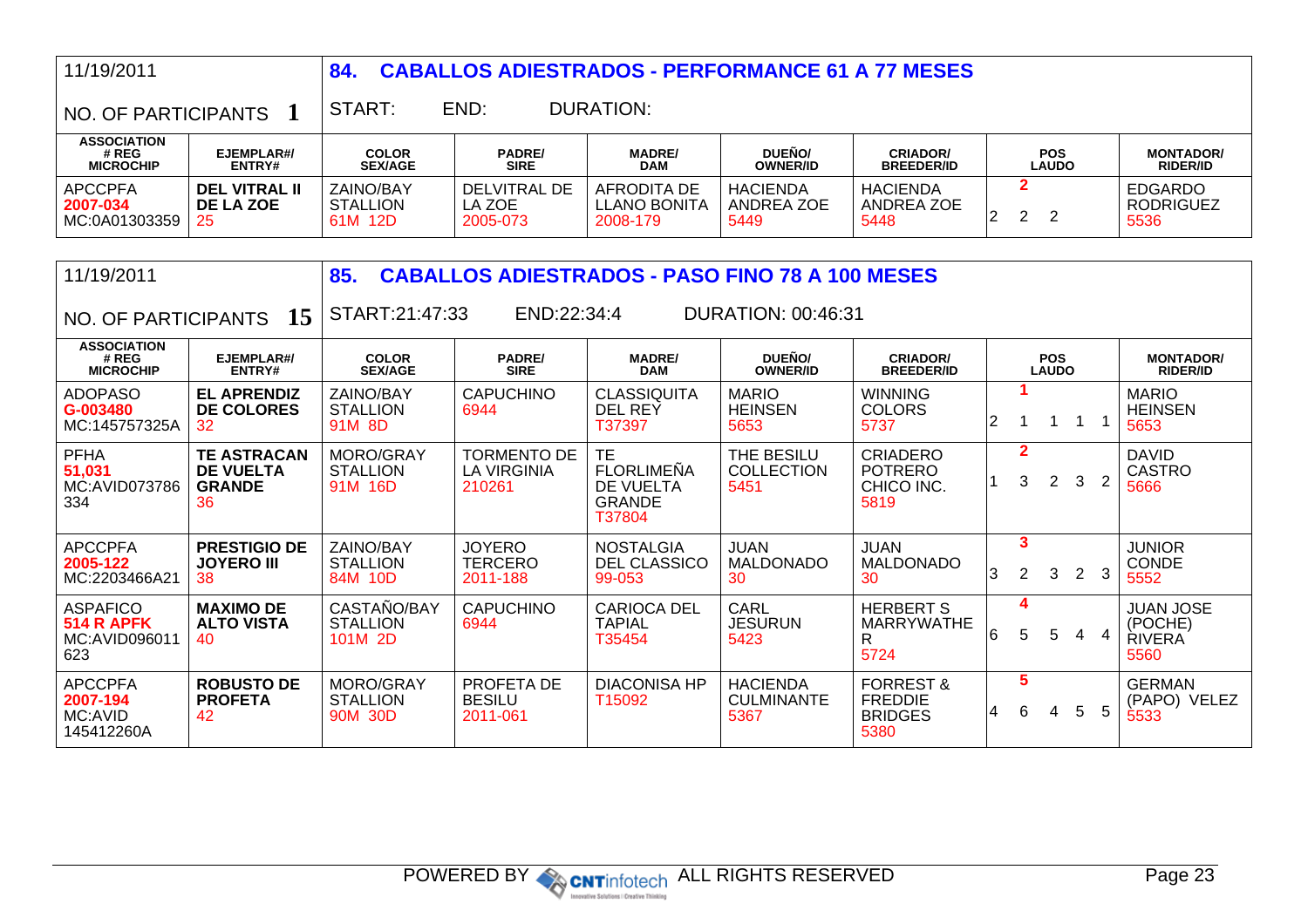| 11/19/2011 | | 84. CABALLOS ADIESTRADOS - PERFORMANCE 61 A 77 MESES | | | | | | |
|---|---|---|---|---|---|---|---|---|
| NO. OF PARTICIPANTS **1** | | START: END: DURATION: | | | | | | |
| **ASSOCIATION # REG MICROCHIP** | **EJEMPLAR#/ ENTRY#** | **COLOR SEX/AGE** | **PADRE/ SIRE** | **MADRE/ DAM** | **DUEÑO/ OWNER/ID** | **CRIADOR/ BREEDER/ID** | **POS LAUDO** | **MONTADOR/ RIDER/ID** |
| APCCPFA 2007-034 MC:0A01303359 | **DEL VITRAL II DE LA ZOE** 25 | ZAINO/BAY STALLION 61M 12D | DELVITRAL DE LA ZOE 2005-073 | AFRODITA DE LLANO BONITA 2008-179 | HACIENDA ANDREA ZOE 5449 | HACIENDA ANDREA ZOE 5448 | 2 / 2 2 2 | EDGARDO RODRIGUEZ 5536 |

| 11/19/2011 | | 85. CABALLOS ADIESTRADOS - PASO FINO 78 A 100 MESES | | | | | | |
|---|---|---|---|---|---|---|---|---|
| NO. OF PARTICIPANTS **15** | | START:21:47:33 END:22:34:4 DURATION: 00:46:31 | | | | | | |
| **ASSOCIATION # REG MICROCHIP** | **EJEMPLAR#/ ENTRY#** | **COLOR SEX/AGE** | **PADRE/ SIRE** | **MADRE/ DAM** | **DUEÑO/ OWNER/ID** | **CRIADOR/ BREEDER/ID** | **POS LAUDO** | **MONTADOR/ RIDER/ID** |
| ADOPASO G-003480 MC:145757325A | **EL APRENDIZ DE COLORES** 32 | ZAINO/BAY STALLION 91M 8D | CAPUCHINO 6944 | CLASSIQUITA DEL REY T37397 | MARIO HEINSEN 5653 | WINNING COLORS 5737 | 1 / 2 1 1 1 1 | MARIO HEINSEN 5653 |
| PFHA 51,031 MC:AVID073786 334 | **TE ASTRACAN DE VUELTA GRANDE** 36 | MORO/GRAY STALLION 91M 16D | TORMENTO DE LA VIRGINIA 210261 | TE FLORLIMEÑA DE VUELTA GRANDE T37804 | THE BESILU COLLECTION 5451 | CRIADERO POTRERO CHICO INC. 5819 | 2 / 1 3 2 3 2 | DAVID CASTRO 5666 |
| APCCPFA 2005-122 MC:2203466A21 | **PRESTIGIO DE JOYERO III** 38 | ZAINO/BAY STALLION 84M 10D | JOYERO TERCERO 2011-188 | NOSTALGIA DEL CLASSICO 99-053 | JUAN MALDONADO 30 | JUAN MALDONADO 30 | 3 / 3 2 3 2 3 | JUNIOR CONDE 5552 |
| ASPAFICO 514 R APFK MC:AVID096011 623 | **MAXIMO DE ALTO VISTA** 40 | CASTAÑO/BAY STALLION 101M 2D | CAPUCHINO 6944 | CARIOCA DEL TAPIAL T35454 | CARL JESURUN 5423 | HERBERT S MARRYWATHE R 5724 | 4 / 6 5 5 4 4 | JUAN JOSE (POCHE) RIVERA 5560 |
| APCCPFA 2007-194 MC:AVID 145412260A | **ROBUSTO DE PROFETA** 42 | MORO/GRAY STALLION 90M 30D | PROFETA DE BESILU 2011-061 | DIACONISA HP T15092 | HACIENDA CULMINANTE 5367 | FORREST & FREDDIE BRIDGES 5380 | 5 / 4 6 4 5 5 | GERMAN (PAPO) VELEZ 5533 |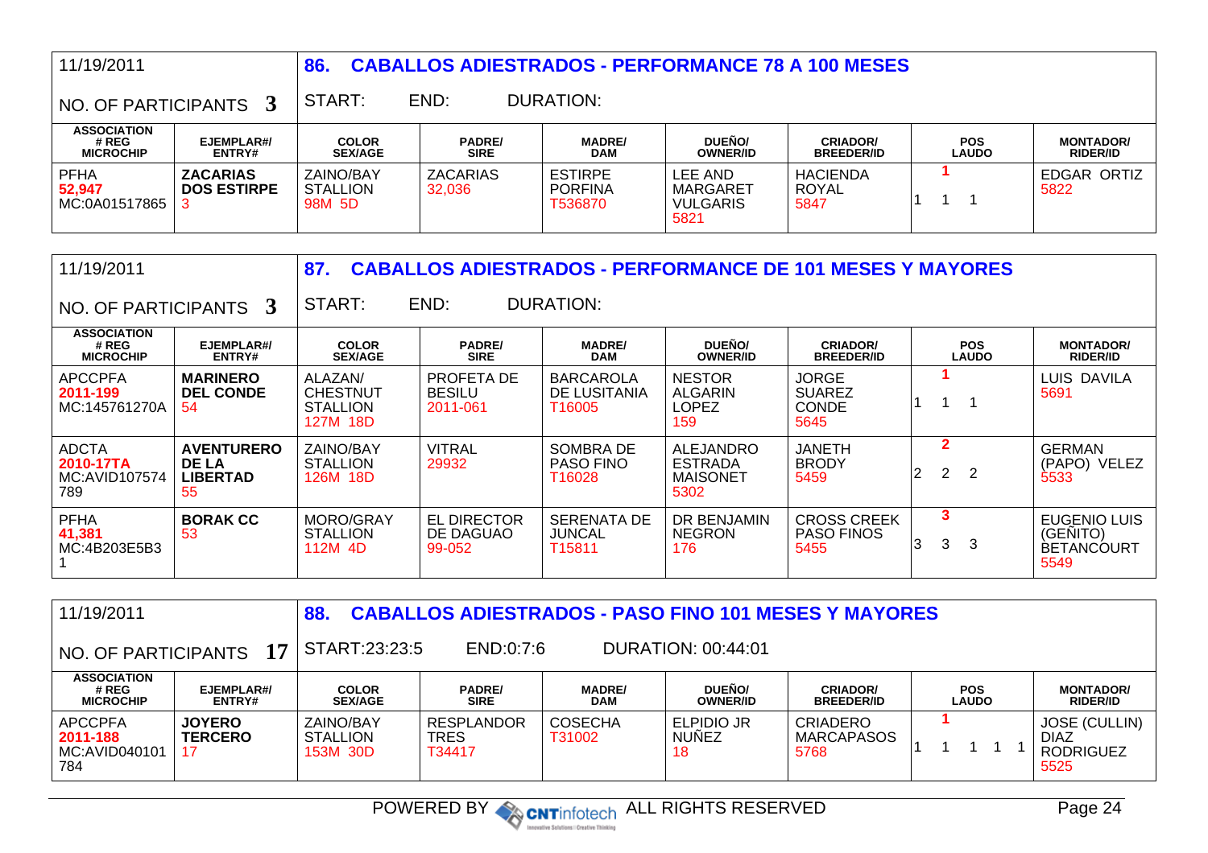## 86. CABALLOS ADIESTRADOS - PERFORMANCE 78 A 100 MESES

11/19/2011

NO. OF PARTICIPANTS **3**

START: END: DURATION:

| ASSOCIATION # REG MICROCHIP | EJEMPLAR#/ ENTRY# | COLOR SEX/AGE | PADRE/ SIRE | MADRE/ DAM | DUEÑO/ OWNER/ID | CRIADOR/ BREEDER/ID | POS LAUDO | MONTADOR/ RIDER/ID |
|---|---|---|---|---|---|---|---|---|
| PFHA **52,947** MC:0A01517865 | **ZACARIAS DOS ESTIRPE** 3 | ZAINO/BAY STALLION 98M 5D | ZACARIAS 32,036 | ESTIRPE PORFINA T536870 | LEE AND MARGARET VULGARIS 5821 | HACIENDA ROYAL 5847 | **1** 1 1 1 | EDGAR ORTIZ 5822 |

## 87. CABALLOS ADIESTRADOS - PERFORMANCE DE 101 MESES Y MAYORES

11/19/2011

NO. OF PARTICIPANTS **3**

START: END: DURATION:

| ASSOCIATION # REG MICROCHIP | EJEMPLAR#/ ENTRY# | COLOR SEX/AGE | PADRE/ SIRE | MADRE/ DAM | DUEÑO/ OWNER/ID | CRIADOR/ BREEDER/ID | POS LAUDO | MONTADOR/ RIDER/ID |
|---|---|---|---|---|---|---|---|---|
| APCCPFA **2011-199** MC:145761270A | **MARINERO DEL CONDE** 54 | ALAZAN/ CHESTNUT STALLION 127M 18D | PROFETA DE BESILU 2011-061 | BARCAROLA DE LUSITANIA T16005 | NESTOR ALGARIN LOPEZ 159 | JORGE SUAREZ CONDE 5645 | **1** 1 1 1 | LUIS DAVILA 5691 |
| ADCTA **2010-17TA** MC:AVID107574789 | **AVENTURERO DE LA LIBERTAD** 55 | ZAINO/BAY STALLION 126M 18D | VITRAL 29932 | SOMBRA DE PASO FINO T16028 | ALEJANDRO ESTRADA MAISONET 5302 | JANETH BRODY 5459 | **2** 2 2 2 | GERMAN (PAPO) VELEZ 5533 |
| PFHA **41,381** MC:4B203E5B31 | **BORAK CC** 53 | MORO/GRAY STALLION 112M 4D | EL DIRECTOR DE DAGUAO 99-052 | SERENATA DE JUNCAL T15811 | DR BENJAMIN NEGRON 176 | CROSS CREEK PASO FINOS 5455 | **3** 3 3 3 | EUGENIO LUIS (GEÑITO) BETANCOURT 5549 |

## 88. CABALLOS ADIESTRADOS - PASO FINO 101 MESES Y MAYORES

11/19/2011

NO. OF PARTICIPANTS **17**

START:23:23:5 END:0:7:6 DURATION: 00:44:01

| ASSOCIATION # REG MICROCHIP | EJEMPLAR#/ ENTRY# | COLOR SEX/AGE | PADRE/ SIRE | MADRE/ DAM | DUEÑO/ OWNER/ID | CRIADOR/ BREEDER/ID | POS LAUDO | MONTADOR/ RIDER/ID |
|---|---|---|---|---|---|---|---|---|
| APCCPFA **2011-188** MC:AVID040101784 | **JOYERO TERCERO** 17 | ZAINO/BAY STALLION 153M 30D | RESPLANDOR TRES T34417 | COSECHA T31002 | ELPIDIO JR NUÑEZ 18 | CRIADERO MARCAPASOS 5768 | **1** 1 1 1 1 1 | JOSE (CULLIN) DIAZ RODRIGUEZ 5525 |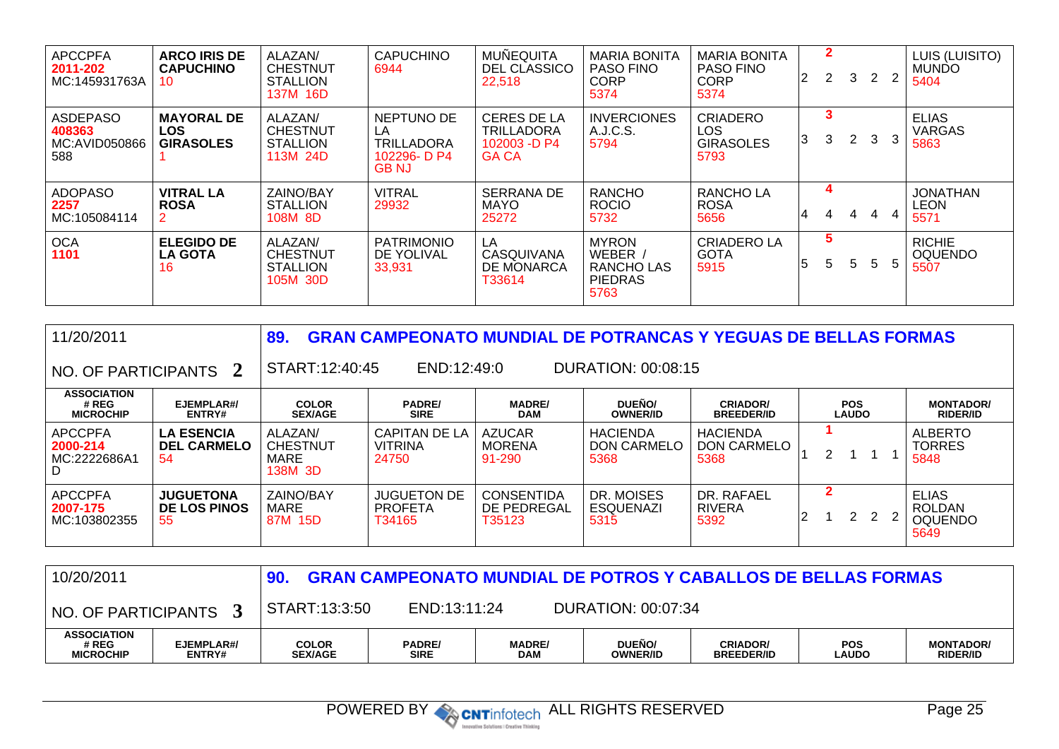| ASSOCIATION # REG MICROCHIP | EJEMPLAR#/ ENTRY# | COLOR SEX/AGE | PADRE/ SIRE | MADRE/ DAM | DUEÑO/ OWNER/ID | CRIADOR/ BREEDER/ID | POS LAUDO | MONTADOR/ RIDER/ID |
|---|---|---|---|---|---|---|---|---|
| APCCPFA 2011-202 MC:145931763A | **ARCO IRIS DE CAPUCHINO** 10 | ALAZAN/ CHESTNUT STALLION 137M 16D | CAPUCHINO 6944 | MUÑEQUITA DEL CLASSICO 22,518 | MARIA BONITA PASO FINO CORP 5374 | MARIA BONITA PASO FINO CORP 5374 | **2** 2 2 3 2 2 | LUIS (LUISITO) MUNDO 5404 |
| ASDEPASO 408363 MC:AVID050866 588 | **MAYORAL DE LOS GIRASOLES** 1 | ALAZAN/ CHESTNUT STALLION 113M 24D | NEPTUNO DE LA TRILLADORA 102296- D P4 GB NJ | CERES DE LA TRILLADORA 102003 -D P4 GA CA | INVERCIONES A.J.C.S. 5794 | CRIADERO LOS GIRASOLES 5793 | **3** 3 3 2 3 3 | ELIAS VARGAS 5863 |
| ADOPASO 2257 MC:105084114 | **VITRAL LA ROSA** 2 | ZAINO/BAY STALLION 108M 8D | VITRAL 29932 | SERRANA DE MAYO 25272 | RANCHO ROCIO 5732 | RANCHO LA ROSA 5656 | **4** 4 4 4 4 4 | JONATHAN LEON 5571 |
| OCA 1101 | **ELEGIDO DE LA GOTA** 16 | ALAZAN/ CHESTNUT STALLION 105M 30D | PATRIMONIO DE YOLIVAL 33,931 | LA CASQUIVANA DE MONARCA T33614 | MYRON WEBER / RANCHO LAS PIEDRAS 5763 | CRIADERO LA GOTA 5915 | **5** 5 5 5 5 5 | RICHIE OQUENDO 5507 |

## 89. GRAN CAMPEONATO MUNDIAL DE POTRANCAS Y YEGUAS DE BELLAS FORMAS

11/20/2011

NO. OF PARTICIPANTS **2**

START:12:40:45 END:12:49:0 DURATION: 00:08:15

| ASSOCIATION # REG MICROCHIP | EJEMPLAR#/ ENTRY# | COLOR SEX/AGE | PADRE/ SIRE | MADRE/ DAM | DUEÑO/ OWNER/ID | CRIADOR/ BREEDER/ID | POS LAUDO | MONTADOR/ RIDER/ID |
|---|---|---|---|---|---|---|---|---|
| APCCPFA 2000-214 MC:2222686A1 D | **LA ESENCIA DEL CARMELO** 54 | ALAZAN/ CHESTNUT MARE 138M 3D | CAPITAN DE LA VITRINA 24750 | AZUCAR MORENA 91-290 | HACIENDA DON CARMELO 5368 | HACIENDA DON CARMELO 5368 | **1** 1 2 1 1 1 | ALBERTO TORRES 5848 |
| APCCPFA 2007-175 MC:103802355 | **JUGUETONA DE LOS PINOS** 55 | ZAINO/BAY MARE 87M 15D | JUGUETON DE PROFETA T34165 | CONSENTIDA DE PEDREGAL T35123 | DR. MOISES ESQUENAZI 5315 | DR. RAFAEL RIVERA 5392 | **2** 2 1 2 2 2 | ELIAS ROLDAN OQUENDO 5649 |

## 90. GRAN CAMPEONATO MUNDIAL DE POTROS Y CABALLOS DE BELLAS FORMAS

10/20/2011

NO. OF PARTICIPANTS **3**

START:13:3:50 END:13:11:24 DURATION: 00:07:34

| ASSOCIATION # REG MICROCHIP | EJEMPLAR#/ ENTRY# | COLOR SEX/AGE | PADRE/ SIRE | MADRE/ DAM | DUEÑO/ OWNER/ID | CRIADOR/ BREEDER/ID | POS LAUDO | MONTADOR/ RIDER/ID |
|---|---|---|---|---|---|---|---|---|

POWERED BY CNTinfotech ALL RIGHTS RESERVED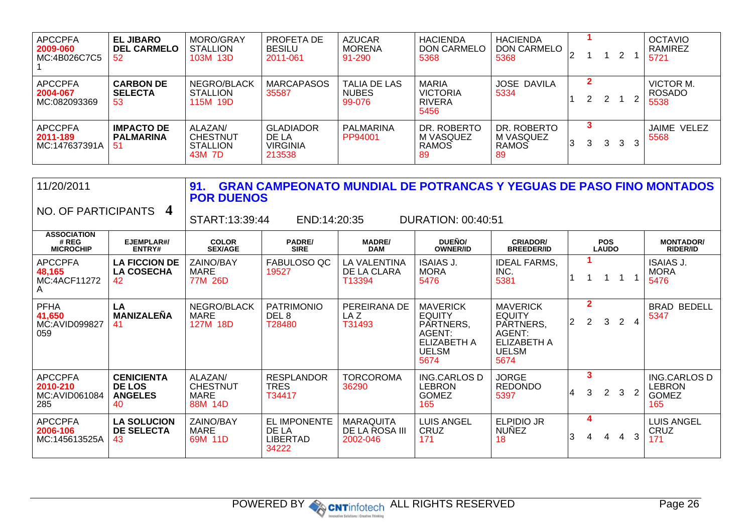| ASSOCIATION # REG MICROCHIP | EJEMPLAR#/ ENTRY# | COLOR SEX/AGE | PADRE/ SIRE | MADRE/ DAM | DUEÑO/ OWNER/ID | CRIADOR/ BREEDER/ID | POS LAUDO | | | | | MONTADOR/ RIDER/ID |
|---|---|---|---|---|---|---|---|---|---|---|---|---|
| APCCPFA 2009-060 MC:4B026C7C51 | **EL JIBARO DEL CARMELO** 52 | MORO/GRAY STALLION 103M 13D | PROFETA DE BESILU 2011-061 | AZUCAR MORENA 91-290 | HACIENDA DON CARMELO 5368 | HACIENDA DON CARMELO 5368 | **1** | | | | | OCTAVIO RAMIREZ 5721 |
| | | | | | | | 2 | 1 | 1 | 2 | 1 | |
| APCCPFA 2004-067 MC:082093369 | **CARBON DE SELECTA** 53 | NEGRO/BLACK STALLION 115M 19D | MARCAPASOS 35587 | TALIA DE LAS NUBES 99-076 | MARIA VICTORIA RIVERA 5456 | JOSE DAVILA 5334 | **2** | | | | | VICTOR M. ROSADO 5538 |
| | | | | | | | 1 | 2 | 2 | 1 | 2 | |
| APCCPFA 2011-189 MC:147637391A | **IMPACTO DE PALMARINA** 51 | ALAZAN/ CHESTNUT STALLION 43M 7D | GLADIADOR DE LA VIRGINIA 213538 | PALMARINA PP94001 | DR. ROBERTO M VASQUEZ RAMOS 89 | DR. ROBERTO M VASQUEZ RAMOS 89 | **3** | | | | | JAIME VELEZ 5568 |
| | | | | | | | 3 | 3 | 3 | 3 | 3 | |

11/20/2011

NO. OF PARTICIPANTS **4**

## 91. GRAN CAMPEONATO MUNDIAL DE POTRANCAS Y YEGUAS DE PASO FINO MONTADOS POR DUENOS

START:13:39:44 END:14:20:35 DURATION: 00:40:51

| ASSOCIATION # REG MICROCHIP | EJEMPLAR#/ ENTRY# | COLOR SEX/AGE | PADRE/ SIRE | MADRE/ DAM | DUEÑO/ OWNER/ID | CRIADOR/ BREEDER/ID | POS LAUDO | | | | | MONTADOR/ RIDER/ID |
|---|---|---|---|---|---|---|---|---|---|---|---|---|
| APCCPFA 48,165 MC:4ACF11272A | **LA FICCION DE LA COSECHA** 42 | ZAINO/BAY MARE 77M 26D | FABULOSO QC 19527 | LA VALENTINA DE LA CLARA T13394 | ISAIAS J. MORA 5476 | IDEAL FARMS, INC. 5381 | **1** | | | | | ISAIAS J. MORA 5476 |
| | | | | | | | 1 | 1 | 1 | 1 | 1 | |
| PFHA 41,650 MC:AVID099827059 | **LA MANIZALEÑA** 41 | NEGRO/BLACK MARE 127M 18D | PATRIMONIO DEL 8 T28480 | PEREIRANA DE LA Z T31493 | MAVERICK EQUITY PARTNERS, AGENT: ELIZABETH A UELSM 5674 | MAVERICK EQUITY PARTNERS, AGENT: ELIZABETH A UELSM 5674 | **2** | | | | | BRAD BEDELL 5347 |
| | | | | | | | 2 | 2 | 3 | 2 | 4 | |
| APCCPFA 2010-210 MC:AVID061084285 | **CENICIENTA DE LOS ANGELES** 40 | ALAZAN/ CHESTNUT MARE 88M 14D | RESPLANDOR TRES T34417 | TORCOROMA 36290 | ING.CARLOS D LEBRON GOMEZ 165 | JORGE REDONDO 5397 | **3** | | | | | ING.CARLOS D LEBRON GOMEZ 165 |
| | | | | | | | 4 | 3 | 2 | 3 | 2 | |
| APCCPFA 2006-106 MC:145613525A | **LA SOLUCION DE SELECTA** 43 | ZAINO/BAY MARE 69M 11D | EL IMPONENTE DE LA LIBERTAD 34222 | MARAQUITA DE LA ROSA III 2002-046 | LUIS ANGEL CRUZ 171 | ELPIDIO JR NUÑEZ 18 | **4** | | | | | LUIS ANGEL CRUZ 171 |
| | | | | | | | 3 | 4 | 4 | 4 | 3 | |

POWERED BY CNTinfotech ALL RIGHTS RESERVED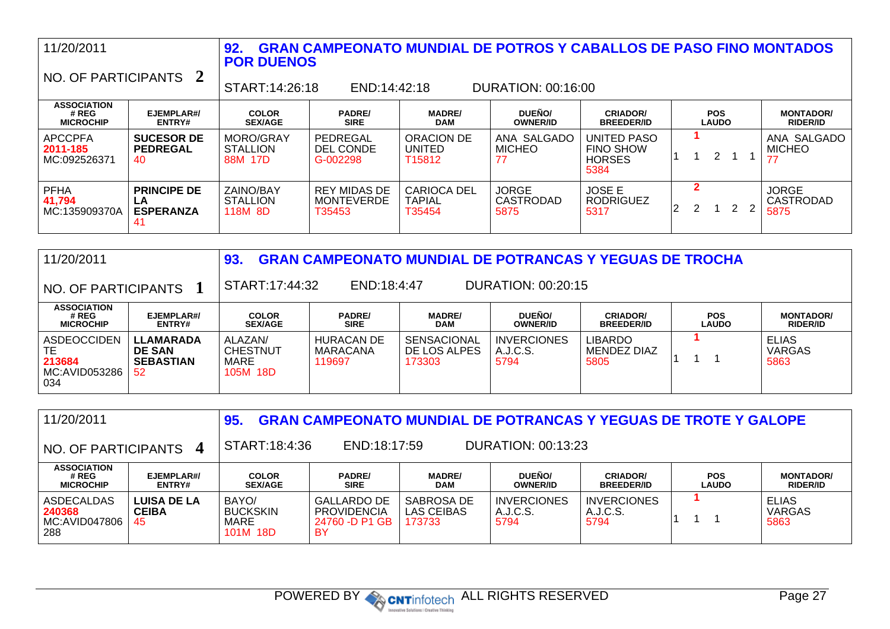| 11/20/2011 | | **92. GRAN CAMPEONATO MUNDIAL DE POTROS Y CABALLOS DE PASO FINO MONTADOS POR DUENOS** | | | | | | |
|---|---|---|---|---|---|---|---|---|
| NO. OF PARTICIPANTS **2** | | START:14:26:18 | END:14:42:18 | DURATION: 00:16:00 | | | | |
| **ASSOCIATION # REG MICROCHIP** | **EJEMPLAR#/ ENTRY#** | **COLOR SEX/AGE** | **PADRE/ SIRE** | **MADRE/ DAM** | **DUEÑO/ OWNER/ID** | **CRIADOR/ BREEDER/ID** | **POS LAUDO** | **MONTADOR/ RIDER/ID** |
| APCCPFA 2011-185 MC:092526371 | **SUCESOR DE PEDREGAL** 40 | MORO/GRAY STALLION 88M 17D | PEDREGAL DEL CONDE G-002298 | ORACION DE UNITED T15812 | ANA SALGADO MICHEO 77 | UNITED PASO FINO SHOW HORSES 5384 | **1** 1 1 2 1 1 | ANA SALGADO MICHEO 77 |
| PFHA 41,794 MC:135909370A | **PRINCIPE DE LA ESPERANZA** 41 | ZAINO/BAY STALLION 118M 8D | REY MIDAS DE MONTEVERDE T35453 | CARIOCA DEL TAPIAL T35454 | JORGE CASTRODAD 5875 | JOSE E RODRIGUEZ 5317 | **2** 2 2 1 2 2 | JORGE CASTRODAD 5875 |

| 11/20/2011 | | **93. GRAN CAMPEONATO MUNDIAL DE POTRANCAS Y YEGUAS DE TROCHA** | | | | | | |
|---|---|---|---|---|---|---|---|---|
| NO. OF PARTICIPANTS **1** | | START:17:44:32 | END:18:4:47 | DURATION: 00:20:15 | | | | |
| **ASSOCIATION # REG MICROCHIP** | **EJEMPLAR#/ ENTRY#** | **COLOR SEX/AGE** | **PADRE/ SIRE** | **MADRE/ DAM** | **DUEÑO/ OWNER/ID** | **CRIADOR/ BREEDER/ID** | **POS LAUDO** | **MONTADOR/ RIDER/ID** |
| ASDEOCCIDENTE 213684 MC:AVID053286034 | **LLAMARADA DE SAN SEBASTIAN** 52 | ALAZAN/ CHESTNUT MARE 105M 18D | HURACAN DE MARACANA 119697 | SENSACIONAL DE LOS ALPES 173303 | INVERCIONES A.J.C.S. 5794 | LIBARDO MENDEZ DIAZ 5805 | **1** 1 1 1 | ELIAS VARGAS 5863 |

| 11/20/2011 | | **95. GRAN CAMPEONATO MUNDIAL DE POTRANCAS Y YEGUAS DE TROTE Y GALOPE** | | | | | | |
|---|---|---|---|---|---|---|---|---|
| NO. OF PARTICIPANTS **4** | | START:18:4:36 | END:18:17:59 | DURATION: 00:13:23 | | | | |
| **ASSOCIATION # REG MICROCHIP** | **EJEMPLAR#/ ENTRY#** | **COLOR SEX/AGE** | **PADRE/ SIRE** | **MADRE/ DAM** | **DUEÑO/ OWNER/ID** | **CRIADOR/ BREEDER/ID** | **POS LAUDO** | **MONTADOR/ RIDER/ID** |
| ASDECALDAS 240368 MC:AVID047806288 | **LUISA DE LA CEIBA** 45 | BAYO/ BUCKSKIN MARE 101M 18D | GALLARDO DE PROVIDENCIA 24760 -D P1 GB BY | SABROSA DE LAS CEIBAS 173733 | INVERCIONES A.J.C.S. 5794 | INVERCIONES A.J.C.S. 5794 | **1** 1 1 1 | ELIAS VARGAS 5863 |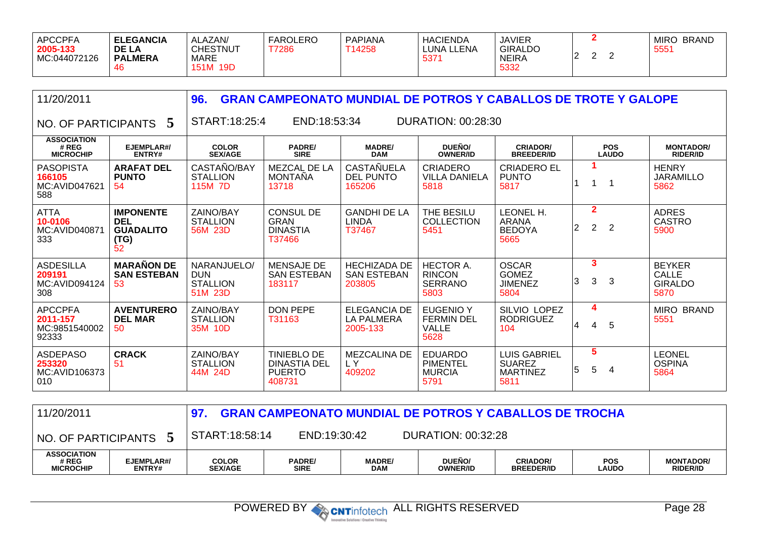| APCCPFA 2005-133 MC:044072126 | ELEGANCIA DE LA PALMERA 46 | ALAZAN/ CHESTNUT MARE 151M 19D | FAROLERO T7286 | PAPIANA T14258 | HACIENDA LUNA LLENA 5371 | JAVIER GIRALDO NEIRA 5332 | 2 / 2 2 2 | MIRO BRAND 5551 |
|---|---|---|---|---|---|---|---|---|

| 11/20/2011 | | 96. GRAN CAMPEONATO MUNDIAL DE POTROS Y CABALLOS DE TROTE Y GALOPE | | | | | | |
|---|---|---|---|---|---|---|---|---|
| NO. OF PARTICIPANTS 5 | | START:18:25:4 | END:18:53:34 | DURATION: 00:28:30 | | | | |
| ASSOCIATION # REG MICROCHIP | EJEMPLAR#/ ENTRY# | COLOR SEX/AGE | PADRE/ SIRE | MADRE/ DAM | DUEÑO/ OWNER/ID | CRIADOR/ BREEDER/ID | POS LAUDO | MONTADOR/ RIDER/ID |
| PASOPISTA 166105 MC:AVID047621 588 | ARAFAT DEL PUNTO 54 | CASTAÑO/BAY STALLION 115M 7D | MEZCAL DE LA MONTAÑA 13718 | CASTAÑUELA DEL PUNTO 165206 | CRIADERO VILLA DANIELA 5818 | CRIADERO EL PUNTO 5817 | 1 / 1 1 1 | HENRY JARAMILLO 5862 |
| ATTA 10-0106 MC:AVID040871 333 | IMPONENTE DEL GUADALITO (TG) 52 | ZAINO/BAY STALLION 56M 23D | CONSUL DE GRAN DINASTIA T37466 | GANDHI DE LA LINDA T37467 | THE BESILU COLLECTION 5451 | LEONEL H. ARANA BEDOYA 5665 | 2 / 2 2 2 | ADRES CASTRO 5900 |
| ASDESILLA 209191 MC:AVID094124 308 | MARAÑON DE SAN ESTEBAN 53 | NARANJUELO/ DUN STALLION 51M 23D | MENSAJE DE SAN ESTEBAN 183117 | HECHIZADA DE SAN ESTEBAN 203805 | HECTOR A. RINCON SERRANO 5803 | OSCAR GOMEZ JIMENEZ 5804 | 3 / 3 3 3 | BEYKER CALLE GIRALDO 5870 |
| APCCPFA 2011-157 MC:9851540002 92333 | AVENTURERO DEL MAR 50 | ZAINO/BAY STALLION 35M 10D | DON PEPE T31163 | ELEGANCIA DE LA PALMERA 2005-133 | EUGENIO Y FERMIN DEL VALLE 5628 | SILVIO LOPEZ RODRIGUEZ 104 | 4 / 4 4 5 | MIRO BRAND 5551 |
| ASDEPASO 253320 MC:AVID106373 010 | CRACK 51 | ZAINO/BAY STALLION 44M 24D | TINIEBLO DE DINASTIA DEL PUERTO 408731 | MEZCALINA DE L Y 409202 | EDUARDO PIMENTEL MURCIA 5791 | LUIS GABRIEL SUAREZ MARTINEZ 5811 | 5 / 5 5 4 | LEONEL OSPINA 5864 |

| 11/20/2011 | | 97. GRAN CAMPEONATO MUNDIAL DE POTROS Y CABALLOS DE TROCHA | | | | | | |
|---|---|---|---|---|---|---|---|---|
| NO. OF PARTICIPANTS 5 | | START:18:58:14 | END:19:30:42 | DURATION: 00:32:28 | | | | |
| ASSOCIATION # REG MICROCHIP | EJEMPLAR#/ ENTRY# | COLOR SEX/AGE | PADRE/ SIRE | MADRE/ DAM | DUEÑO/ OWNER/ID | CRIADOR/ BREEDER/ID | POS LAUDO | MONTADOR/ RIDER/ID |

POWERED BY CNTinfotech ALL RIGHTS RESERVED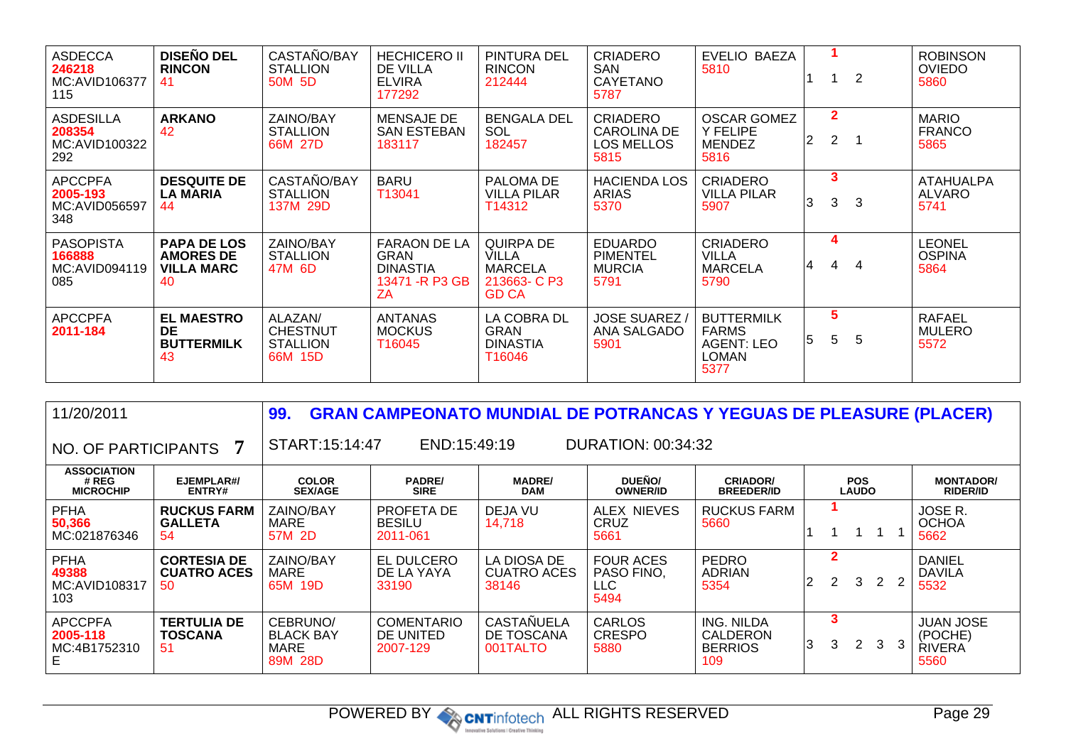| ASSOCIATION # REG MICROCHIP | EJEMPLAR#/ ENTRY# | COLOR SEX/AGE | PADRE/ SIRE | MADRE/ DAM | DUEÑO/ OWNER/ID | CRIADOR/ BREEDER/ID | POS LAUDO | MONTADOR/ RIDER/ID |
|---|---|---|---|---|---|---|---|---|
| ASDECCA 246218 MC:AVID106377115 | **DISEÑO DEL RINCON** 41 | CASTAÑO/BAY STALLION 50M 5D | HECHICERO II DE VILLA ELVIRA 177292 | PINTURA DEL RINCON 212444 | CRIADERO SAN CAYETANO 5787 | EVELIO BAEZA 5810 | **1** 1 1 2 | ROBINSON OVIEDO 5860 |
| ASDESILLA 208354 MC:AVID100322292 | **ARKANO** 42 | ZAINO/BAY STALLION 66M 27D | MENSAJE DE SAN ESTEBAN 183117 | BENGALA DEL SOL 182457 | CRIADERO CAROLINA DE LOS MELLOS 5815 | OSCAR GOMEZ Y FELIPE MENDEZ 5816 | **2** 2 2 1 | MARIO FRANCO 5865 |
| APCCPFA 2005-193 MC:AVID056597348 | **DESQUITE DE LA MARIA** 44 | CASTAÑO/BAY STALLION 137M 29D | BARU T13041 | PALOMA DE VILLA PILAR T14312 | HACIENDA LOS ARIAS 5370 | CRIADERO VILLA PILAR 5907 | **3** 3 3 3 | ATAHUALPA ALVARO 5741 |
| PASOPISTA 166888 MC:AVID094119085 | **PAPA DE LOS AMORES DE VILLA MARC** 40 | ZAINO/BAY STALLION 47M 6D | FARAON DE LA GRAN DINASTIA 13471 -R P3 GB ZA | QUIRPA DE VILLA MARCELA 213663- C P3 GD CA | EDUARDO PIMENTEL MURCIA 5791 | CRIADERO VILLA MARCELA 5790 | **4** 4 4 4 | LEONEL OSPINA 5864 |
| APCCPFA 2011-184 | **EL MAESTRO DE BUTTERMILK** 43 | ALAZAN/ CHESTNUT STALLION 66M 15D | ANTANAS MOCKUS T16045 | LA COBRA DL GRAN DINASTIA T16046 | JOSE SUAREZ / ANA SALGADO 5901 | BUTTERMILK FARMS AGENT: LEO LOMAN 5377 | **5** 5 5 5 | RAFAEL MULERO 5572 |

11/20/2011

NO. OF PARTICIPANTS **7**

## 99. GRAN CAMPEONATO MUNDIAL DE POTRANCAS Y YEGUAS DE PLEASURE (PLACER)

START:15:14:47 END:15:49:19 DURATION: 00:34:32

| ASSOCIATION # REG MICROCHIP | EJEMPLAR#/ ENTRY# | COLOR SEX/AGE | PADRE/ SIRE | MADRE/ DAM | DUEÑO/ OWNER/ID | CRIADOR/ BREEDER/ID | POS LAUDO | MONTADOR/ RIDER/ID |
|---|---|---|---|---|---|---|---|---|
| PFHA 50,366 MC:021876346 | **RUCKUS FARM GALLETA** 54 | ZAINO/BAY MARE 57M 2D | PROFETA DE BESILU 2011-061 | DEJA VU 14,718 | ALEX NIEVES CRUZ 5661 | RUCKUS FARM 5660 | **1** 1 1 1 1 1 | JOSE R. OCHOA 5662 |
| PFHA 49388 MC:AVID108317103 | **CORTESIA DE CUATRO ACES** 50 | ZAINO/BAY MARE 65M 19D | EL DULCERO DE LA YAYA 33190 | LA DIOSA DE CUATRO ACES 38146 | FOUR ACES PASO FINO, LLC 5494 | PEDRO ADRIAN 5354 | **2** 2 2 3 2 2 | DANIEL DAVILA 5532 |
| APCCPFA 2005-118 MC:4B1752310E | **TERTULIA DE TOSCANA** 51 | CEBRUNO/ BLACK BAY MARE 89M 28D | COMENTARIO DE UNITED 2007-129 | CASTAÑUELA DE TOSCANA 001TALTO | CARLOS CRESPO 5880 | ING. NILDA CALDERON BERRIOS 109 | **3** 3 3 2 3 3 | JUAN JOSE (POCHE) RIVERA 5560 |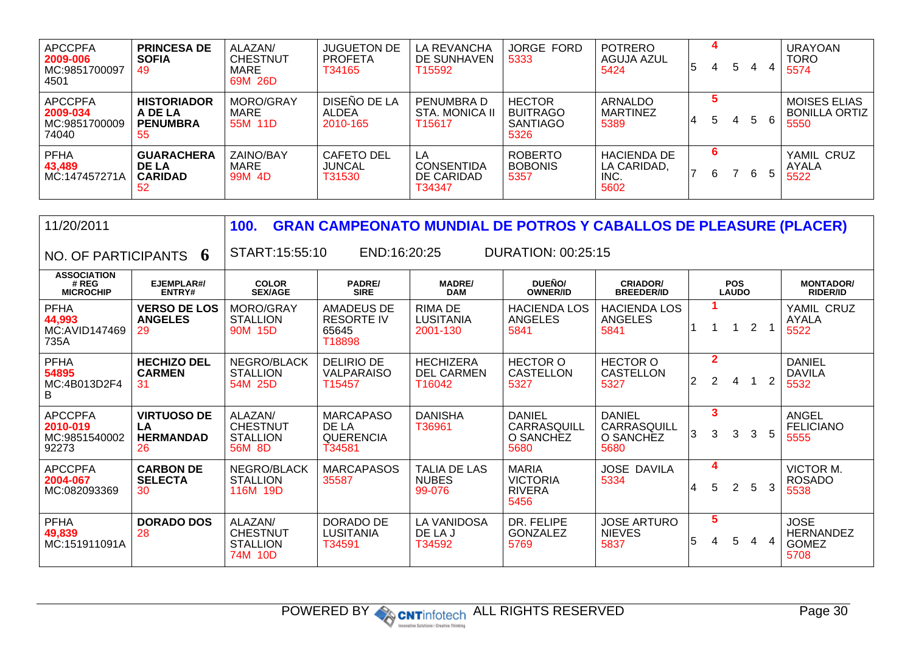| | | | | | | | | |
|---|---|---|---|---|---|---|---|---|
| APCCPFA **2009-006** MC:9851700097 4501 | **PRINCESA DE SOFIA** 49 | ALAZAN/ CHESTNUT MARE 69M 26D | JUGUETON DE PROFETA T34165 | LA REVANCHA DE SUNHAVEN T15592 | JORGE FORD 5333 | POTRERO AGUJA AZUL 5424 | **4** 5 4 5 4 4 | URAYOAN TORO 5574 |
| APCCPFA **2009-034** MC:9851700009 74040 | **HISTORIADOR A DE LA PENUMBRA** 55 | MORO/GRAY MARE 55M 11D | DISEÑO DE LA ALDEA 2010-165 | PENUMBRA D STA. MONICA II T15617 | HECTOR BUITRAGO SANTIAGO 5326 | ARNALDO MARTINEZ 5389 | **5** 4 5 4 5 6 | MOISES ELIAS BONILLA ORTIZ 5550 |
| PFHA **43,489** MC:147457271A | **GUARACHERA DE LA CARIDAD** 52 | ZAINO/BAY MARE 99M 4D | CAFETO DEL JUNCAL T31530 | LA CONSENTIDA DE CARIDAD T34347 | ROBERTO BOBONIS 5357 | HACIENDA DE LA CARIDAD, INC. 5602 | **6** 7 6 7 6 5 | YAMIL CRUZ AYALA 5522 |

11/20/2011

NO. OF PARTICIPANTS **6**

## 100. GRAN CAMPEONATO MUNDIAL DE POTROS Y CABALLOS DE PLEASURE (PLACER)

START:15:55:10 END:16:20:25 DURATION: 00:25:15

| ASSOCIATION # REG MICROCHIP | EJEMPLAR#/ ENTRY# | COLOR SEX/AGE | PADRE/ SIRE | MADRE/ DAM | DUEÑO/ OWNER/ID | CRIADOR/ BREEDER/ID | POS LAUDO | MONTADOR/ RIDER/ID |
|---|---|---|---|---|---|---|---|---|
| PFHA **44,993** MC:AVID147469 735A | **VERSO DE LOS ANGELES** 29 | MORO/GRAY STALLION 90M 15D | AMADEUS DE RESORTE IV 65645 T18898 | RIMA DE LUSITANIA 2001-130 | HACIENDA LOS ANGELES 5841 | HACIENDA LOS ANGELES 5841 | **1** 1 1 1 2 1 | YAMIL CRUZ AYALA 5522 |
| PFHA **54895** MC:4B013D2F4 B | **HECHIZO DEL CARMEN** 31 | NEGRO/BLACK STALLION 54M 25D | DELIRIO DE VALPARAISO T15457 | HECHIZERA DEL CARMEN T16042 | HECTOR O CASTELLON 5327 | HECTOR O CASTELLON 5327 | **2** 2 2 4 1 2 | DANIEL DAVILA 5532 |
| APCCPFA **2010-019** MC:9851540002 92273 | **VIRTUOSO DE LA HERMANDAD** 26 | ALAZAN/ CHESTNUT STALLION 56M 8D | MARCAPASO DE LA QUERENCIA T34581 | DANISHA T36961 | DANIEL CARRASQUILL O SANCHEZ 5680 | DANIEL CARRASQUILL O SANCHEZ 5680 | **3** 3 3 3 3 5 | ANGEL FELICIANO 5555 |
| APCCPFA **2004-067** MC:082093369 | **CARBON DE SELECTA** 30 | NEGRO/BLACK STALLION 116M 19D | MARCAPASOS 35587 | TALIA DE LAS NUBES 99-076 | MARIA VICTORIA RIVERA 5456 | JOSE DAVILA 5334 | **4** 4 5 2 5 3 | VICTOR M. ROSADO 5538 |
| PFHA **49,839** MC:151911091A | **DORADO DOS** 28 | ALAZAN/ CHESTNUT STALLION 74M 10D | DORADO DE LUSITANIA T34591 | LA VANIDOSA DE LA J T34592 | DR. FELIPE GONZALEZ 5769 | JOSE ARTURO NIEVES 5837 | **5** 5 4 5 4 4 | JOSE HERNANDEZ GOMEZ 5708 |

POWERED BY CNTinfotech ALL RIGHTS RESERVED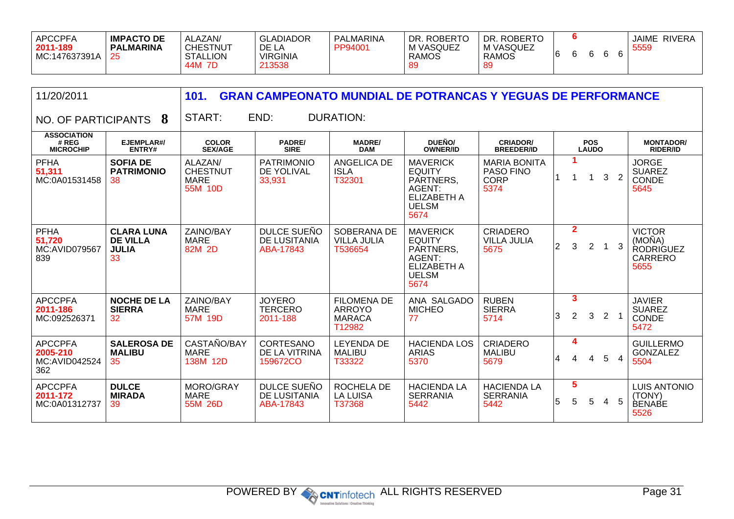| APCCPFA 2011-189 MC:147637391A | IMPACTO DE PALMARINA 25 | ALAZAN/ CHESTNUT STALLION 44M 7D | GLADIADOR DE LA VIRGINIA 213538 | PALMARINA PP94001 | DR. ROBERTO M VASQUEZ RAMOS 89 | DR. ROBERTO M VASQUEZ RAMOS 89 | 6<br>6 6 6 6 6 | JAIME RIVERA 5559 |
|---|---|---|---|---|---|---|---|---|

11/20/2011

## 101. GRAN CAMPEONATO MUNDIAL DE POTRANCAS Y YEGUAS DE PERFORMANCE

NO. OF PARTICIPANTS **8**

START: END: DURATION:

| ASSOCIATION # REG MICROCHIP | EJEMPLAR#/ ENTRY# | COLOR SEX/AGE | PADRE/ SIRE | MADRE/ DAM | DUEÑO/ OWNER/ID | CRIADOR/ BREEDER/ID | POS LAUDO | MONTADOR/ RIDER/ID |
|---|---|---|---|---|---|---|---|---|
| PFHA 51,311 MC:0A01531458 | **SOFIA DE PATRIMONIO** 38 | ALAZAN/ CHESTNUT MARE 55M 10D | PATRIMONIO DE YOLIVAL 33,931 | ANGELICA DE ISLA T32301 | MAVERICK EQUITY PARTNERS, AGENT: ELIZABETH A UELSM 5674 | MARIA BONITA PASO FINO CORP 5374 | 1<br>1 1 1 3 2 | JORGE SUAREZ CONDE 5645 |
| PFHA 51,720 MC:AVID079567 839 | **CLARA LUNA DE VILLA JULIA** 33 | ZAINO/BAY MARE 82M 2D | DULCE SUEÑO DE LUSITANIA ABA-17843 | SOBERANA DE VILLA JULIA T536654 | MAVERICK EQUITY PARTNERS, AGENT: ELIZABETH A UELSM 5674 | CRIADERO VILLA JULIA 5675 | 2<br>2 3 2 1 3 | VICTOR (MOÑA) RODRIGUEZ CARRERO 5655 |
| APCCPFA 2011-186 MC:092526371 | **NOCHE DE LA SIERRA** 32 | ZAINO/BAY MARE 57M 19D | JOYERO TERCERO 2011-188 | FILOMENA DE ARROYO MARACA T12982 | ANA SALGADO MICHEO 77 | RUBEN SIERRA 5714 | 3<br>3 2 3 2 1 | JAVIER SUAREZ CONDE 5472 |
| APCCPFA 2005-210 MC:AVID042524 362 | **SALEROSA DE MALIBU** 35 | CASTAÑO/BAY MARE 138M 12D | CORTESANO DE LA VITRINA 159672CO | LEYENDA DE MALIBU T33322 | HACIENDA LOS ARIAS 5370 | CRIADERO MALIBU 5679 | 4<br>4 4 4 5 4 | GUILLERMO GONZALEZ 5504 |
| APCCPFA 2011-172 MC:0A01312737 | **DULCE MIRADA** 39 | MORO/GRAY MARE 55M 26D | DULCE SUEÑO DE LUSITANIA ABA-17843 | ROCHELA DE LA LUISA T37368 | HACIENDA LA SERRANIA 5442 | HACIENDA LA SERRANIA 5442 | 5<br>5 5 5 4 5 | LUIS ANTONIO (TONY) BENABE 5526 |

POWERED BY CNTinfotech ALL RIGHTS RESERVED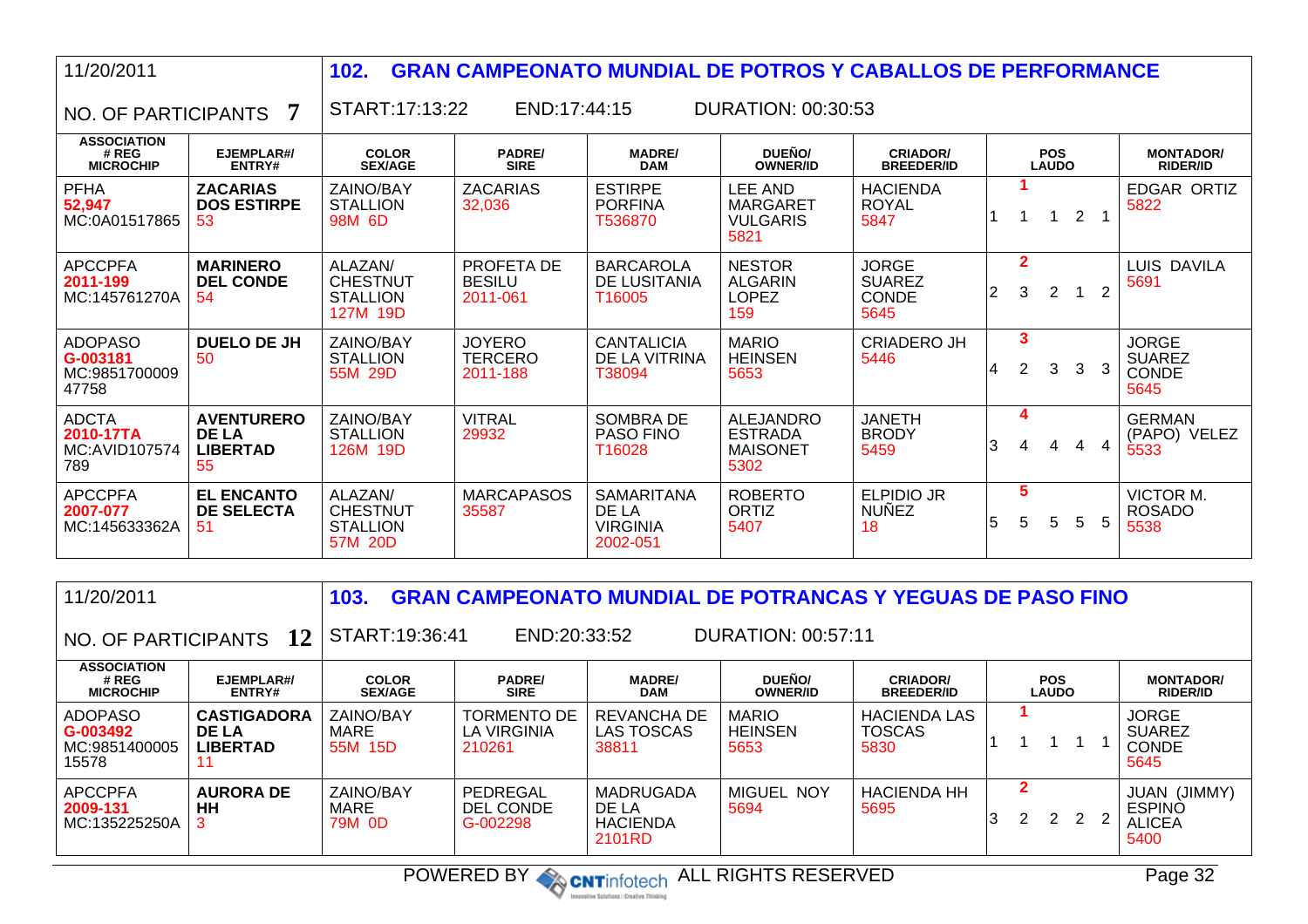| 11/20/2011 | | 102. GRAN CAMPEONATO MUNDIAL DE POTROS Y CABALLOS DE PERFORMANCE | | | | | | |
|---|---|---|---|---|---|---|---|---|
| NO. OF PARTICIPANTS 7 | | START:17:13:22 | END:17:44:15 | DURATION: 00:30:53 | | | | |
| ASSOCIATION # REG MICROCHIP | EJEMPLAR#/ ENTRY# | COLOR SEX/AGE | PADRE/ SIRE | MADRE/ DAM | DUEÑO/ OWNER/ID | CRIADOR/ BREEDER/ID | POS LAUDO | MONTADOR/ RIDER/ID |
| PFHA 52,947 MC:0A01517865 | **ZACARIAS DOS ESTIRPE** 53 | ZAINO/BAY STALLION 98M 6D | ZACARIAS 32,036 | ESTIRPE PORFINA T536870 | LEE AND MARGARET VULGARIS 5821 | HACIENDA ROYAL 5847 | **1** 1 1 1 2 1 | EDGAR ORTIZ 5822 |
| APCCPFA 2011-199 MC:145761270A | **MARINERO DEL CONDE** 54 | ALAZAN/ CHESTNUT STALLION 127M 19D | PROFETA DE BESILU 2011-061 | BARCAROLA DE LUSITANIA T16005 | NESTOR ALGARIN LOPEZ 159 | JORGE SUAREZ CONDE 5645 | **2** 2 3 2 1 2 | LUIS DAVILA 5691 |
| ADOPASO G-003181 MC:985170000947758 | **DUELO DE JH** 50 | ZAINO/BAY STALLION 55M 29D | JOYERO TERCERO 2011-188 | CANTALICIA DE LA VITRINA T38094 | MARIO HEINSEN 5653 | CRIADERO JH 5446 | **3** 4 2 3 3 3 | JORGE SUAREZ CONDE 5645 |
| ADCTA 2010-17TA MC:AVID107574789 | **AVENTURERO DE LA LIBERTAD** 55 | ZAINO/BAY STALLION 126M 19D | VITRAL 29932 | SOMBRA DE PASO FINO T16028 | ALEJANDRO ESTRADA MAISONET 5302 | JANETH BRODY 5459 | **4** 3 4 4 4 4 | GERMAN (PAPO) VELEZ 5533 |
| APCCPFA 2007-077 MC:145633362A | **EL ENCANTO DE SELECTA** 51 | ALAZAN/ CHESTNUT STALLION 57M 20D | MARCAPASOS 35587 | SAMARITANA DE LA VIRGINIA 2002-051 | ROBERTO ORTIZ 5407 | ELPIDIO JR NUÑEZ 18 | **5** 5 5 5 5 5 | VICTOR M. ROSADO 5538 |

| 11/20/2011 | | 103. GRAN CAMPEONATO MUNDIAL DE POTRANCAS Y YEGUAS DE PASO FINO | | | | | | |
|---|---|---|---|---|---|---|---|---|
| NO. OF PARTICIPANTS 12 | | START:19:36:41 | END:20:33:52 | DURATION: 00:57:11 | | | | |
| ASSOCIATION # REG MICROCHIP | EJEMPLAR#/ ENTRY# | COLOR SEX/AGE | PADRE/ SIRE | MADRE/ DAM | DUEÑO/ OWNER/ID | CRIADOR/ BREEDER/ID | POS LAUDO | MONTADOR/ RIDER/ID |
| ADOPASO G-003492 MC:985140000515578 | **CASTIGADORA DE LA LIBERTAD** 11 | ZAINO/BAY MARE 55M 15D | TORMENTO DE LA VIRGINIA 210261 | REVANCHA DE LAS TOSCAS 38811 | MARIO HEINSEN 5653 | HACIENDA LAS TOSCAS 5830 | **1** 1 1 1 1 1 | JORGE SUAREZ CONDE 5645 |
| APCCPFA 2009-131 MC:135225250A | **AURORA DE HH** 3 | ZAINO/BAY MARE 79M 0D | PEDREGAL DEL CONDE G-002298 | MADRUGADA DE LA HACIENDA 2101RD | MIGUEL NOY 5694 | HACIENDA HH 5695 | **2** 3 2 2 2 2 | JUAN (JIMMY) ESPINO ALICEA 5400 |

POWERED BY CNTinfotech ALL RIGHTS RESERVED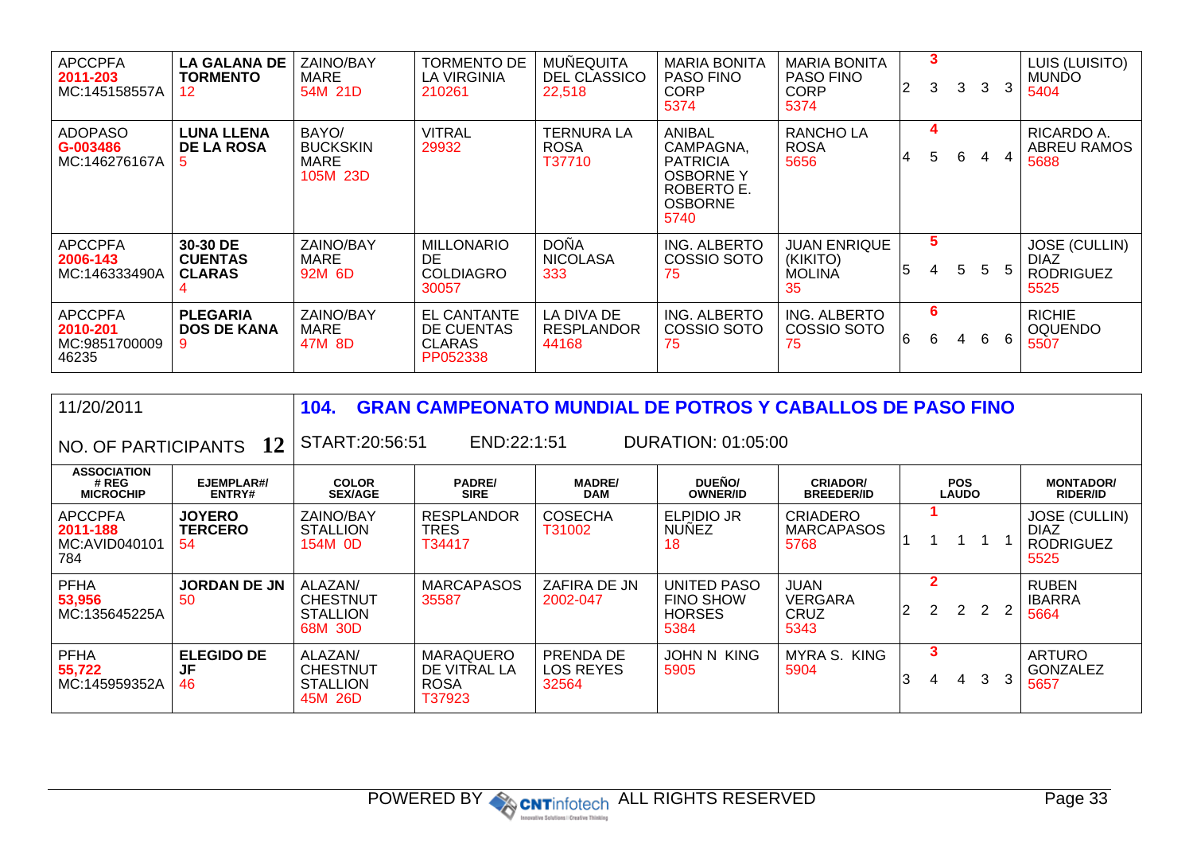| ASSOCIATION # REG MICROCHIP | EJEMPLAR#/ ENTRY# | COLOR SEX/AGE | PADRE/ SIRE | MADRE/ DAM | DUEÑO/ OWNER/ID | CRIADOR/ BREEDER/ID | POS LAUDO | MONTADOR/ RIDER/ID |
|---|---|---|---|---|---|---|---|---|
| APCCPFA 2011-203 MC:145158557A | **LA GALANA DE TORMENTO** 12 | ZAINO/BAY MARE 54M 21D | TORMENTO DE LA VIRGINIA 210261 | MUÑEQUITA DEL CLASSICO 22,518 | MARIA BONITA PASO FINO CORP 5374 | MARIA BONITA PASO FINO CORP 5374 | 3 — 2 3 3 3 3 | LUIS (LUISITO) MUNDO 5404 |
| ADOPASO G-003486 MC:146276167A | **LUNA LLENA DE LA ROSA** 5 | BAYO/ BUCKSKIN MARE 105M 23D | VITRAL 29932 | TERNURA LA ROSA T37710 | ANIBAL CAMPAGNA, PATRICIA OSBORNE Y ROBERTO E. OSBORNE 5740 | RANCHO LA ROSA 5656 | 4 — 4 5 6 4 4 | RICARDO A. ABREU RAMOS 5688 |
| APCCPFA 2006-143 MC:146333490A | **30-30 DE CUENTAS CLARAS** 4 | ZAINO/BAY MARE 92M 6D | MILLONARIO DE COLDIAGRO 30057 | DOÑA NICOLASA 333 | ING. ALBERTO COSSIO SOTO 75 | JUAN ENRIQUE (KIKITO) MOLINA 35 | 5 — 5 4 5 5 5 | JOSE (CULLIN) DIAZ RODRIGUEZ 5525 |
| APCCPFA 2010-201 MC:985170000946235 | **PLEGARIA DOS DE KANA** 9 | ZAINO/BAY MARE 47M 8D | EL CANTANTE DE CUENTAS CLARAS PP052338 | LA DIVA DE RESPLANDOR 44168 | ING. ALBERTO COSSIO SOTO 75 | ING. ALBERTO COSSIO SOTO 75 | 6 — 6 6 4 6 6 | RICHIE OQUENDO 5507 |

## 104. GRAN CAMPEONATO MUNDIAL DE POTROS Y CABALLOS DE PASO FINO

11/20/2011

NO. OF PARTICIPANTS **12**

START:20:56:51 END:22:1:51 DURATION: 01:05:00

| ASSOCIATION # REG MICROCHIP | EJEMPLAR#/ ENTRY# | COLOR SEX/AGE | PADRE/ SIRE | MADRE/ DAM | DUEÑO/ OWNER/ID | CRIADOR/ BREEDER/ID | POS LAUDO | MONTADOR/ RIDER/ID |
|---|---|---|---|---|---|---|---|---|
| APCCPFA 2011-188 MC:AVID040101784 | **JOYERO TERCERO** 54 | ZAINO/BAY STALLION 154M 0D | RESPLANDOR TRES T34417 | COSECHA T31002 | ELPIDIO JR NUÑEZ 18 | CRIADERO MARCAPASOS 5768 | 1 — 1 1 1 1 1 | JOSE (CULLIN) DIAZ RODRIGUEZ 5525 |
| PFHA 53,956 MC:135645225A | **JORDAN DE JN** 50 | ALAZAN/ CHESTNUT STALLION 68M 30D | MARCAPASOS 35587 | ZAFIRA DE JN 2002-047 | UNITED PASO FINO SHOW HORSES 5384 | JUAN VERGARA CRUZ 5343 | 2 — 2 2 2 2 2 | RUBEN IBARRA 5664 |
| PFHA 55,722 MC:145959352A | **ELEGIDO DE JF** 46 | ALAZAN/ CHESTNUT STALLION 45M 26D | MARAQUERO DE VITRAL LA ROSA T37923 | PRENDA DE LOS REYES 32564 | JOHN N KING 5905 | MYRA S. KING 5904 | 3 — 3 4 4 3 3 | ARTURO GONZALEZ 5657 |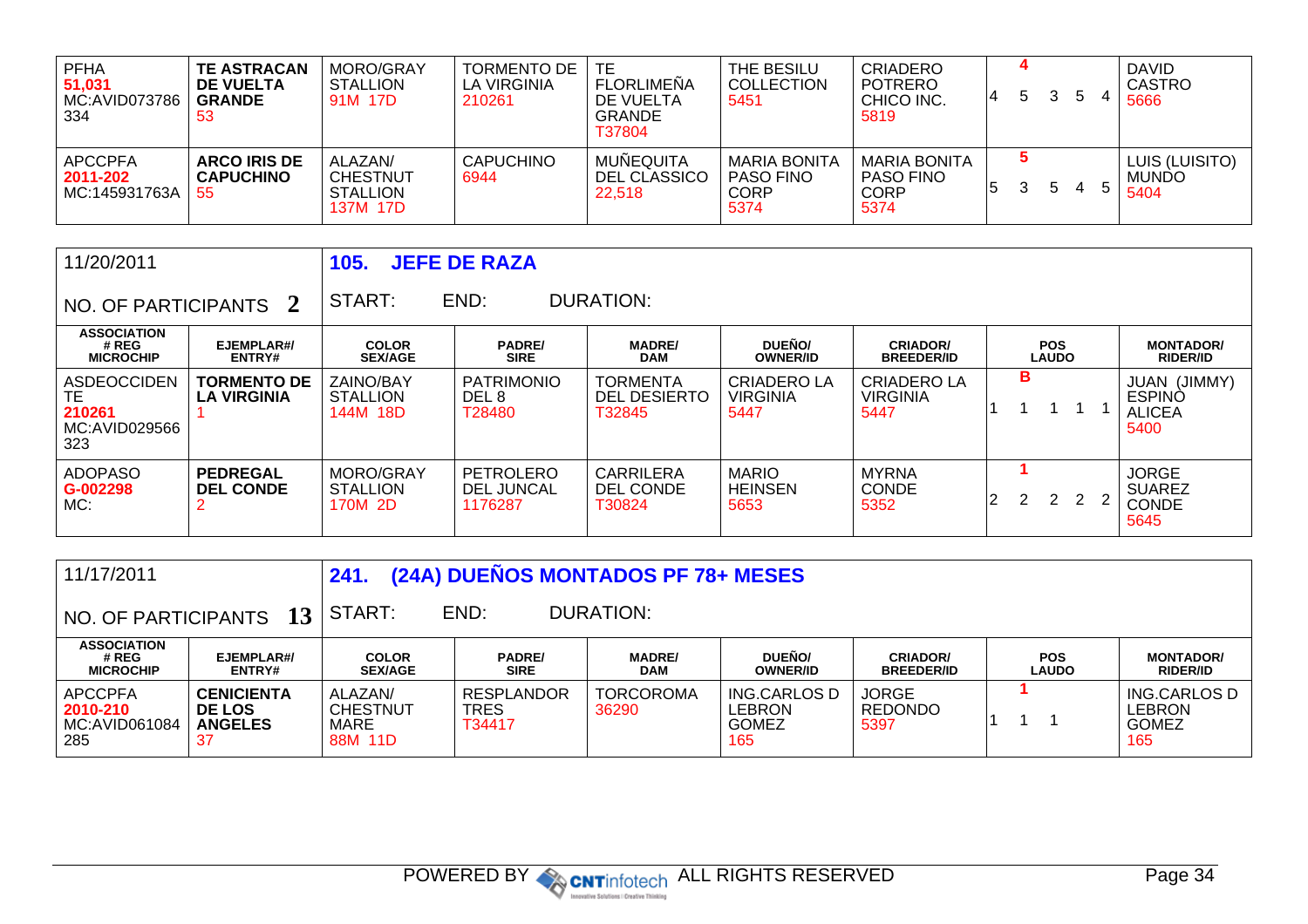| ASSOCIATION # REG MICROCHIP | EJEMPLAR#/ ENTRY# | COLOR SEX/AGE | PADRE/ SIRE | MADRE/ DAM | DUEÑO/ OWNER/ID | CRIADOR/ BREEDER/ID | POS LAUDO | MONTADOR/ RIDER/ID |
|---|---|---|---|---|---|---|---|---|
| PFHA **51,031** MC:AVID073786 334 | **TE ASTRACAN DE VUELTA GRANDE** 53 | MORO/GRAY STALLION 91M 17D | TORMENTO DE LA VIRGINIA 210261 | TE FLORLIMEÑA DE VUELTA GRANDE T37804 | THE BESILU COLLECTION 5451 | CRIADERO POTRERO CHICO INC. 5819 | **4** 4 5 3 5 4 | DAVID CASTRO 5666 |
| APCCPFA **2011-202** MC:145931763A | **ARCO IRIS DE CAPUCHINO** 55 | ALAZAN/ CHESTNUT STALLION 137M 17D | CAPUCHINO 6944 | MUÑEQUITA DEL CLASSICO 22,518 | MARIA BONITA PASO FINO CORP 5374 | MARIA BONITA PASO FINO CORP 5374 | **5** 5 3 5 4 5 | LUIS (LUISITO) MUNDO 5404 |

11/20/2011

## 105. JEFE DE RAZA

NO. OF PARTICIPANTS **2**

START: END: DURATION:

| ASSOCIATION # REG MICROCHIP | EJEMPLAR#/ ENTRY# | COLOR SEX/AGE | PADRE/ SIRE | MADRE/ DAM | DUEÑO/ OWNER/ID | CRIADOR/ BREEDER/ID | POS LAUDO | MONTADOR/ RIDER/ID |
|---|---|---|---|---|---|---|---|---|
| ASDEOCCIDENTE **210261** MC:AVID029566 323 | **TORMENTO DE LA VIRGINIA** 1 | ZAINO/BAY STALLION 144M 18D | PATRIMONIO DEL 8 T28480 | TORMENTA DEL DESIERTO T32845 | CRIADERO LA VIRGINIA 5447 | CRIADERO LA VIRGINIA 5447 | **B** 1 1 1 1 1 | JUAN (JIMMY) ESPINO ALICEA 5400 |
| ADOPASO **G-002298** MC: | **PEDREGAL DEL CONDE** 2 | MORO/GRAY STALLION 170M 2D | PETROLERO DEL JUNCAL 1176287 | CARRILERA DEL CONDE T30824 | MARIO HEINSEN 5653 | MYRNA CONDE 5352 | **1** 2 2 2 2 2 | JORGE SUAREZ CONDE 5645 |

11/17/2011

## 241. (24A) DUEÑOS MONTADOS PF 78+ MESES

NO. OF PARTICIPANTS **13**

START: END: DURATION:

| ASSOCIATION # REG MICROCHIP | EJEMPLAR#/ ENTRY# | COLOR SEX/AGE | PADRE/ SIRE | MADRE/ DAM | DUEÑO/ OWNER/ID | CRIADOR/ BREEDER/ID | POS LAUDO | MONTADOR/ RIDER/ID |
|---|---|---|---|---|---|---|---|---|
| APCCPFA **2010-210** MC:AVID061084 285 | **CENICIENTA DE LOS ANGELES** 37 | ALAZAN/ CHESTNUT MARE 88M 11D | RESPLANDOR TRES T34417 | TORCOROMA 36290 | ING.CARLOS D LEBRON GOMEZ 165 | JORGE REDONDO 5397 | **1** 1 1 1 | ING.CARLOS D LEBRON GOMEZ 165 |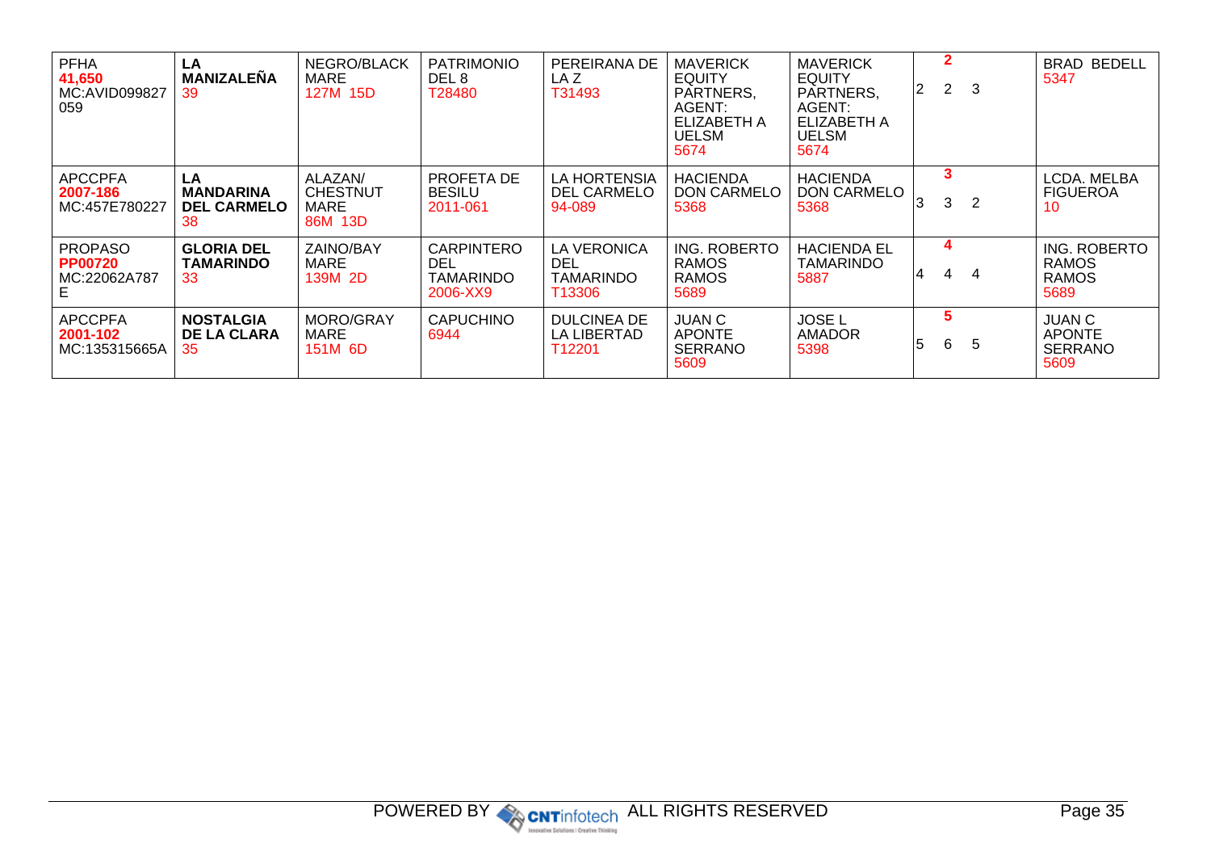| | | | | | | | | |
|---|---|---|---|---|---|---|---|---|
| PFHA **41,650** MC:AVID099827059 | **LA MANIZALEÑA** 39 | NEGRO/BLACK MARE 127M 15D | PATRIMONIO DEL 8 T28480 | PEREIRANA DE LA Z T31493 | MAVERICK EQUITY PARTNERS, AGENT: ELIZABETH A UELSM 5674 | MAVERICK EQUITY PARTNERS, AGENT: ELIZABETH A UELSM 5674 | **2** 2 2 3 | BRAD BEDELL 5347 |
| APCCPFA **2007-186** MC:457E780227 | **LA MANDARINA DEL CARMELO** 38 | ALAZAN/ CHESTNUT MARE 86M 13D | PROFETA DE BESILU 2011-061 | LA HORTENSIA DEL CARMELO 94-089 | HACIENDA DON CARMELO 5368 | HACIENDA DON CARMELO 5368 | **3** 3 3 2 | LCDA. MELBA FIGUEROA 10 |
| PROPASO **PP00720** MC:22062A787E | **GLORIA DEL TAMARINDO** 33 | ZAINO/BAY MARE 139M 2D | CARPINTERO DEL TAMARINDO 2006-XX9 | LA VERONICA DEL TAMARINDO T13306 | ING. ROBERTO RAMOS RAMOS 5689 | HACIENDA EL TAMARINDO 5887 | **4** 4 4 4 | ING. ROBERTO RAMOS RAMOS 5689 |
| APCCPFA **2001-102** MC:135315665A | **NOSTALGIA DE LA CLARA** 35 | MORO/GRAY MARE 151M 6D | CAPUCHINO 6944 | DULCINEA DE LA LIBERTAD T12201 | JUAN C APONTE SERRANO 5609 | JOSE L AMADOR 5398 | **5** 5 6 5 | JUAN C APONTE SERRANO 5609 |

POWERED BY CNTinfotech ALL RIGHTS RESERVED